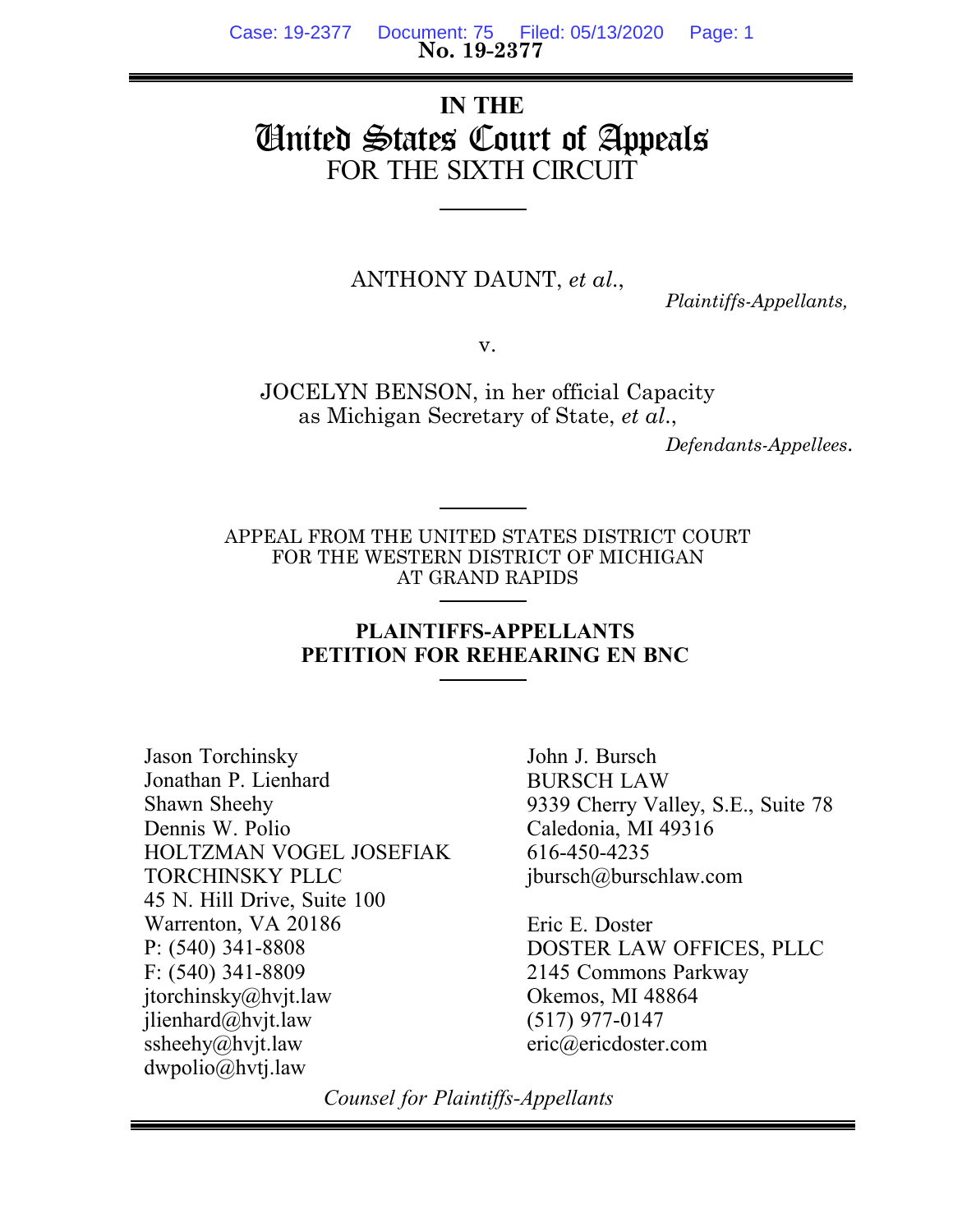**No. 19-2377**

# IN THE
# United States Court of Appeals
## FOR THE SIXTH CIRCUIT

ANTHONY DAUNT, *et al.*,

*Plaintiffs-Appellants,*

v.

JOCELYN BENSON, in her official Capacity as Michigan Secretary of State, *et al.*,

*Defendants-Appellees.*

APPEAL FROM THE UNITED STATES DISTRICT COURT
FOR THE WESTERN DISTRICT OF MICHIGAN
AT GRAND RAPIDS

**PLAINTIFFS-APPELLANTS**
**PETITION FOR REHEARING EN BNC**

Jason Torchinsky
Jonathan P. Lienhard
Shawn Sheehy
Dennis W. Polio
HOLTZMAN VOGEL JOSEFIAK TORCHINSKY PLLC
45 N. Hill Drive, Suite 100
Warrenton, VA 20186
P: (540) 341-8808
F: (540) 341-8809
jtorchinsky@hvjt.law
jlienhard@hvjt.law
ssheehy@hvjt.law
dwpolio@hvtj.law

John J. Bursch
BURSCH LAW
9339 Cherry Valley, S.E., Suite 78
Caledonia, MI 49316
616-450-4235
jbursch@burschlaw.com

Eric E. Doster
DOSTER LAW OFFICES, PLLC
2145 Commons Parkway
Okemos, MI 48864
(517) 977-0147
eric@ericdoster.com

*Counsel for Plaintiffs-Appellants*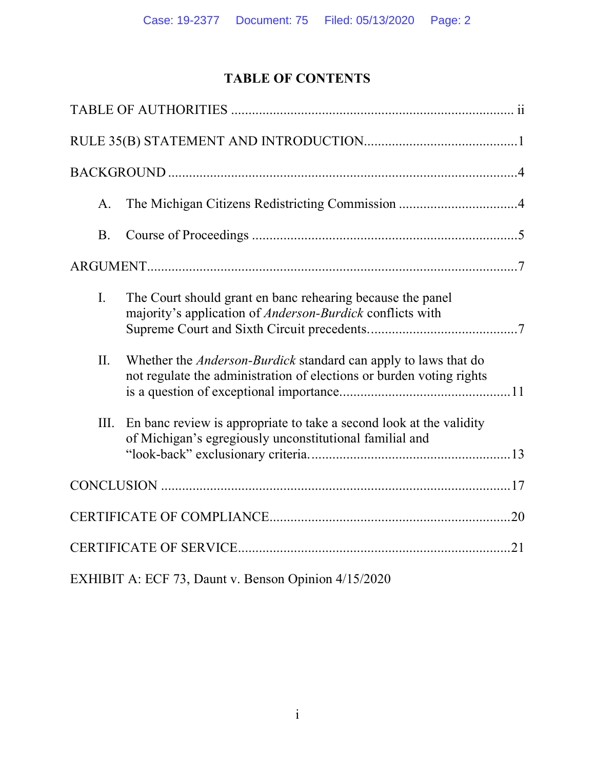# TABLE OF CONTENTS

TABLE OF AUTHORITIES .................................................................................. ii

RULE 35(B) STATEMENT AND INTRODUCTION............................................1

BACKGROUND ...................................................................................................4

A. The Michigan Citizens Redistricting Commission ..................................4

B. Course of Proceedings ............................................................................5

ARGUMENT.........................................................................................................7

I. The Court should grant en banc rehearing because the panel majority's application of *Anderson-Burdick* conflicts with Supreme Court and Sixth Circuit precedents..........................................7

II. Whether the *Anderson-Burdick* standard can apply to laws that do not regulate the administration of elections or burden voting rights is a question of exceptional importance................................................11

III. En banc review is appropriate to take a second look at the validity of Michigan's egregiously unconstitutional familial and "look-back" exclusionary criteria.........................................................13

CONCLUSION ....................................................................................................17

CERTIFICATE OF COMPLIANCE.....................................................................20

CERTIFICATE OF SERVICE.............................................................................21

EXHIBIT A: ECF 73, Daunt v. Benson Opinion 4/15/2020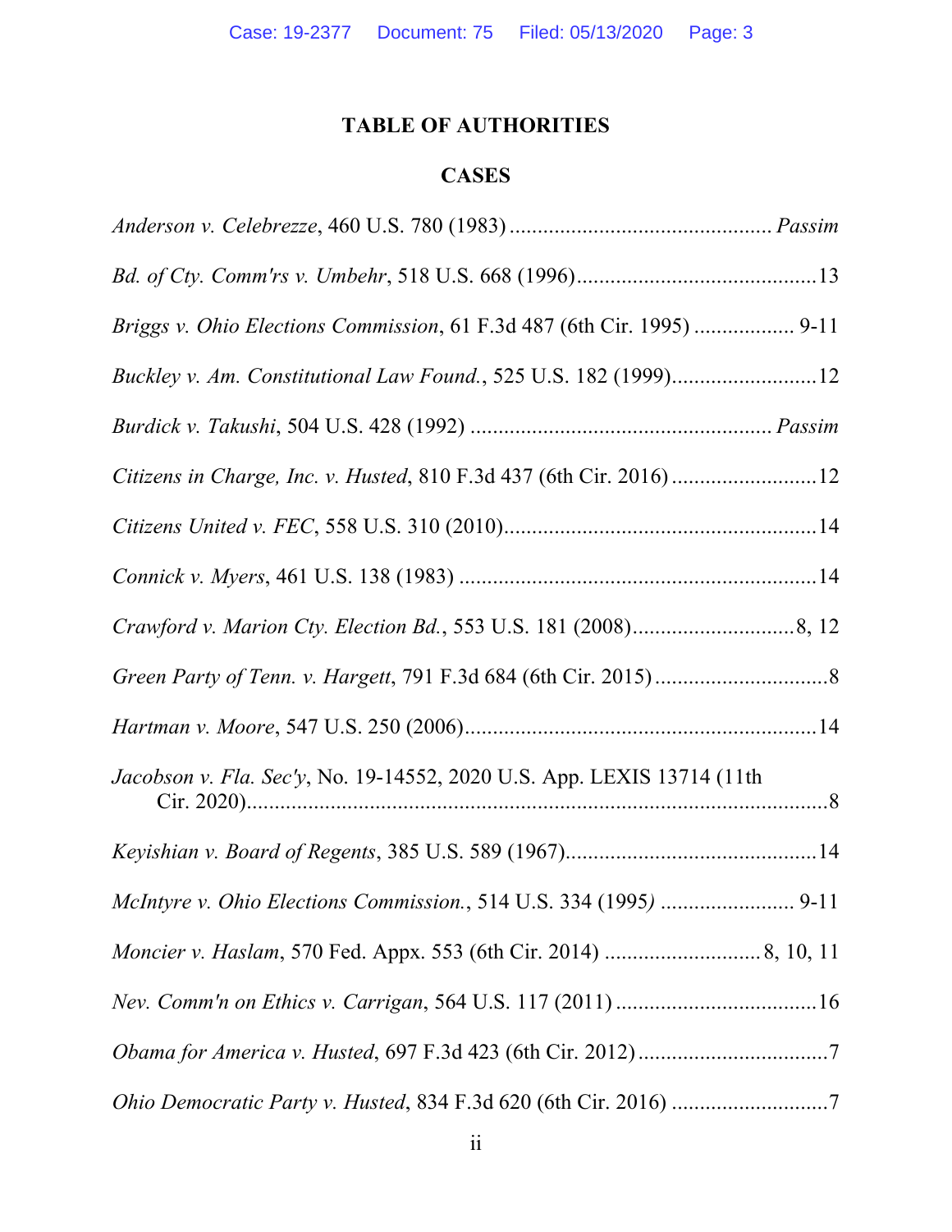# TABLE OF AUTHORITIES

## CASES

*Anderson v. Celebrezze*, 460 U.S. 780 (1983) .............................................. *Passim*

*Bd. of Cty. Comm'rs v. Umbehr*, 518 U.S. 668 (1996)..........................................13

*Briggs v. Ohio Elections Commission*, 61 F.3d 487 (6th Cir. 1995) ................. 9-11

*Buckley v. Am. Constitutional Law Found.*, 525 U.S. 182 (1999).........................12

*Burdick v. Takushi*, 504 U.S. 428 (1992) ..................................................... *Passim*

*Citizens in Charge, Inc. v. Husted*, 810 F.3d 437 (6th Cir. 2016) ..........................12

*Citizens United v. FEC*, 558 U.S. 310 (2010)........................................................14

*Connick v. Myers*, 461 U.S. 138 (1983) ................................................................14

*Crawford v. Marion Cty. Election Bd.*, 553 U.S. 181 (2008).............................8, 12

*Green Party of Tenn. v. Hargett*, 791 F.3d 684 (6th Cir. 2015) ...............................8

*Hartman v. Moore*, 547 U.S. 250 (2006)...............................................................14

*Jacobson v. Fla. Sec'y*, No. 19-14552, 2020 U.S. App. LEXIS 13714 (11th Cir. 2020)........................................................................................................8

*Keyishian v. Board of Regents*, 385 U.S. 589 (1967)............................................14

*McIntyre v. Ohio Elections Commission.*, 514 U.S. 334 (1995) ....................... 9-11

*Moncier v. Haslam*, 570 Fed. Appx. 553 (6th Cir. 2014) ........................... 8, 10, 11

*Nev. Comm'n on Ethics v. Carrigan*, 564 U.S. 117 (2011) ...................................16

*Obama for America v. Husted*, 697 F.3d 423 (6th Cir. 2012) .................................7

*Ohio Democratic Party v. Husted*, 834 F.3d 620 (6th Cir. 2016) ............................7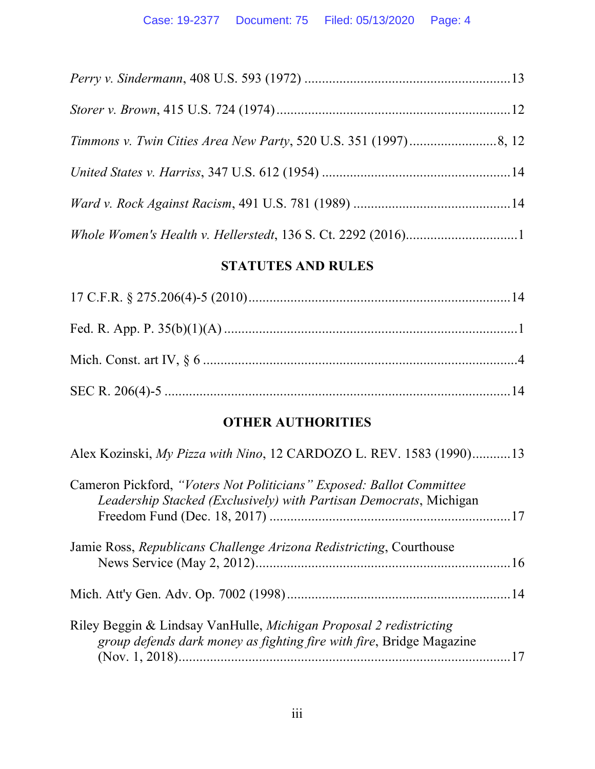*Perry v. Sindermann*, 408 U.S. 593 (1972) ..........................................................13

*Storer v. Brown*, 415 U.S. 724 (1974) ..................................................................12

*Timmons v. Twin Cities Area New Party*, 520 U.S. 351 (1997) .........................8, 12

*United States v. Harriss*, 347 U.S. 612 (1954) .....................................................14

*Ward v. Rock Against Racism*, 491 U.S. 781 (1989) ............................................14

*Whole Women's Health v. Hellerstedt*, 136 S. Ct. 2292 (2016)...............................1

## STATUTES AND RULES

17 C.F.R. § 275.206(4)-5 (2010)..........................................................................14

Fed. R. App. P. 35(b)(1)(A) ....................................................................................1

Mich. Const. art IV, § 6 ..........................................................................................4

SEC R. 206(4)-5 ...................................................................................................14

## OTHER AUTHORITIES

Alex Kozinski, *My Pizza with Nino*, 12 CARDOZO L. REV. 1583 (1990)...........13

Cameron Pickford, *"Voters Not Politicians" Exposed: Ballot Committee Leadership Stacked (Exclusively) with Partisan Democrats*, Michigan Freedom Fund (Dec. 18, 2017) .....................................................................17

Jamie Ross, *Republicans Challenge Arizona Redistricting*, Courthouse News Service (May 2, 2012)........................................................................16

Mich. Att'y Gen. Adv. Op. 7002 (1998)................................................................14

Riley Beggin & Lindsay VanHulle, *Michigan Proposal 2 redistricting group defends dark money as fighting fire with fire*, Bridge Magazine (Nov. 1, 2018)..............................................................................................17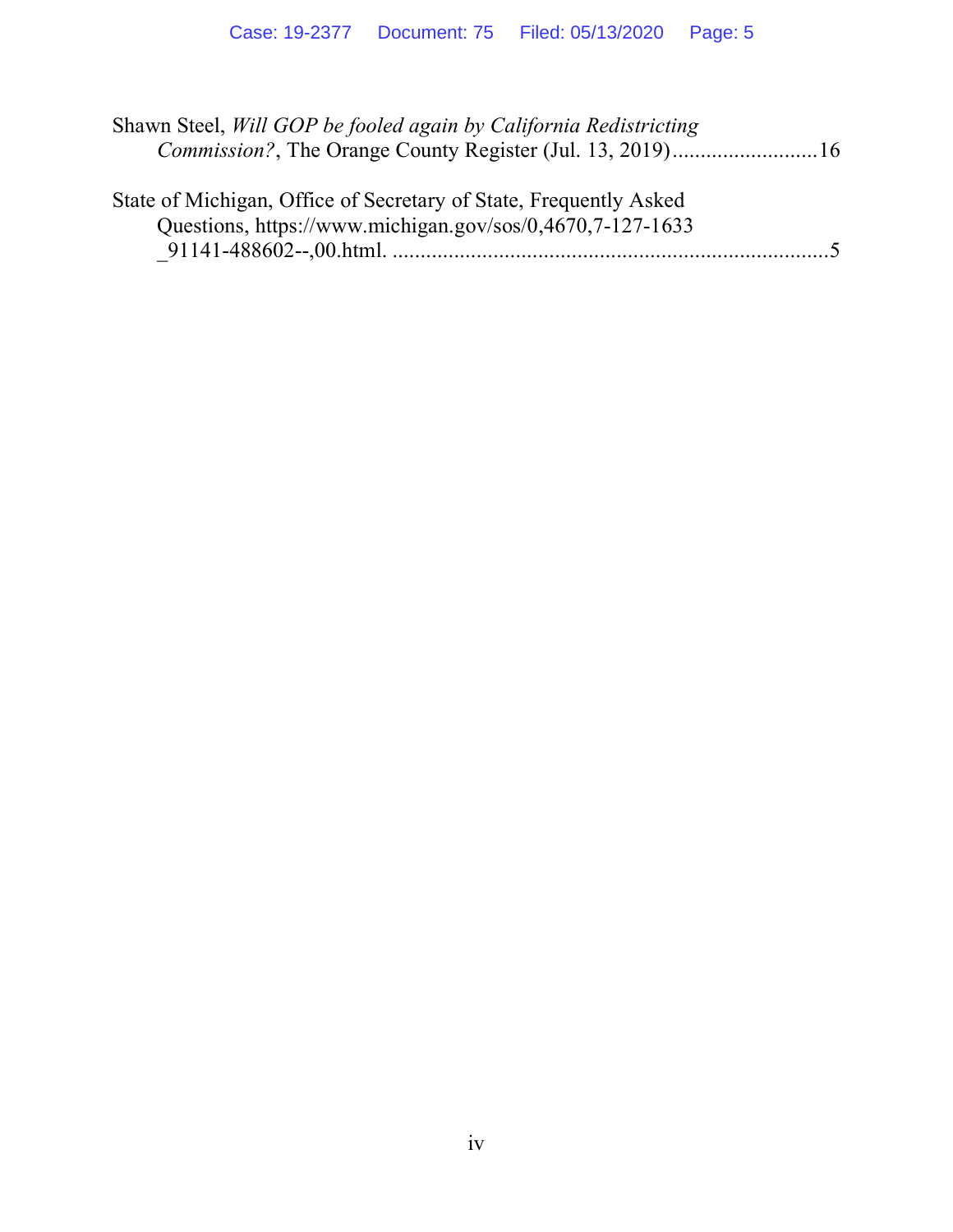Shawn Steel, *Will GOP be fooled again by California Redistricting Commission?*, The Orange County Register (Jul. 13, 2019)..........................16

State of Michigan, Office of Secretary of State, Frequently Asked Questions, https://www.michigan.gov/sos/0,4670,7-127-1633_91141-488602--,00.html. ..............................................................................5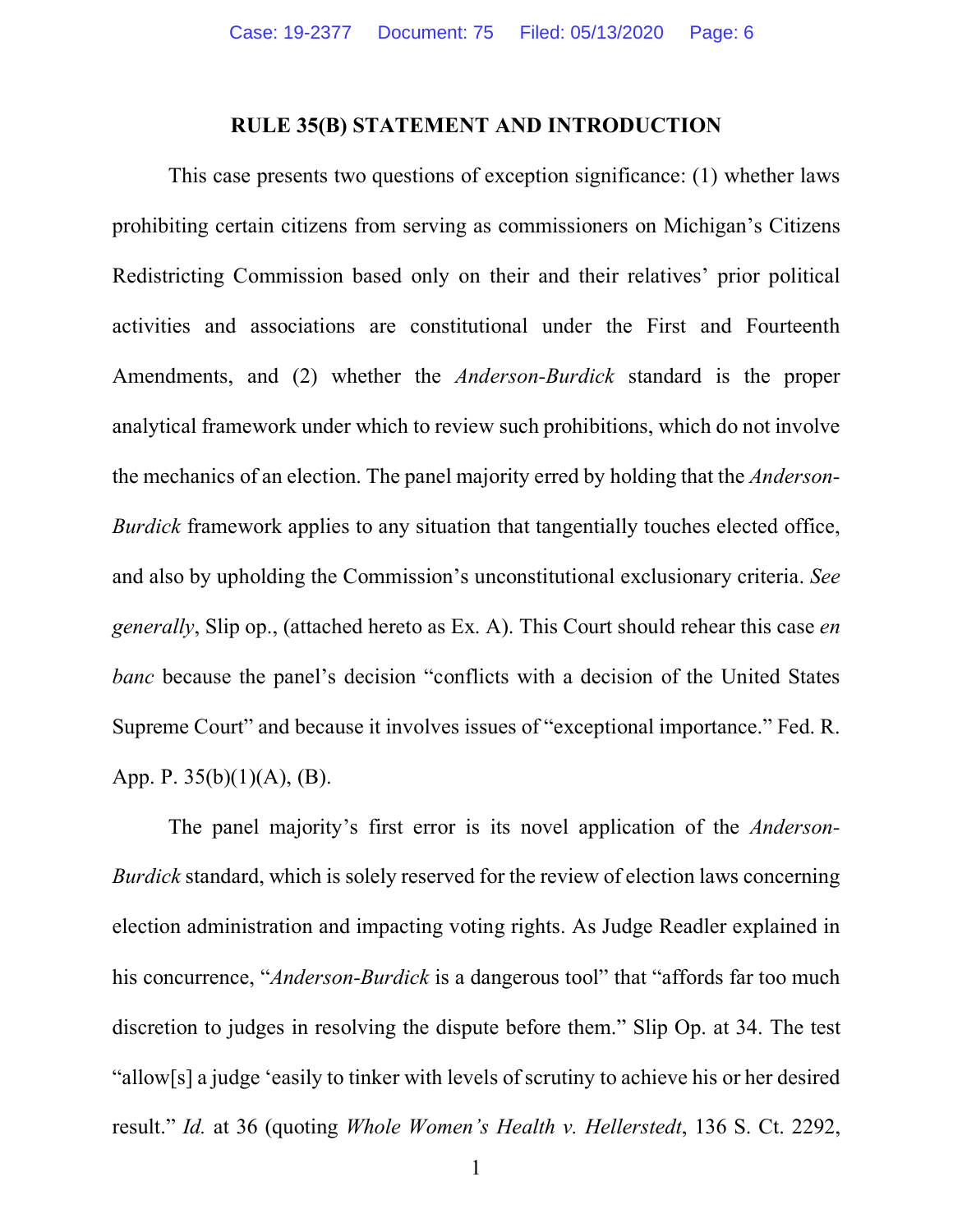## RULE 35(B) STATEMENT AND INTRODUCTION

This case presents two questions of exception significance: (1) whether laws prohibiting certain citizens from serving as commissioners on Michigan's Citizens Redistricting Commission based only on their and their relatives' prior political activities and associations are constitutional under the First and Fourteenth Amendments, and (2) whether the *Anderson-Burdick* standard is the proper analytical framework under which to review such prohibitions, which do not involve the mechanics of an election. The panel majority erred by holding that the *Anderson-Burdick* framework applies to any situation that tangentially touches elected office, and also by upholding the Commission's unconstitutional exclusionary criteria. *See generally*, Slip op., (attached hereto as Ex. A). This Court should rehear this case *en banc* because the panel's decision "conflicts with a decision of the United States Supreme Court" and because it involves issues of "exceptional importance." Fed. R. App. P. 35(b)(1)(A), (B).

The panel majority's first error is its novel application of the *Anderson-Burdick* standard, which is solely reserved for the review of election laws concerning election administration and impacting voting rights. As Judge Readler explained in his concurrence, "*Anderson-Burdick* is a dangerous tool" that "affords far too much discretion to judges in resolving the dispute before them." Slip Op. at 34. The test "allow[s] a judge 'easily to tinker with levels of scrutiny to achieve his or her desired result." *Id.* at 36 (quoting *Whole Women's Health v. Hellerstedt*, 136 S. Ct. 2292,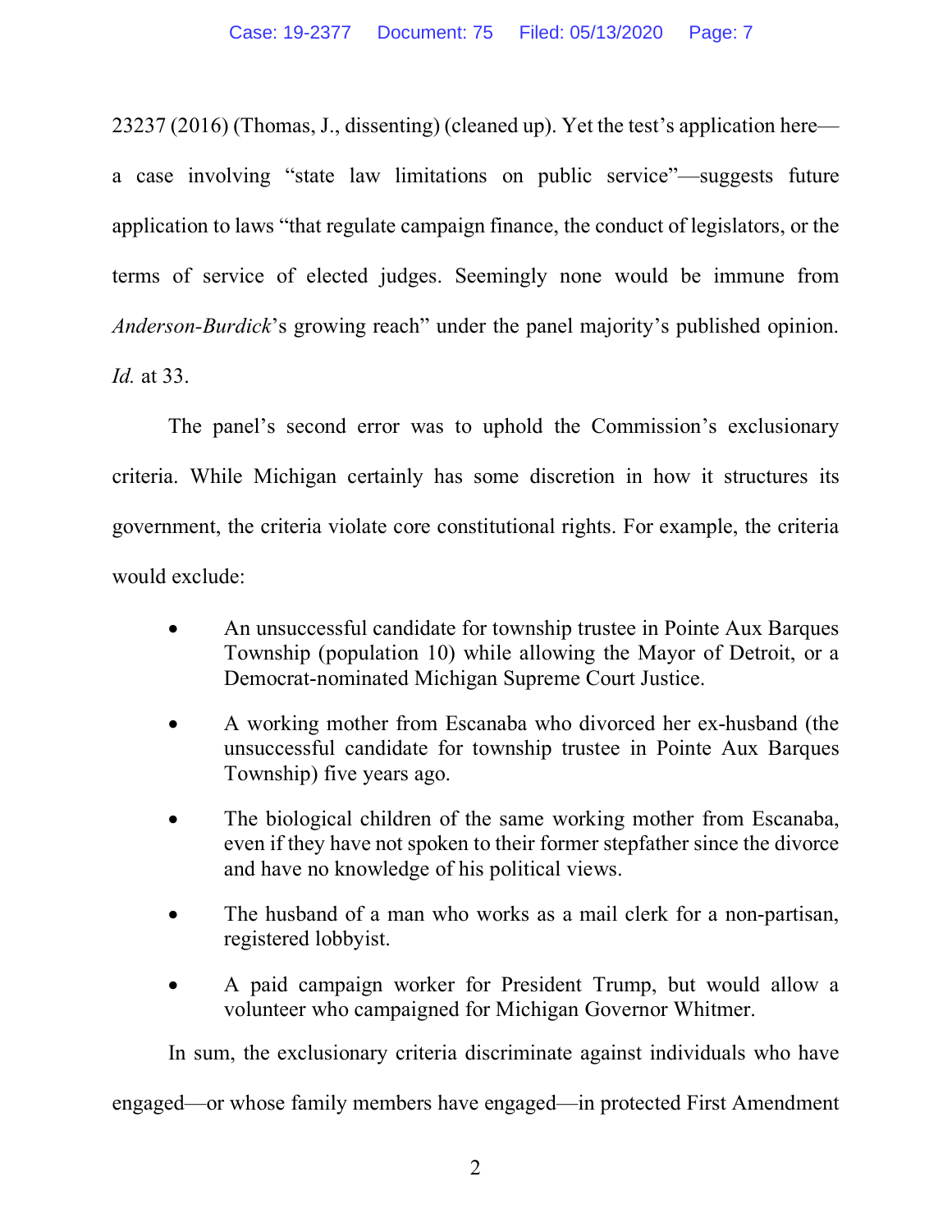23237 (2016) (Thomas, J., dissenting) (cleaned up). Yet the test's application here—a case involving "state law limitations on public service"—suggests future application to laws "that regulate campaign finance, the conduct of legislators, or the terms of service of elected judges. Seemingly none would be immune from *Anderson-Burdick*'s growing reach" under the panel majority's published opinion. *Id.* at 33.

The panel's second error was to uphold the Commission's exclusionary criteria. While Michigan certainly has some discretion in how it structures its government, the criteria violate core constitutional rights. For example, the criteria would exclude:

- An unsuccessful candidate for township trustee in Pointe Aux Barques Township (population 10) while allowing the Mayor of Detroit, or a Democrat-nominated Michigan Supreme Court Justice.
- A working mother from Escanaba who divorced her ex-husband (the unsuccessful candidate for township trustee in Pointe Aux Barques Township) five years ago.
- The biological children of the same working mother from Escanaba, even if they have not spoken to their former stepfather since the divorce and have no knowledge of his political views.
- The husband of a man who works as a mail clerk for a non-partisan, registered lobbyist.
- A paid campaign worker for President Trump, but would allow a volunteer who campaigned for Michigan Governor Whitmer.

In sum, the exclusionary criteria discriminate against individuals who have engaged—or whose family members have engaged—in protected First Amendment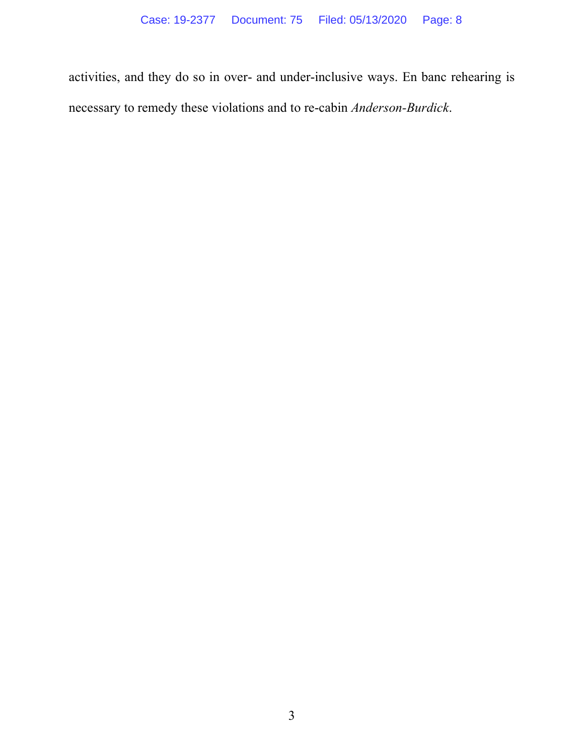activities, and they do so in over- and under-inclusive ways. En banc rehearing is necessary to remedy these violations and to re-cabin *Anderson-Burdick*.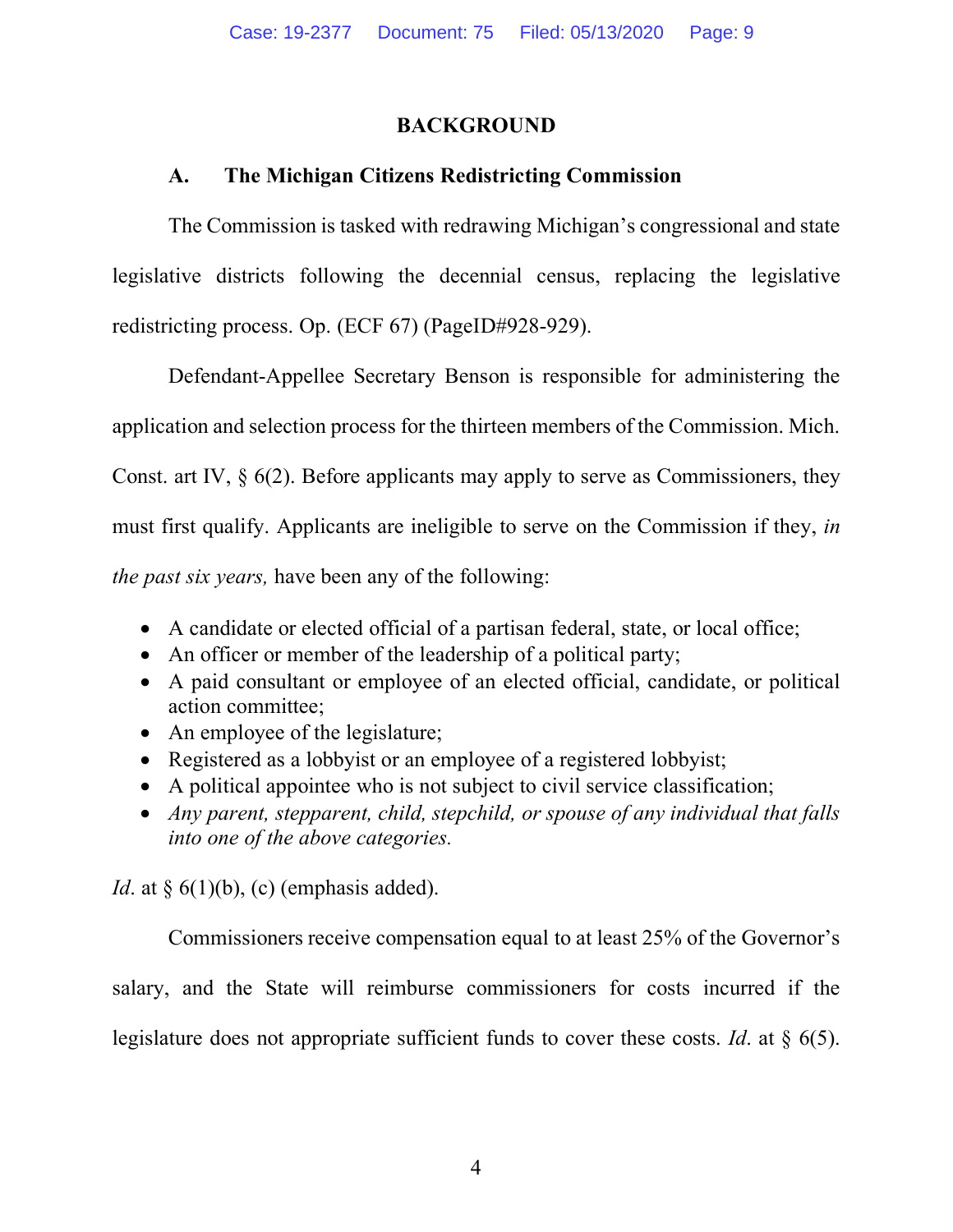## BACKGROUND

### A. The Michigan Citizens Redistricting Commission

The Commission is tasked with redrawing Michigan's congressional and state legislative districts following the decennial census, replacing the legislative redistricting process. Op. (ECF 67) (PageID#928-929).

Defendant-Appellee Secretary Benson is responsible for administering the application and selection process for the thirteen members of the Commission. Mich. Const. art IV, § 6(2). Before applicants may apply to serve as Commissioners, they must first qualify. Applicants are ineligible to serve on the Commission if they, *in the past six years,* have been any of the following:

- A candidate or elected official of a partisan federal, state, or local office;
- An officer or member of the leadership of a political party;
- A paid consultant or employee of an elected official, candidate, or political action committee;
- An employee of the legislature;
- Registered as a lobbyist or an employee of a registered lobbyist;
- A political appointee who is not subject to civil service classification;
- *Any parent, stepparent, child, stepchild, or spouse of any individual that falls into one of the above categories.*

*Id*. at § 6(1)(b), (c) (emphasis added).

Commissioners receive compensation equal to at least 25% of the Governor's salary, and the State will reimburse commissioners for costs incurred if the legislature does not appropriate sufficient funds to cover these costs. *Id*. at § 6(5).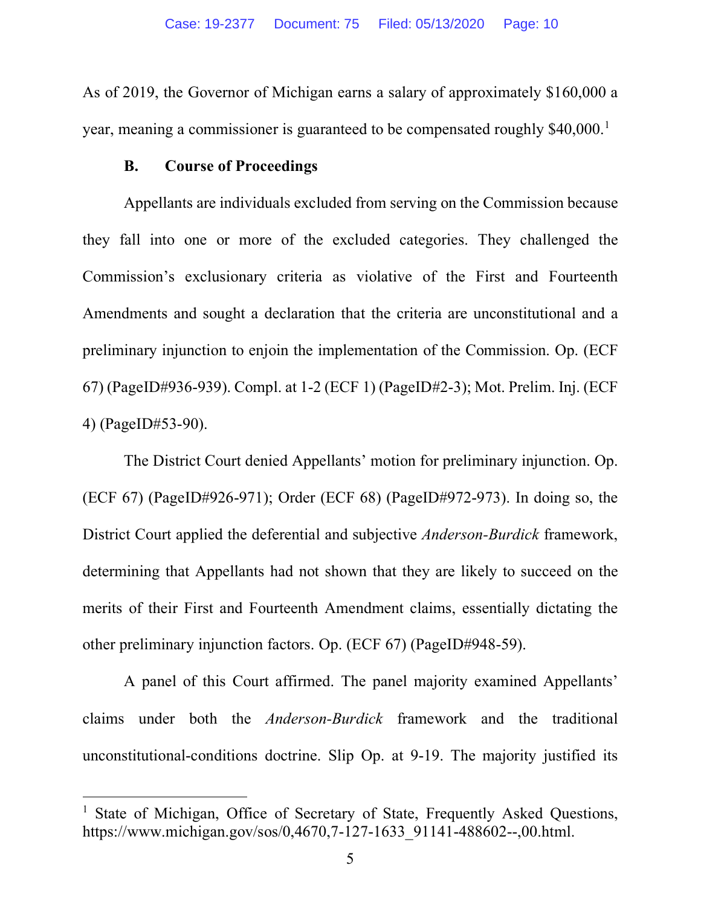As of 2019, the Governor of Michigan earns a salary of approximately $160,000 a year, meaning a commissioner is guaranteed to be compensated roughly $40,000.[1]

### B. Course of Proceedings

Appellants are individuals excluded from serving on the Commission because they fall into one or more of the excluded categories. They challenged the Commission's exclusionary criteria as violative of the First and Fourteenth Amendments and sought a declaration that the criteria are unconstitutional and a preliminary injunction to enjoin the implementation of the Commission. Op. (ECF 67) (PageID#936-939). Compl. at 1-2 (ECF 1) (PageID#2-3); Mot. Prelim. Inj. (ECF 4) (PageID#53-90).

The District Court denied Appellants' motion for preliminary injunction. Op. (ECF 67) (PageID#926-971); Order (ECF 68) (PageID#972-973). In doing so, the District Court applied the deferential and subjective *Anderson-Burdick* framework, determining that Appellants had not shown that they are likely to succeed on the merits of their First and Fourteenth Amendment claims, essentially dictating the other preliminary injunction factors. Op. (ECF 67) (PageID#948-59).

A panel of this Court affirmed. The panel majority examined Appellants' claims under both the *Anderson-Burdick* framework and the traditional unconstitutional-conditions doctrine. Slip Op. at 9-19. The majority justified its

---

[1] State of Michigan, Office of Secretary of State, Frequently Asked Questions, https://www.michigan.gov/sos/0,4670,7-127-1633_91141-488602--,00.html.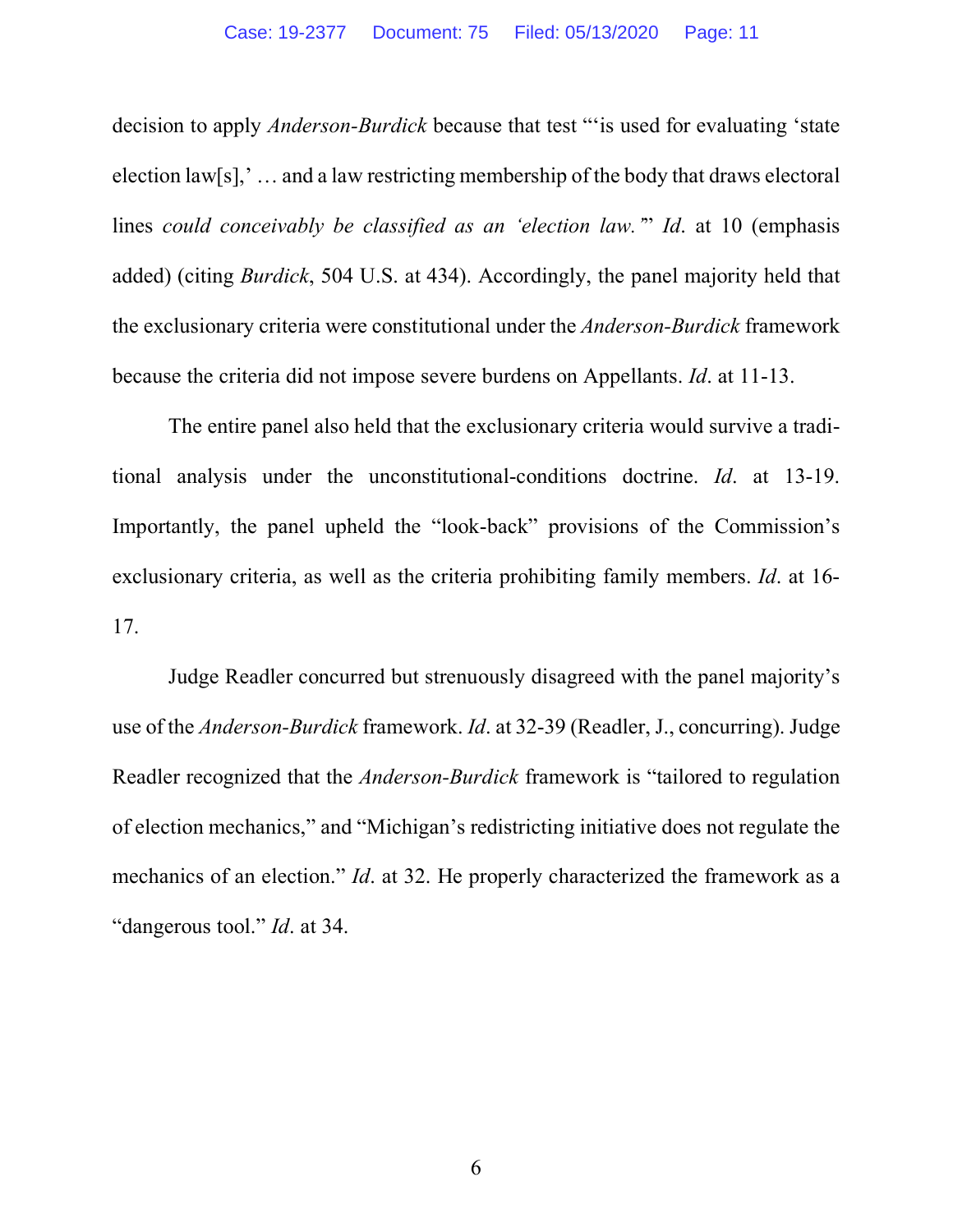decision to apply *Anderson-Burdick* because that test "'is used for evaluating 'state election law[s],' … and a law restricting membership of the body that draws electoral lines *could conceivably be classified as an 'election law.'*" *Id*. at 10 (emphasis added) (citing *Burdick*, 504 U.S. at 434). Accordingly, the panel majority held that the exclusionary criteria were constitutional under the *Anderson-Burdick* framework because the criteria did not impose severe burdens on Appellants. *Id*. at 11-13.

The entire panel also held that the exclusionary criteria would survive a traditional analysis under the unconstitutional-conditions doctrine. *Id*. at 13-19. Importantly, the panel upheld the "look-back" provisions of the Commission's exclusionary criteria, as well as the criteria prohibiting family members. *Id*. at 16-17.

Judge Readler concurred but strenuously disagreed with the panel majority's use of the *Anderson-Burdick* framework. *Id*. at 32-39 (Readler, J., concurring). Judge Readler recognized that the *Anderson-Burdick* framework is "tailored to regulation of election mechanics," and "Michigan's redistricting initiative does not regulate the mechanics of an election." *Id*. at 32. He properly characterized the framework as a "dangerous tool." *Id*. at 34.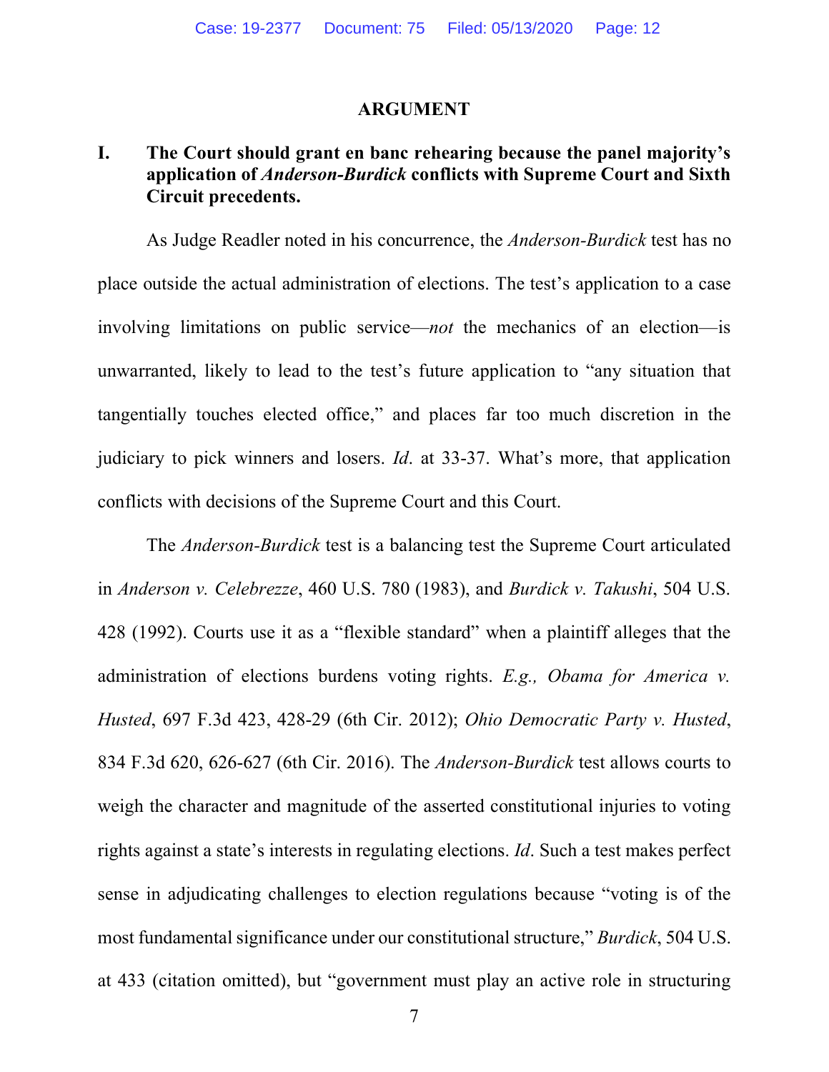## ARGUMENT

### I. The Court should grant en banc rehearing because the panel majority's application of *Anderson-Burdick* conflicts with Supreme Court and Sixth Circuit precedents.

As Judge Readler noted in his concurrence, the *Anderson-Burdick* test has no place outside the actual administration of elections. The test's application to a case involving limitations on public service—*not* the mechanics of an election—is unwarranted, likely to lead to the test's future application to "any situation that tangentially touches elected office," and places far too much discretion in the judiciary to pick winners and losers. *Id*. at 33-37. What's more, that application conflicts with decisions of the Supreme Court and this Court.

The *Anderson-Burdick* test is a balancing test the Supreme Court articulated in *Anderson v. Celebrezze*, 460 U.S. 780 (1983), and *Burdick v. Takushi*, 504 U.S. 428 (1992). Courts use it as a "flexible standard" when a plaintiff alleges that the administration of elections burdens voting rights. *E.g., Obama for America v. Husted*, 697 F.3d 423, 428-29 (6th Cir. 2012); *Ohio Democratic Party v. Husted*, 834 F.3d 620, 626-627 (6th Cir. 2016). The *Anderson-Burdick* test allows courts to weigh the character and magnitude of the asserted constitutional injuries to voting rights against a state's interests in regulating elections. *Id*. Such a test makes perfect sense in adjudicating challenges to election regulations because "voting is of the most fundamental significance under our constitutional structure," *Burdick*, 504 U.S. at 433 (citation omitted), but "government must play an active role in structuring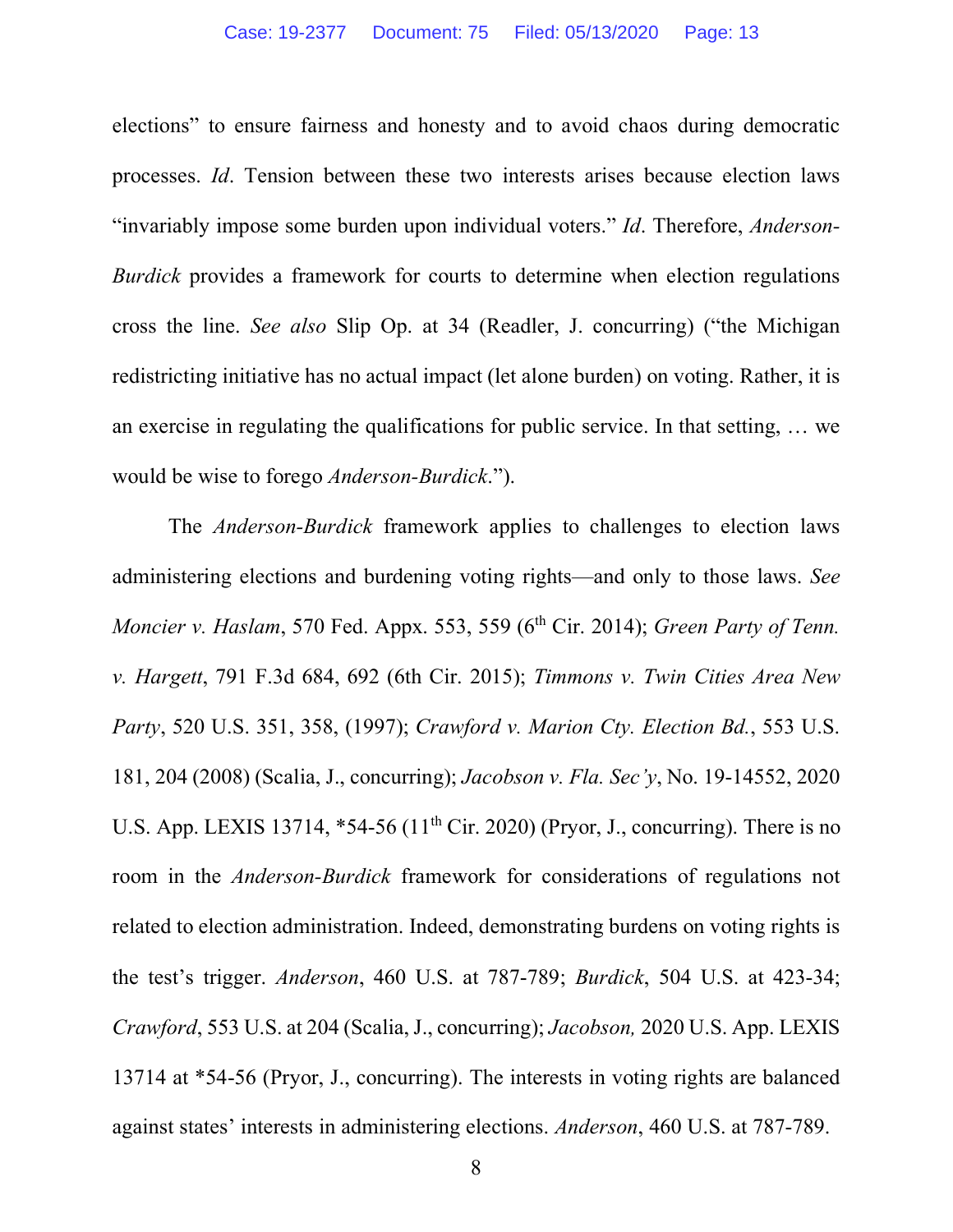elections" to ensure fairness and honesty and to avoid chaos during democratic processes. *Id*. Tension between these two interests arises because election laws "invariably impose some burden upon individual voters." *Id*. Therefore, *Anderson-Burdick* provides a framework for courts to determine when election regulations cross the line. *See also* Slip Op. at 34 (Readler, J. concurring) ("the Michigan redistricting initiative has no actual impact (let alone burden) on voting. Rather, it is an exercise in regulating the qualifications for public service. In that setting, … we would be wise to forego *Anderson-Burdick*.").

The *Anderson-Burdick* framework applies to challenges to election laws administering elections and burdening voting rights—and only to those laws. *See Moncier v. Haslam*, 570 Fed. Appx. 553, 559 (6th Cir. 2014); *Green Party of Tenn. v. Hargett*, 791 F.3d 684, 692 (6th Cir. 2015); *Timmons v. Twin Cities Area New Party*, 520 U.S. 351, 358, (1997); *Crawford v. Marion Cty. Election Bd.*, 553 U.S. 181, 204 (2008) (Scalia, J., concurring); *Jacobson v. Fla. Sec'y*, No. 19-14552, 2020 U.S. App. LEXIS 13714, *54-56 (11th Cir. 2020) (Pryor, J., concurring). There is no room in the *Anderson-Burdick* framework for considerations of regulations not related to election administration. Indeed, demonstrating burdens on voting rights is the test's trigger. *Anderson*, 460 U.S. at 787-789; *Burdick*, 504 U.S. at 423-34; *Crawford*, 553 U.S. at 204 (Scalia, J., concurring); *Jacobson,* 2020 U.S. App. LEXIS 13714 at *54-56 (Pryor, J., concurring). The interests in voting rights are balanced against states' interests in administering elections. *Anderson*, 460 U.S. at 787-789.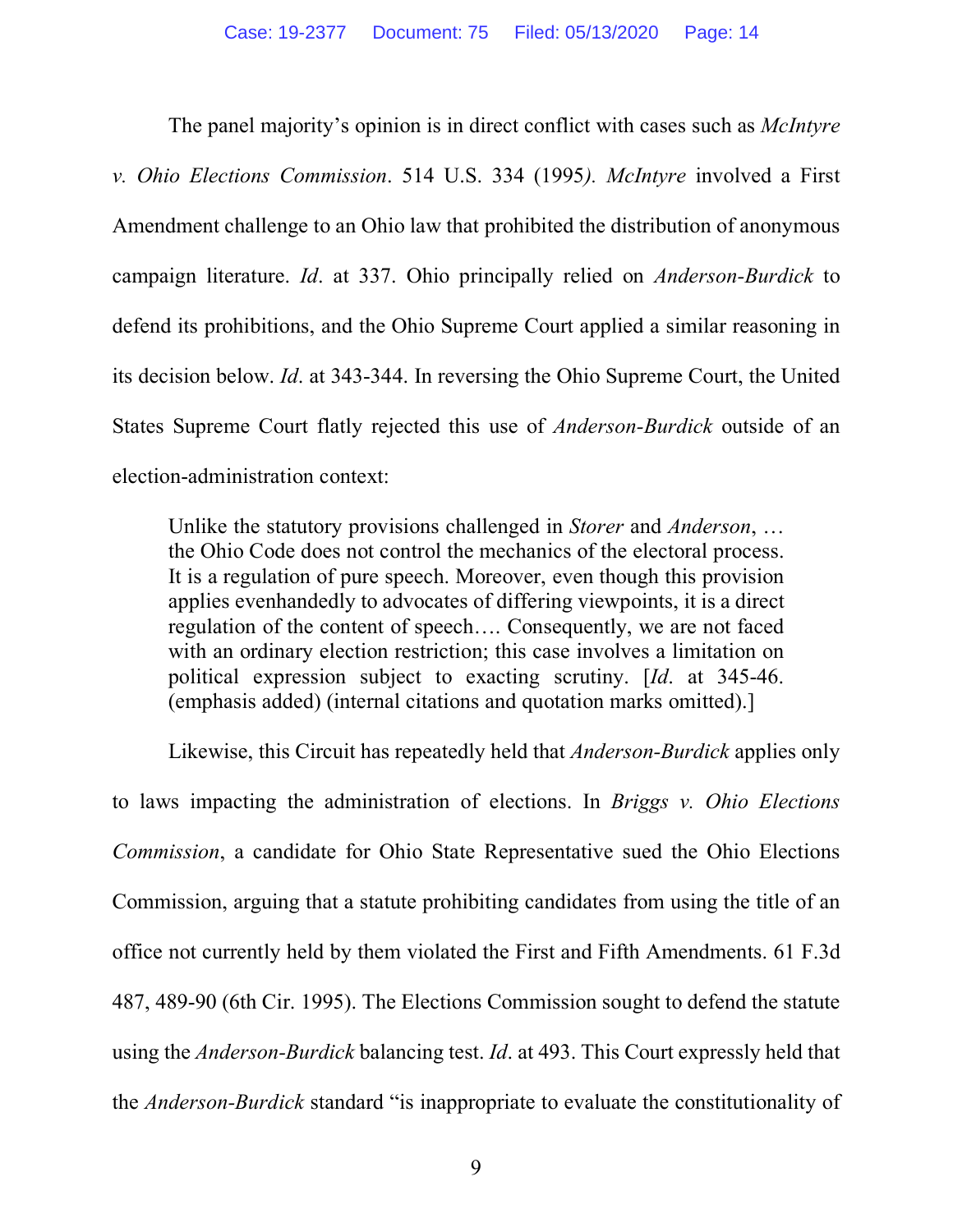The panel majority's opinion is in direct conflict with cases such as *McIntyre v. Ohio Elections Commission*. 514 U.S. 334 (1995*)*. *McIntyre* involved a First Amendment challenge to an Ohio law that prohibited the distribution of anonymous campaign literature. *Id*. at 337. Ohio principally relied on *Anderson-Burdick* to defend its prohibitions, and the Ohio Supreme Court applied a similar reasoning in its decision below. *Id*. at 343-344. In reversing the Ohio Supreme Court, the United States Supreme Court flatly rejected this use of *Anderson-Burdick* outside of an election-administration context:

> Unlike the statutory provisions challenged in *Storer* and *Anderson*, … the Ohio Code does not control the mechanics of the electoral process. It is a regulation of pure speech. Moreover, even though this provision applies evenhandedly to advocates of differing viewpoints, it is a direct regulation of the content of speech…. Consequently, we are not faced with an ordinary election restriction; this case involves a limitation on political expression subject to exacting scrutiny. [*Id*. at 345-46. (emphasis added) (internal citations and quotation marks omitted).]

Likewise, this Circuit has repeatedly held that *Anderson-Burdick* applies only to laws impacting the administration of elections. In *Briggs v. Ohio Elections Commission*, a candidate for Ohio State Representative sued the Ohio Elections Commission, arguing that a statute prohibiting candidates from using the title of an office not currently held by them violated the First and Fifth Amendments. 61 F.3d 487, 489-90 (6th Cir. 1995). The Elections Commission sought to defend the statute using the *Anderson-Burdick* balancing test. *Id*. at 493. This Court expressly held that the *Anderson-Burdick* standard "is inappropriate to evaluate the constitutionality of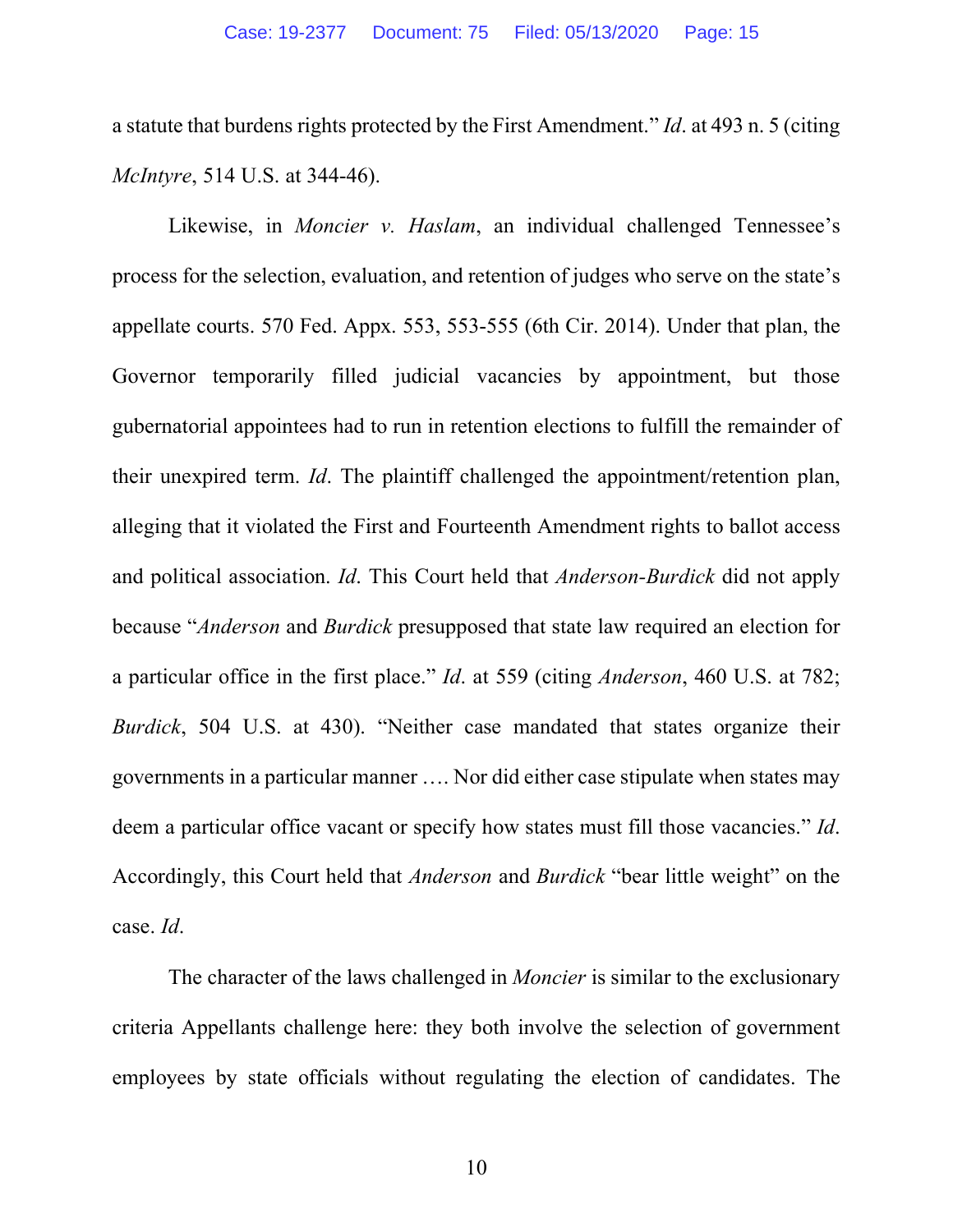a statute that burdens rights protected by the First Amendment." *Id*. at 493 n. 5 (citing *McIntyre*, 514 U.S. at 344-46).

Likewise, in *Moncier v. Haslam*, an individual challenged Tennessee's process for the selection, evaluation, and retention of judges who serve on the state's appellate courts. 570 Fed. Appx. 553, 553-555 (6th Cir. 2014). Under that plan, the Governor temporarily filled judicial vacancies by appointment, but those gubernatorial appointees had to run in retention elections to fulfill the remainder of their unexpired term. *Id*. The plaintiff challenged the appointment/retention plan, alleging that it violated the First and Fourteenth Amendment rights to ballot access and political association. *Id*. This Court held that *Anderson-Burdick* did not apply because "*Anderson* and *Burdick* presupposed that state law required an election for a particular office in the first place." *Id*. at 559 (citing *Anderson*, 460 U.S. at 782; *Burdick*, 504 U.S. at 430). "Neither case mandated that states organize their governments in a particular manner …. Nor did either case stipulate when states may deem a particular office vacant or specify how states must fill those vacancies." *Id*. Accordingly, this Court held that *Anderson* and *Burdick* "bear little weight" on the case. *Id*.

The character of the laws challenged in *Moncier* is similar to the exclusionary criteria Appellants challenge here: they both involve the selection of government employees by state officials without regulating the election of candidates. The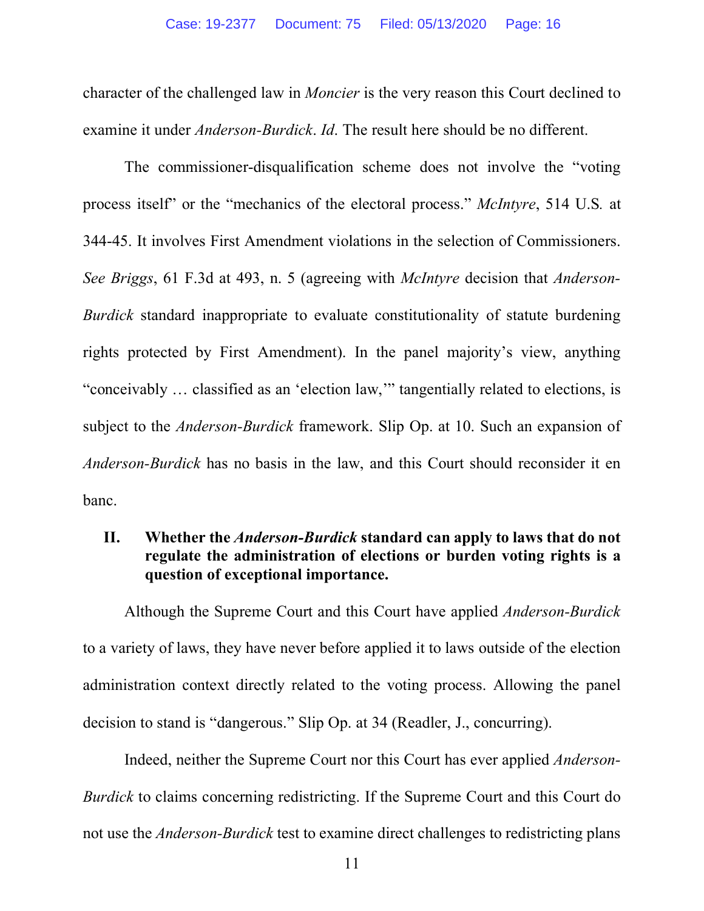character of the challenged law in *Moncier* is the very reason this Court declined to examine it under *Anderson-Burdick*. *Id*. The result here should be no different.

The commissioner-disqualification scheme does not involve the "voting process itself" or the "mechanics of the electoral process." *McIntyre*, 514 U.S. at 344-45. It involves First Amendment violations in the selection of Commissioners. *See Briggs*, 61 F.3d at 493, n. 5 (agreeing with *McIntyre* decision that *Anderson-Burdick* standard inappropriate to evaluate constitutionality of statute burdening rights protected by First Amendment). In the panel majority's view, anything "conceivably … classified as an 'election law,'" tangentially related to elections, is subject to the *Anderson-Burdick* framework. Slip Op. at 10. Such an expansion of *Anderson-Burdick* has no basis in the law, and this Court should reconsider it en banc.

## II. Whether the *Anderson-Burdick* standard can apply to laws that do not regulate the administration of elections or burden voting rights is a question of exceptional importance.

Although the Supreme Court and this Court have applied *Anderson-Burdick* to a variety of laws, they have never before applied it to laws outside of the election administration context directly related to the voting process. Allowing the panel decision to stand is "dangerous." Slip Op. at 34 (Readler, J., concurring).

Indeed, neither the Supreme Court nor this Court has ever applied *Anderson-Burdick* to claims concerning redistricting. If the Supreme Court and this Court do not use the *Anderson-Burdick* test to examine direct challenges to redistricting plans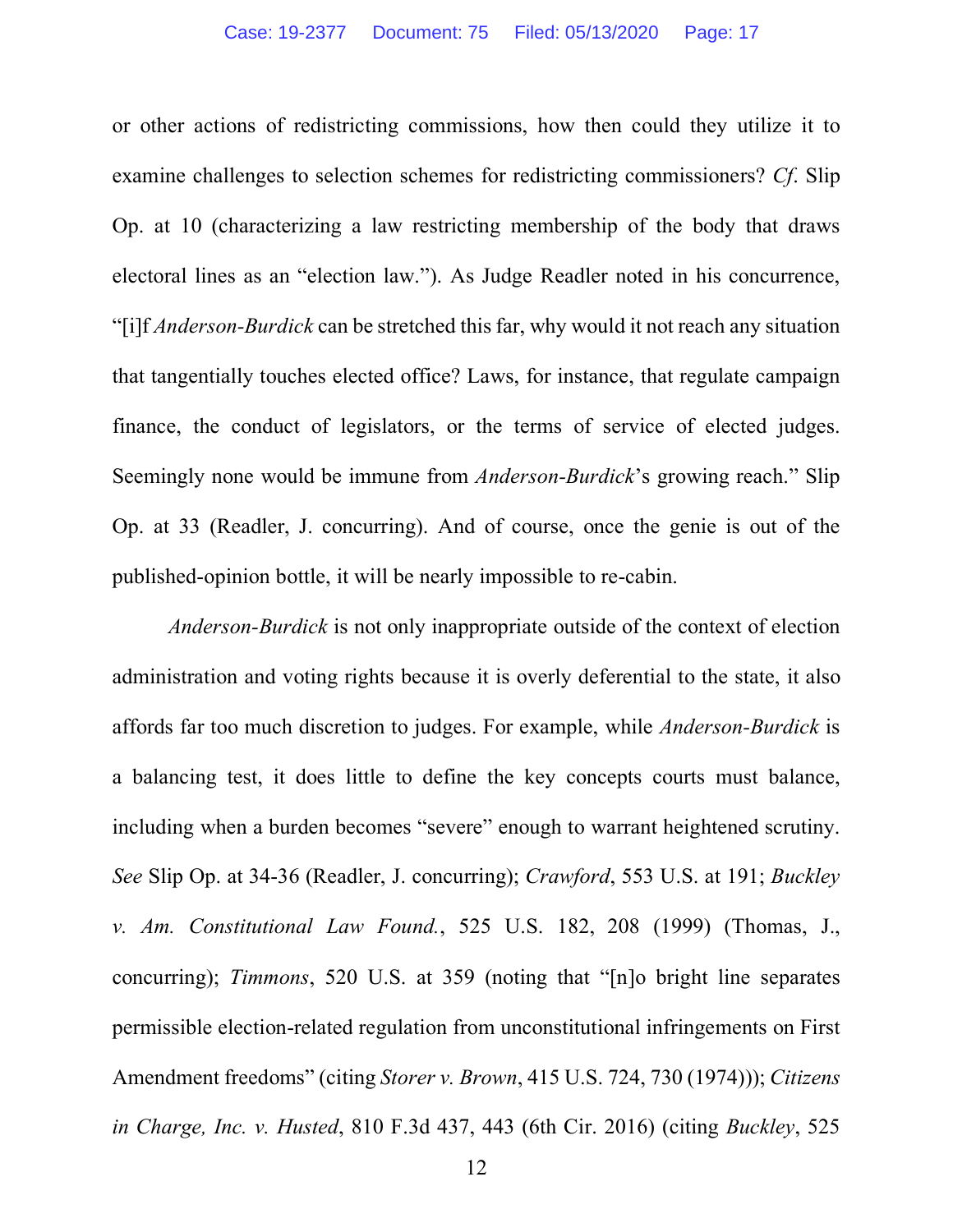or other actions of redistricting commissions, how then could they utilize it to examine challenges to selection schemes for redistricting commissioners? *Cf*. Slip Op. at 10 (characterizing a law restricting membership of the body that draws electoral lines as an "election law."). As Judge Readler noted in his concurrence, "[i]f *Anderson-Burdick* can be stretched this far, why would it not reach any situation that tangentially touches elected office? Laws, for instance, that regulate campaign finance, the conduct of legislators, or the terms of service of elected judges. Seemingly none would be immune from *Anderson-Burdick*'s growing reach." Slip Op. at 33 (Readler, J. concurring). And of course, once the genie is out of the published-opinion bottle, it will be nearly impossible to re-cabin.

*Anderson-Burdick* is not only inappropriate outside of the context of election administration and voting rights because it is overly deferential to the state, it also affords far too much discretion to judges. For example, while *Anderson-Burdick* is a balancing test, it does little to define the key concepts courts must balance, including when a burden becomes "severe" enough to warrant heightened scrutiny. *See* Slip Op. at 34-36 (Readler, J. concurring); *Crawford*, 553 U.S. at 191; *Buckley v. Am. Constitutional Law Found.*, 525 U.S. 182, 208 (1999) (Thomas, J., concurring); *Timmons*, 520 U.S. at 359 (noting that "[n]o bright line separates permissible election-related regulation from unconstitutional infringements on First Amendment freedoms" (citing *Storer v. Brown*, 415 U.S. 724, 730 (1974))); *Citizens in Charge, Inc. v. Husted*, 810 F.3d 437, 443 (6th Cir. 2016) (citing *Buckley*, 525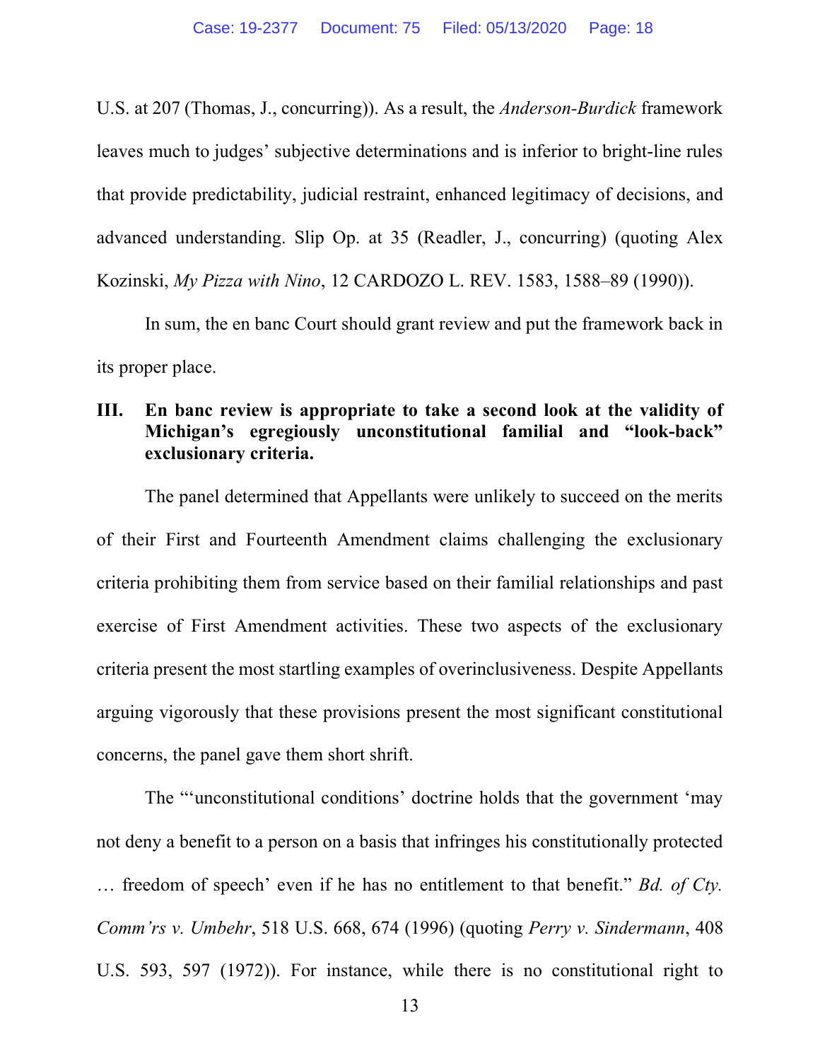U.S. at 207 (Thomas, J., concurring)). As a result, the *Anderson-Burdick* framework leaves much to judges' subjective determinations and is inferior to bright-line rules that provide predictability, judicial restraint, enhanced legitimacy of decisions, and advanced understanding. Slip Op. at 35 (Readler, J., concurring) (quoting Alex Kozinski, *My Pizza with Nino*, 12 CARDOZO L. REV. 1583, 1588–89 (1990)).

In sum, the en banc Court should grant review and put the framework back in its proper place.

### III. En banc review is appropriate to take a second look at the validity of Michigan's egregiously unconstitutional familial and "look-back" exclusionary criteria.

The panel determined that Appellants were unlikely to succeed on the merits of their First and Fourteenth Amendment claims challenging the exclusionary criteria prohibiting them from service based on their familial relationships and past exercise of First Amendment activities. These two aspects of the exclusionary criteria present the most startling examples of overinclusiveness. Despite Appellants arguing vigorously that these provisions present the most significant constitutional concerns, the panel gave them short shrift.

The "'unconstitutional conditions' doctrine holds that the government 'may not deny a benefit to a person on a basis that infringes his constitutionally protected … freedom of speech' even if he has no entitlement to that benefit." *Bd. of Cty. Comm'rs v. Umbehr*, 518 U.S. 668, 674 (1996) (quoting *Perry v. Sindermann*, 408 U.S. 593, 597 (1972)). For instance, while there is no constitutional right to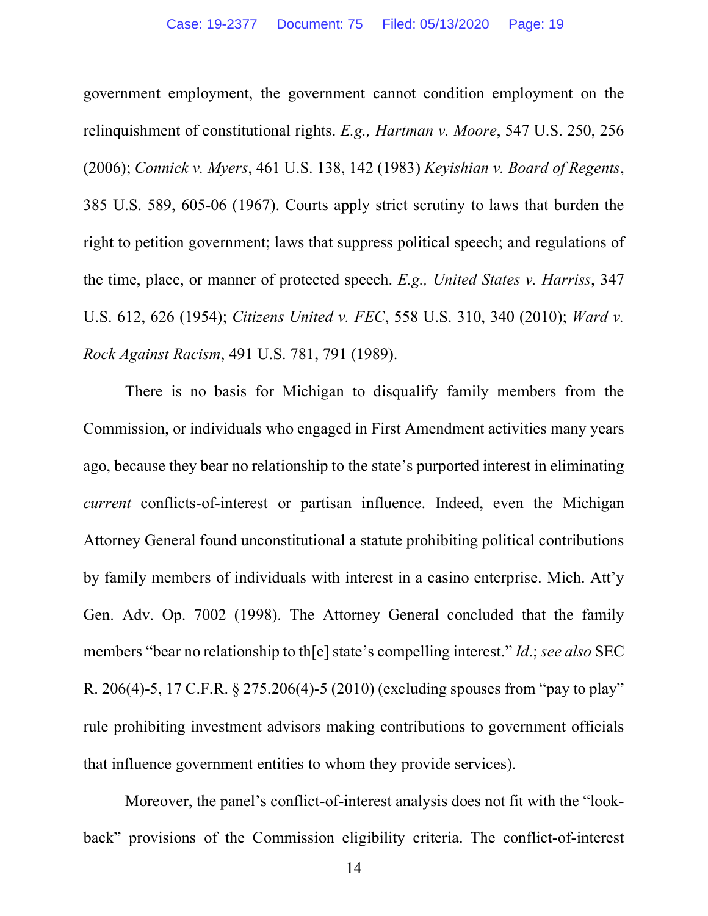government employment, the government cannot condition employment on the relinquishment of constitutional rights. *E.g., Hartman v. Moore*, 547 U.S. 250, 256 (2006); *Connick v. Myers*, 461 U.S. 138, 142 (1983) *Keyishian v. Board of Regents*, 385 U.S. 589, 605-06 (1967). Courts apply strict scrutiny to laws that burden the right to petition government; laws that suppress political speech; and regulations of the time, place, or manner of protected speech. *E.g., United States v. Harriss*, 347 U.S. 612, 626 (1954); *Citizens United v. FEC*, 558 U.S. 310, 340 (2010); *Ward v. Rock Against Racism*, 491 U.S. 781, 791 (1989).

There is no basis for Michigan to disqualify family members from the Commission, or individuals who engaged in First Amendment activities many years ago, because they bear no relationship to the state's purported interest in eliminating *current* conflicts-of-interest or partisan influence. Indeed, even the Michigan Attorney General found unconstitutional a statute prohibiting political contributions by family members of individuals with interest in a casino enterprise. Mich. Att'y Gen. Adv. Op. 7002 (1998). The Attorney General concluded that the family members "bear no relationship to th[e] state's compelling interest." *Id.*; *see also* SEC R. 206(4)-5, 17 C.F.R. § 275.206(4)-5 (2010) (excluding spouses from "pay to play" rule prohibiting investment advisors making contributions to government officials that influence government entities to whom they provide services).

Moreover, the panel's conflict-of-interest analysis does not fit with the "look-back" provisions of the Commission eligibility criteria. The conflict-of-interest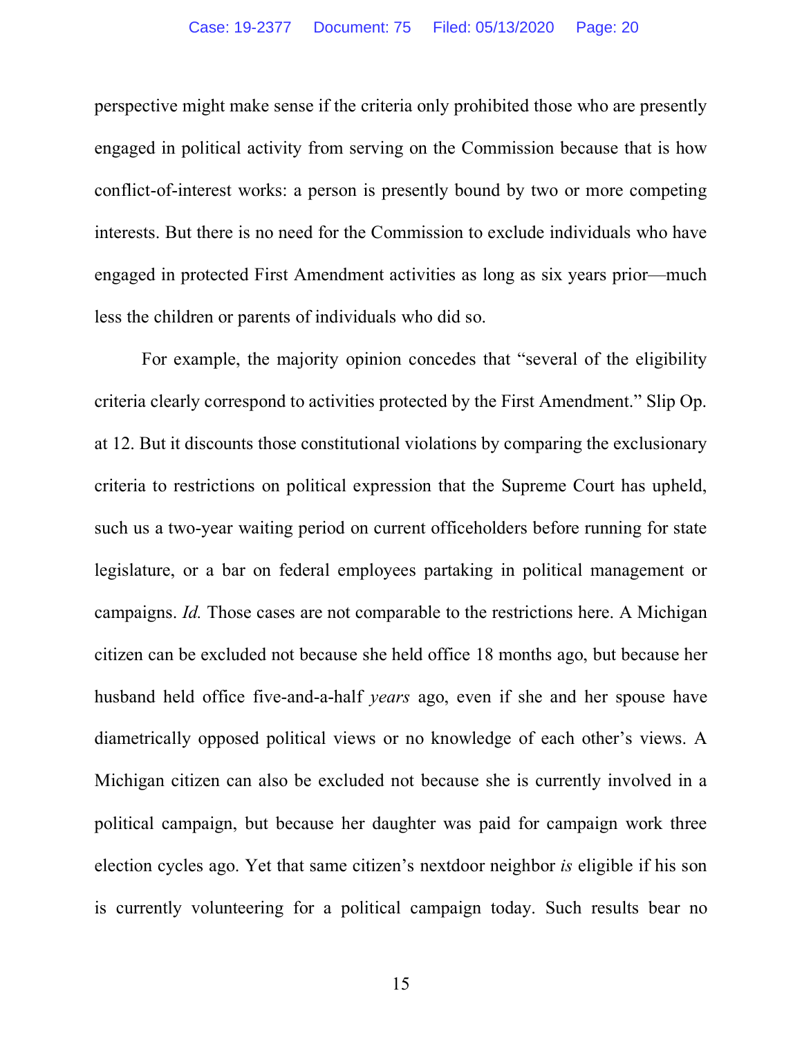perspective might make sense if the criteria only prohibited those who are presently engaged in political activity from serving on the Commission because that is how conflict-of-interest works: a person is presently bound by two or more competing interests. But there is no need for the Commission to exclude individuals who have engaged in protected First Amendment activities as long as six years prior—much less the children or parents of individuals who did so.

For example, the majority opinion concedes that "several of the eligibility criteria clearly correspond to activities protected by the First Amendment." Slip Op. at 12. But it discounts those constitutional violations by comparing the exclusionary criteria to restrictions on political expression that the Supreme Court has upheld, such us a two-year waiting period on current officeholders before running for state legislature, or a bar on federal employees partaking in political management or campaigns. *Id.* Those cases are not comparable to the restrictions here. A Michigan citizen can be excluded not because she held office 18 months ago, but because her husband held office five-and-a-half *years* ago, even if she and her spouse have diametrically opposed political views or no knowledge of each other's views. A Michigan citizen can also be excluded not because she is currently involved in a political campaign, but because her daughter was paid for campaign work three election cycles ago. Yet that same citizen's nextdoor neighbor *is* eligible if his son is currently volunteering for a political campaign today. Such results bear no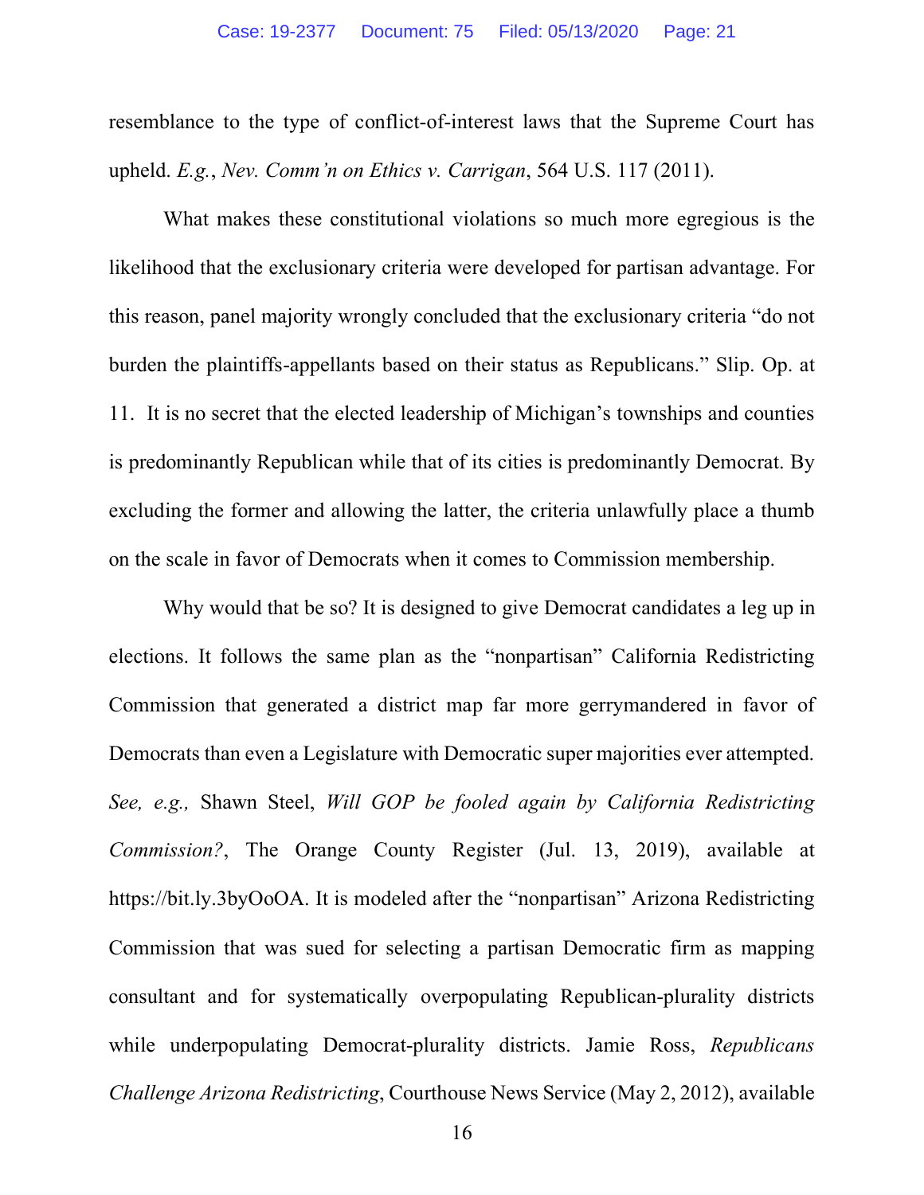resemblance to the type of conflict-of-interest laws that the Supreme Court has upheld. *E.g.*, *Nev. Comm'n on Ethics v. Carrigan*, 564 U.S. 117 (2011).

What makes these constitutional violations so much more egregious is the likelihood that the exclusionary criteria were developed for partisan advantage. For this reason, panel majority wrongly concluded that the exclusionary criteria "do not burden the plaintiffs-appellants based on their status as Republicans." Slip. Op. at 11. It is no secret that the elected leadership of Michigan's townships and counties is predominantly Republican while that of its cities is predominantly Democrat. By excluding the former and allowing the latter, the criteria unlawfully place a thumb on the scale in favor of Democrats when it comes to Commission membership.

Why would that be so? It is designed to give Democrat candidates a leg up in elections. It follows the same plan as the "nonpartisan" California Redistricting Commission that generated a district map far more gerrymandered in favor of Democrats than even a Legislature with Democratic super majorities ever attempted. *See, e.g.,* Shawn Steel, *Will GOP be fooled again by California Redistricting Commission?*, The Orange County Register (Jul. 13, 2019), available at https://bit.ly.3byOoOA. It is modeled after the "nonpartisan" Arizona Redistricting Commission that was sued for selecting a partisan Democratic firm as mapping consultant and for systematically overpopulating Republican-plurality districts while underpopulating Democrat-plurality districts. Jamie Ross, *Republicans Challenge Arizona Redistricting*, Courthouse News Service (May 2, 2012), available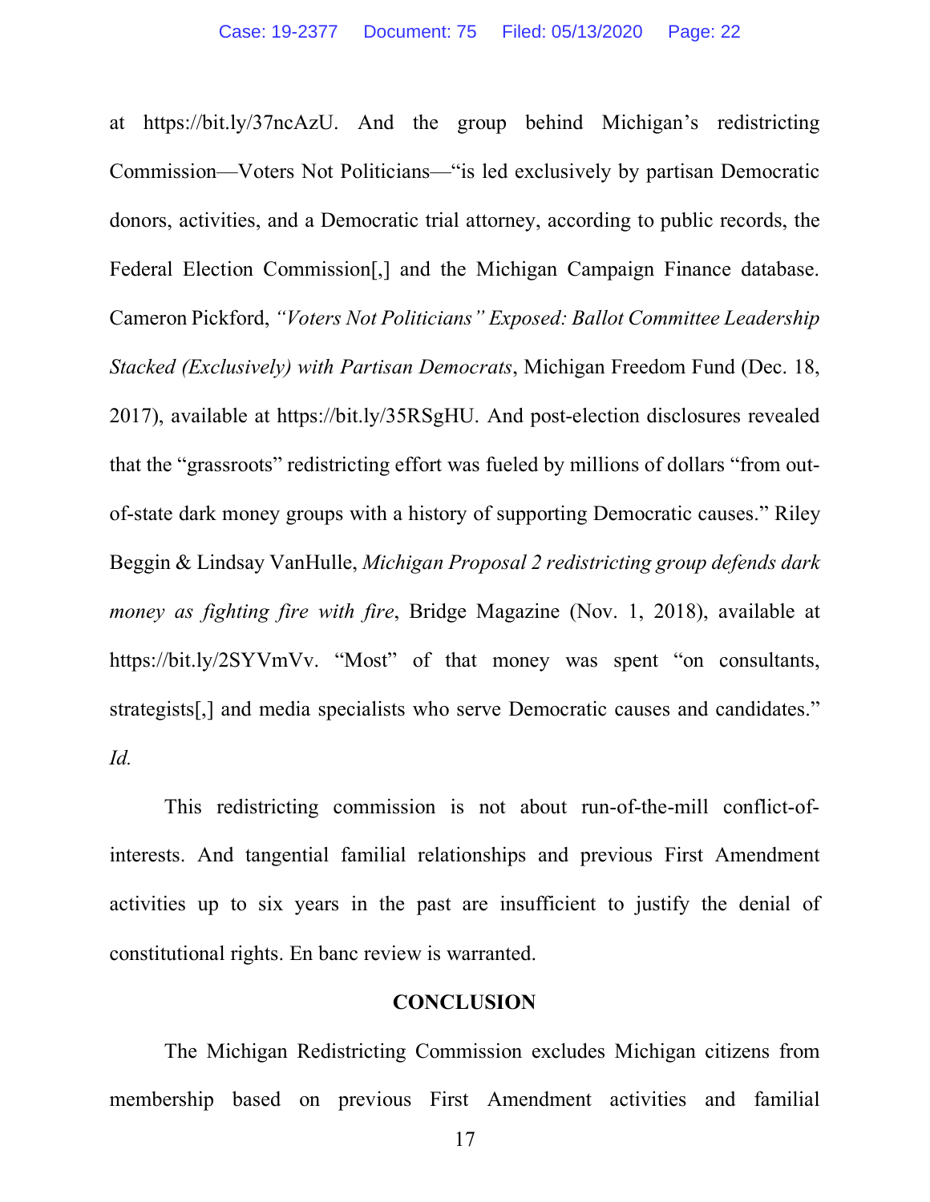at https://bit.ly/37ncAzU. And the group behind Michigan's redistricting Commission—Voters Not Politicians—"is led exclusively by partisan Democratic donors, activities, and a Democratic trial attorney, according to public records, the Federal Election Commission[,] and the Michigan Campaign Finance database. Cameron Pickford, *"Voters Not Politicians" Exposed: Ballot Committee Leadership Stacked (Exclusively) with Partisan Democrats*, Michigan Freedom Fund (Dec. 18, 2017), available at https://bit.ly/35RSgHU. And post-election disclosures revealed that the "grassroots" redistricting effort was fueled by millions of dollars "from out-of-state dark money groups with a history of supporting Democratic causes." Riley Beggin & Lindsay VanHulle, *Michigan Proposal 2 redistricting group defends dark money as fighting fire with fire*, Bridge Magazine (Nov. 1, 2018), available at https://bit.ly/2SYVmVv. "Most" of that money was spent "on consultants, strategists[,] and media specialists who serve Democratic causes and candidates." *Id.*

This redistricting commission is not about run-of-the-mill conflict-of-interests. And tangential familial relationships and previous First Amendment activities up to six years in the past are insufficient to justify the denial of constitutional rights. En banc review is warranted.

## CONCLUSION

The Michigan Redistricting Commission excludes Michigan citizens from membership based on previous First Amendment activities and familial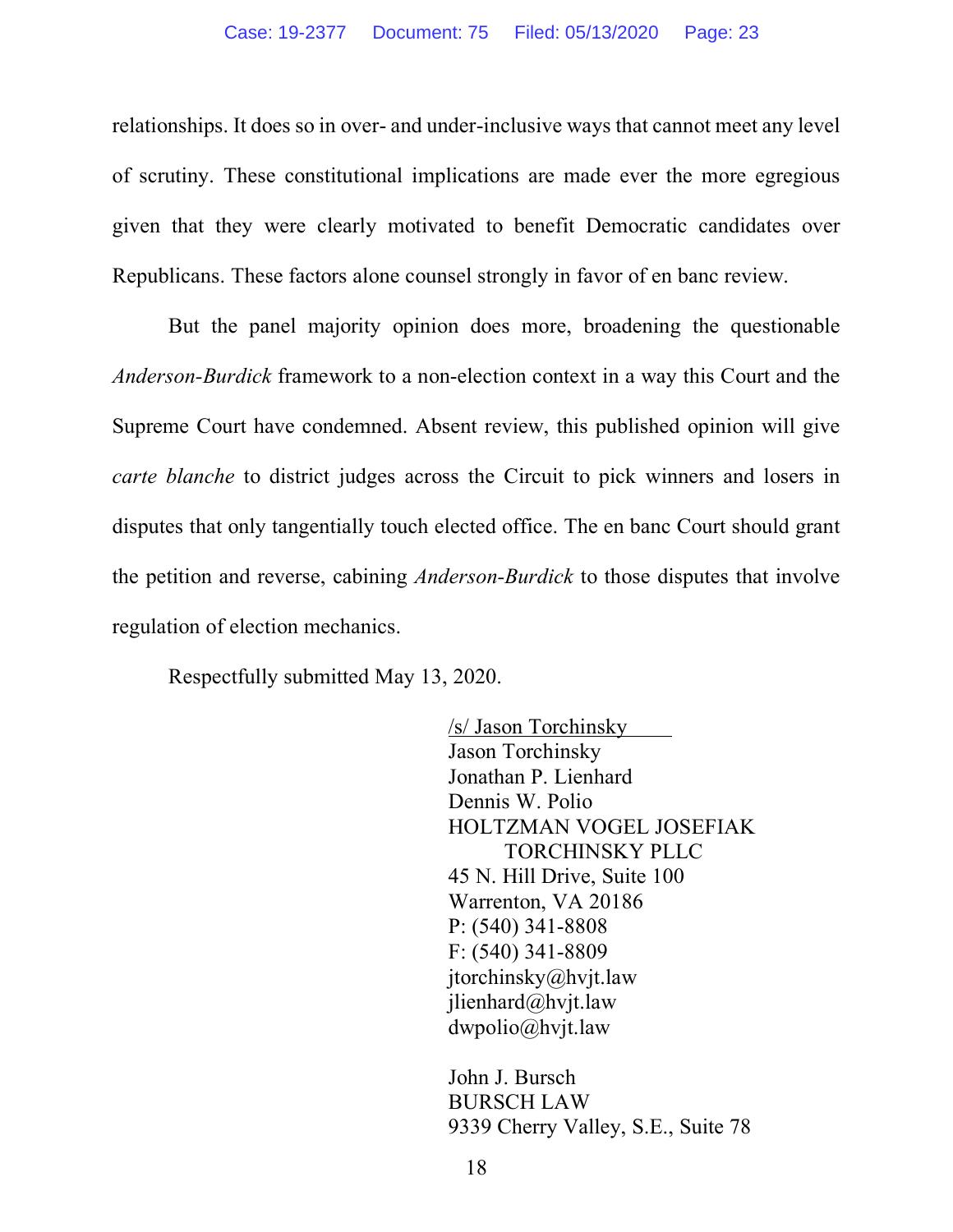relationships. It does so in over- and under-inclusive ways that cannot meet any level of scrutiny. These constitutional implications are made ever the more egregious given that they were clearly motivated to benefit Democratic candidates over Republicans. These factors alone counsel strongly in favor of en banc review.

But the panel majority opinion does more, broadening the questionable *Anderson-Burdick* framework to a non-election context in a way this Court and the Supreme Court have condemned. Absent review, this published opinion will give *carte blanche* to district judges across the Circuit to pick winners and losers in disputes that only tangentially touch elected office. The en banc Court should grant the petition and reverse, cabining *Anderson-Burdick* to those disputes that involve regulation of election mechanics.

Respectfully submitted May 13, 2020.

/s/ Jason Torchinsky
Jason Torchinsky
Jonathan P. Lienhard
Dennis W. Polio
HOLTZMAN VOGEL JOSEFIAK TORCHINSKY PLLC
45 N. Hill Drive, Suite 100
Warrenton, VA 20186
P: (540) 341-8808
F: (540) 341-8809
jtorchinsky@hvjt.law
jlienhard@hvjt.law
dwpolio@hvjt.law

John J. Bursch
BURSCH LAW
9339 Cherry Valley, S.E., Suite 78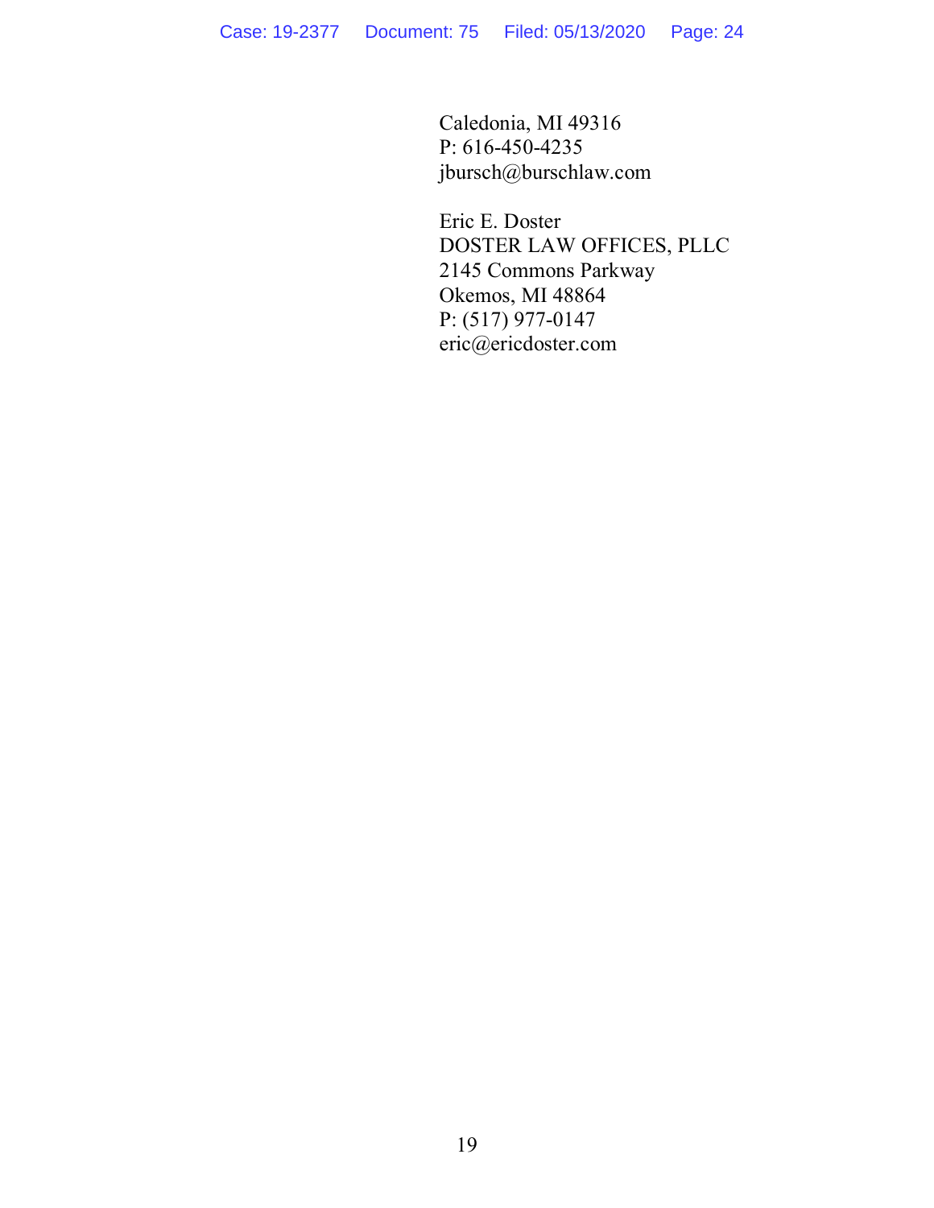Caledonia, MI 49316
P: 616-450-4235
jbursch@burschlaw.com

Eric E. Doster
DOSTER LAW OFFICES, PLLC
2145 Commons Parkway
Okemos, MI 48864
P: (517) 977-0147
eric@ericdoster.com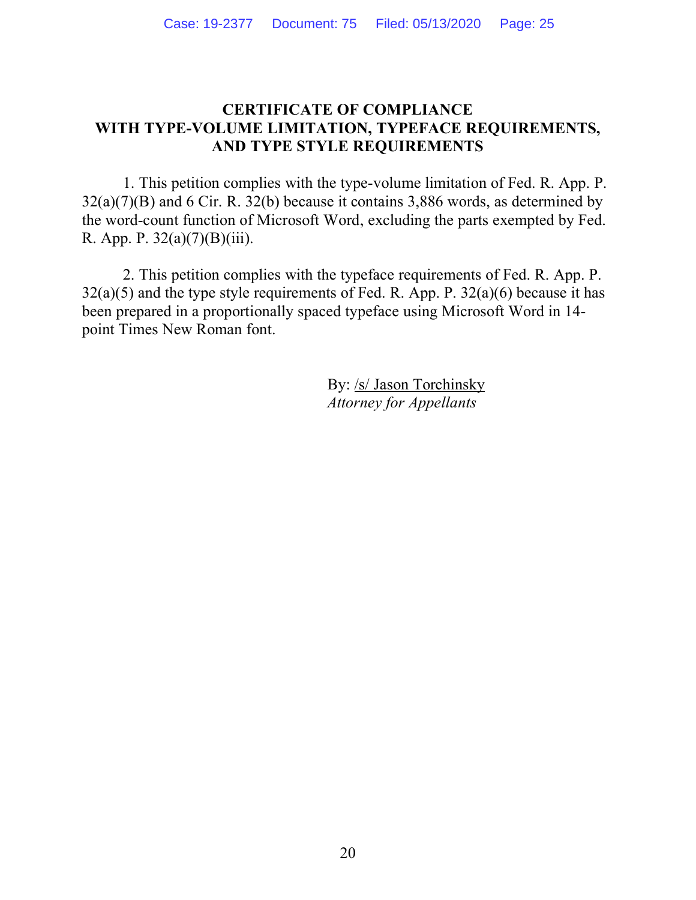# CERTIFICATE OF COMPLIANCE WITH TYPE-VOLUME LIMITATION, TYPEFACE REQUIREMENTS, AND TYPE STYLE REQUIREMENTS

1. This petition complies with the type-volume limitation of Fed. R. App. P. 32(a)(7)(B) and 6 Cir. R. 32(b) because it contains 3,886 words, as determined by the word-count function of Microsoft Word, excluding the parts exempted by Fed. R. App. P. 32(a)(7)(B)(iii).

2. This petition complies with the typeface requirements of Fed. R. App. P. 32(a)(5) and the type style requirements of Fed. R. App. P. 32(a)(6) because it has been prepared in a proportionally spaced typeface using Microsoft Word in 14-point Times New Roman font.

By: /s/ Jason Torchinsky
*Attorney for Appellants*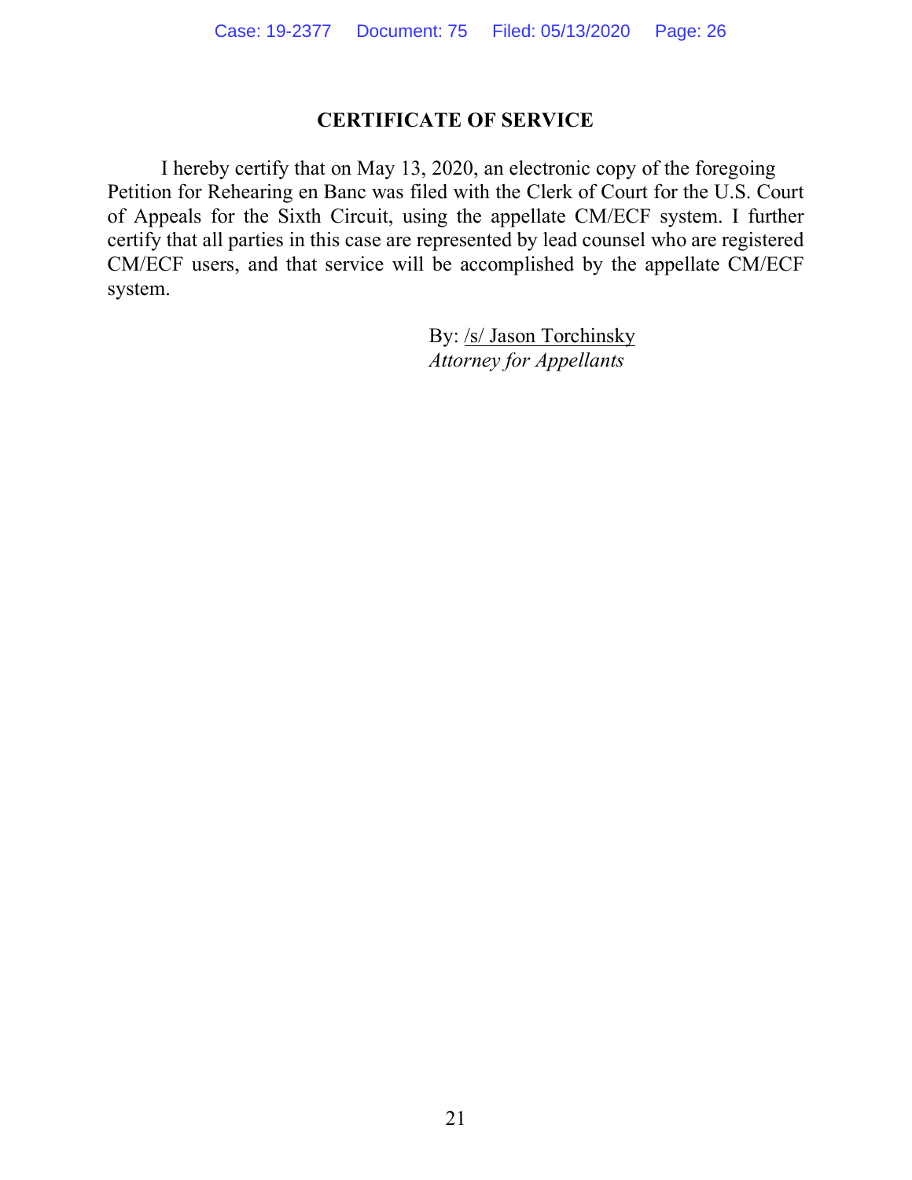## CERTIFICATE OF SERVICE

I hereby certify that on May 13, 2020, an electronic copy of the foregoing Petition for Rehearing en Banc was filed with the Clerk of Court for the U.S. Court of Appeals for the Sixth Circuit, using the appellate CM/ECF system. I further certify that all parties in this case are represented by lead counsel who are registered CM/ECF users, and that service will be accomplished by the appellate CM/ECF system.

By: /s/ Jason Torchinsky
*Attorney for Appellants*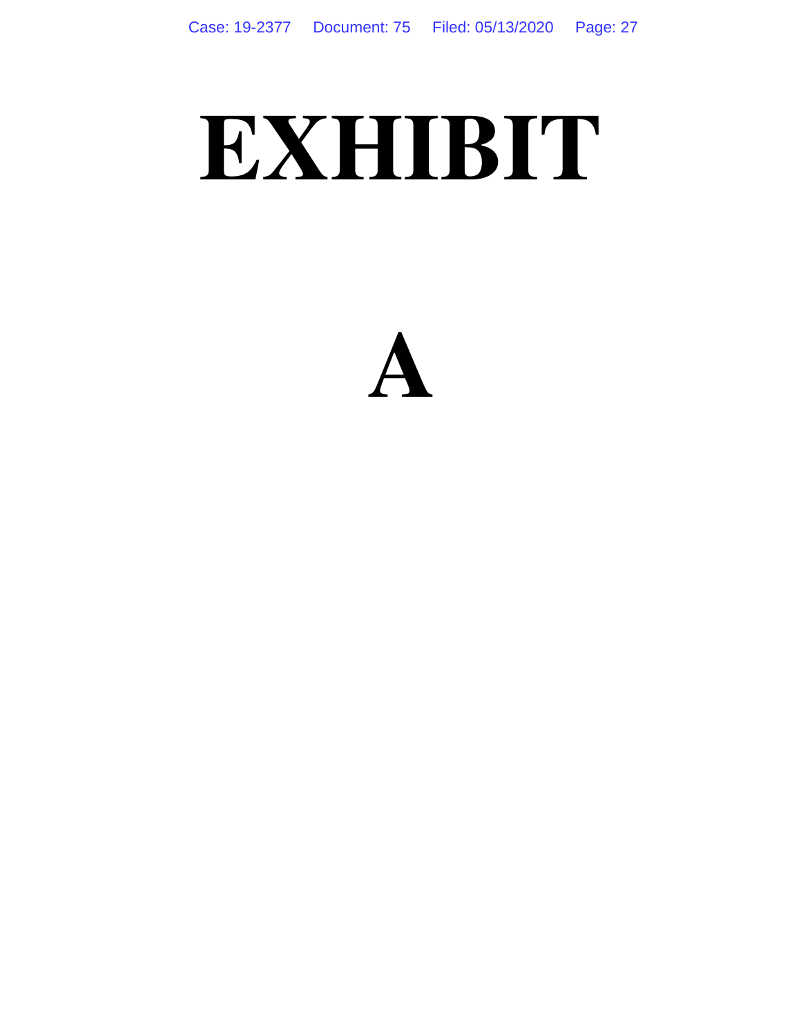# EXHIBIT

# A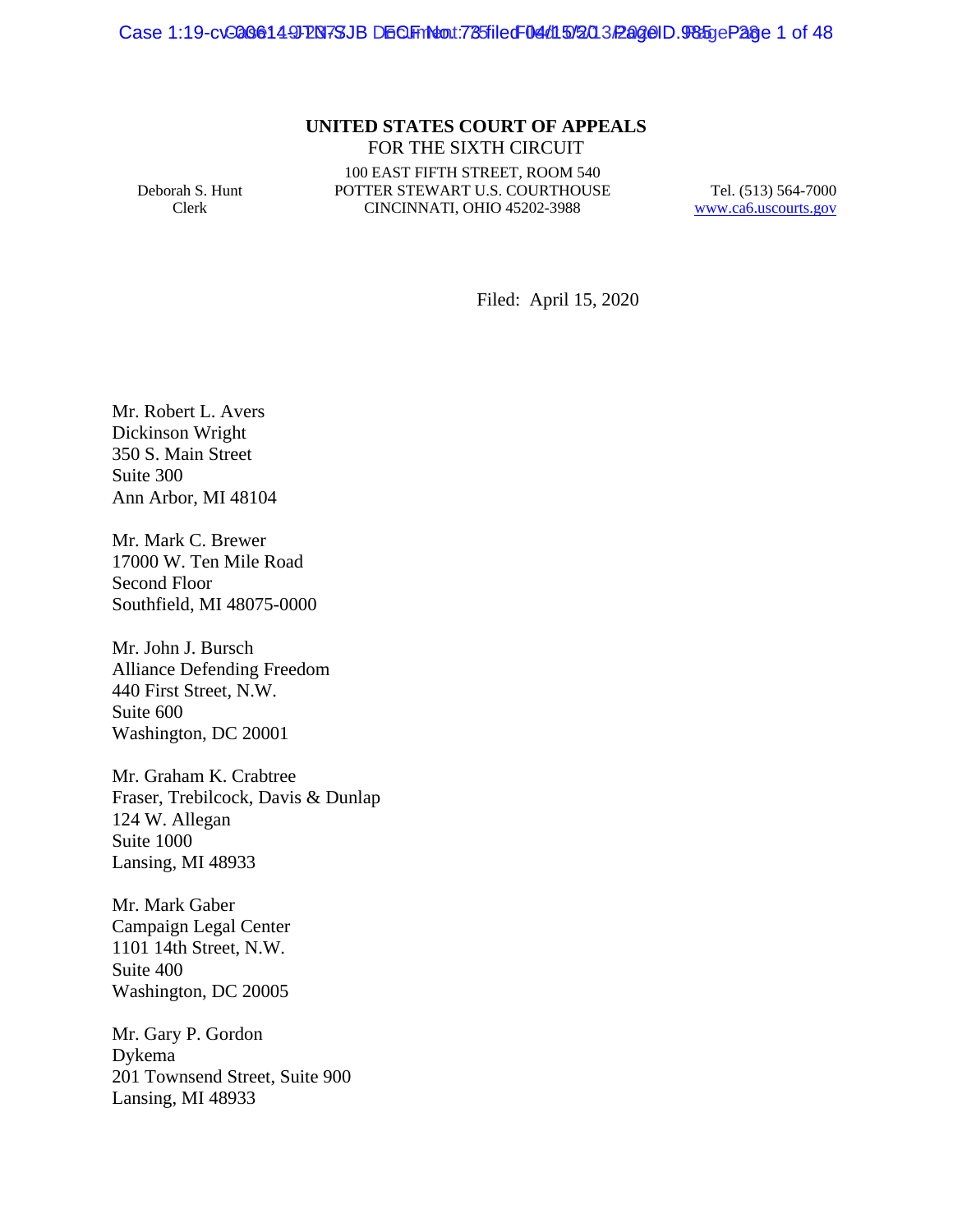**UNITED STATES COURT OF APPEALS**
FOR THE SIXTH CIRCUIT

Deborah S. Hunt
Clerk

100 EAST FIFTH STREET, ROOM 540
POTTER STEWART U.S. COURTHOUSE
CINCINNATI, OHIO 45202-3988

Tel. (513) 564-7000
www.ca6.uscourts.gov

Filed: April 15, 2020

Mr. Robert L. Avers
Dickinson Wright
350 S. Main Street
Suite 300
Ann Arbor, MI 48104

Mr. Mark C. Brewer
17000 W. Ten Mile Road
Second Floor
Southfield, MI 48075-0000

Mr. John J. Bursch
Alliance Defending Freedom
440 First Street, N.W.
Suite 600
Washington, DC 20001

Mr. Graham K. Crabtree
Fraser, Trebilcock, Davis & Dunlap
124 W. Allegan
Suite 1000
Lansing, MI 48933

Mr. Mark Gaber
Campaign Legal Center
1101 14th Street, N.W.
Suite 400
Washington, DC 20005

Mr. Gary P. Gordon
Dykema
201 Townsend Street, Suite 900
Lansing, MI 48933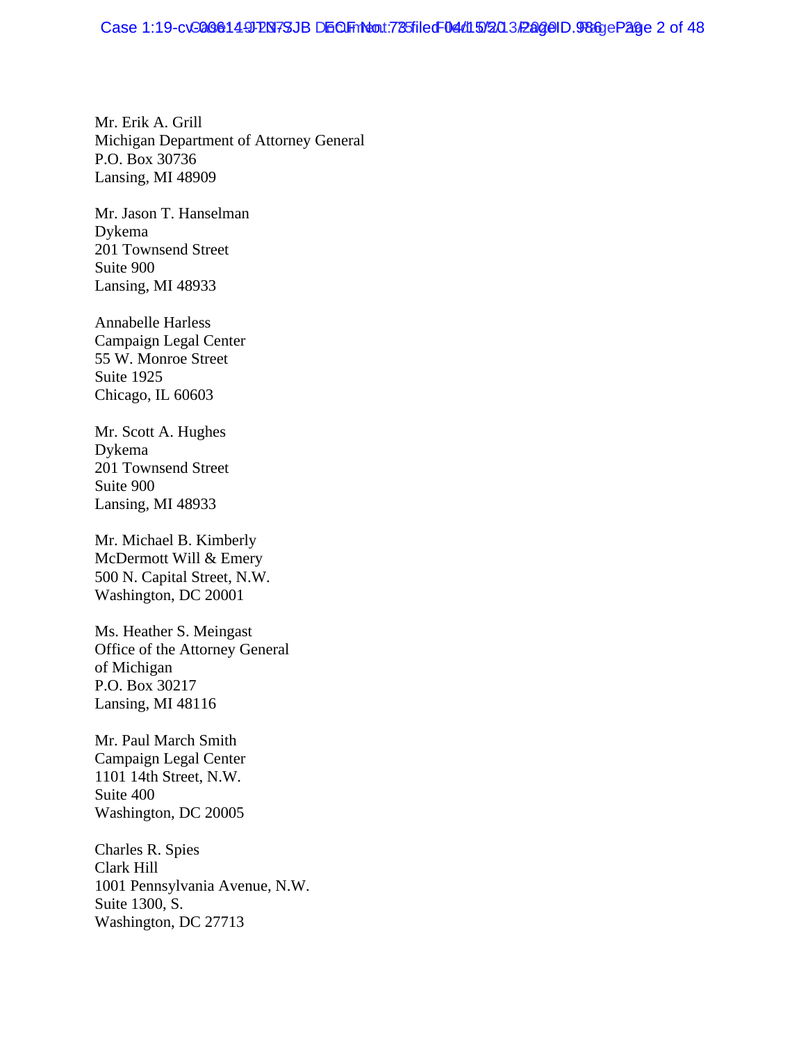Mr. Erik A. Grill
Michigan Department of Attorney General
P.O. Box 30736
Lansing, MI 48909

Mr. Jason T. Hanselman
Dykema
201 Townsend Street
Suite 900
Lansing, MI 48933

Annabelle Harless
Campaign Legal Center
55 W. Monroe Street
Suite 1925
Chicago, IL 60603

Mr. Scott A. Hughes
Dykema
201 Townsend Street
Suite 900
Lansing, MI 48933

Mr. Michael B. Kimberly
McDermott Will & Emery
500 N. Capital Street, N.W.
Washington, DC 20001

Ms. Heather S. Meingast
Office of the Attorney General
of Michigan
P.O. Box 30217
Lansing, MI 48116

Mr. Paul March Smith
Campaign Legal Center
1101 14th Street, N.W.
Suite 400
Washington, DC 20005

Charles R. Spies
Clark Hill
1001 Pennsylvania Avenue, N.W.
Suite 1300, S.
Washington, DC 27713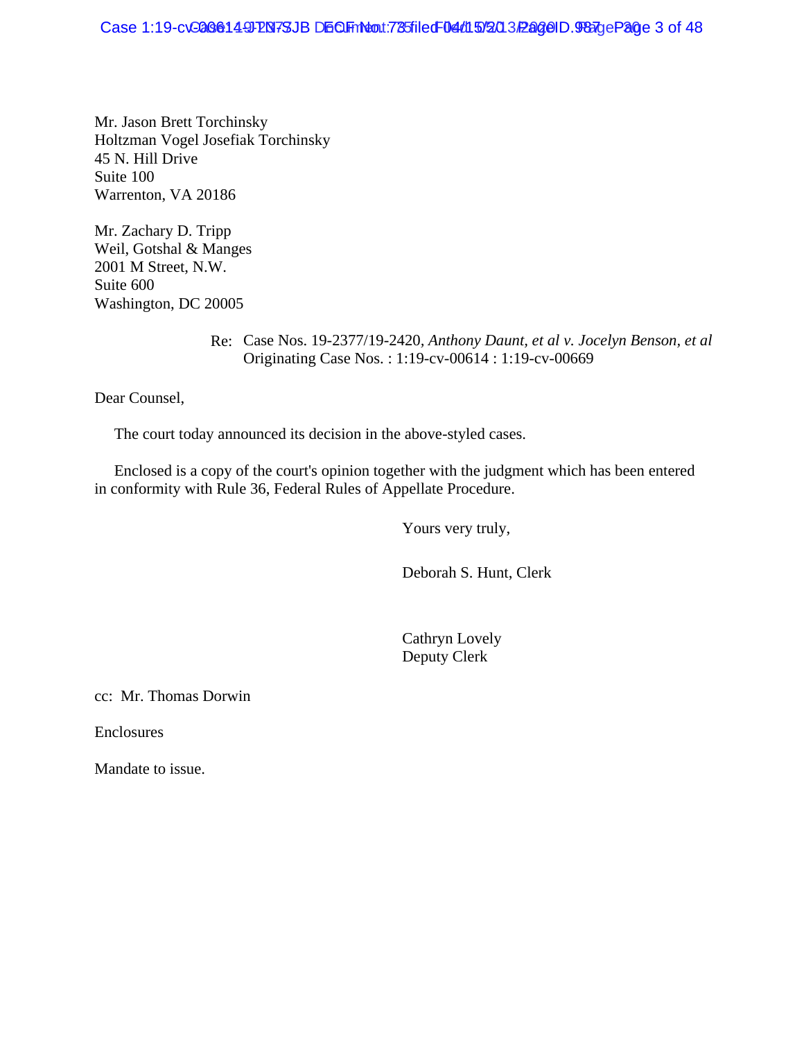Mr. Jason Brett Torchinsky
Holtzman Vogel Josefiak Torchinsky
45 N. Hill Drive
Suite 100
Warrenton, VA 20186

Mr. Zachary D. Tripp
Weil, Gotshal & Manges
2001 M Street, N.W.
Suite 600
Washington, DC 20005

Re: Case Nos. 19-2377/19-2420, *Anthony Daunt, et al v. Jocelyn Benson, et al*
Originating Case Nos. : 1:19-cv-00614 : 1:19-cv-00669

Dear Counsel,

The court today announced its decision in the above-styled cases.

Enclosed is a copy of the court's opinion together with the judgment which has been entered in conformity with Rule 36, Federal Rules of Appellate Procedure.

Yours very truly,

Deborah S. Hunt, Clerk

Cathryn Lovely
Deputy Clerk

cc: Mr. Thomas Dorwin

Enclosures

Mandate to issue.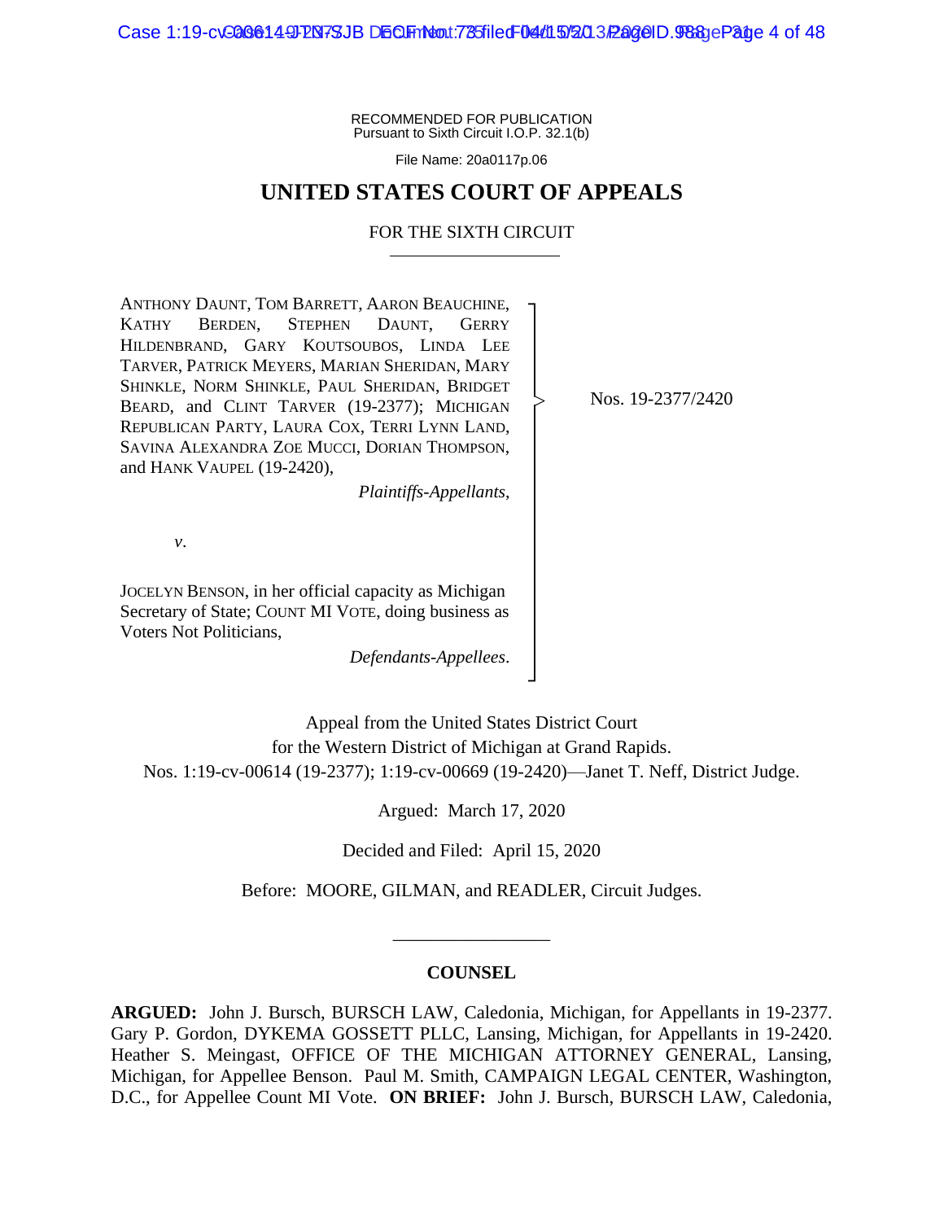RECOMMENDED FOR PUBLICATION
Pursuant to Sixth Circuit I.O.P. 32.1(b)

File Name: 20a0117p.06

# UNITED STATES COURT OF APPEALS

## FOR THE SIXTH CIRCUIT

ANTHONY DAUNT, TOM BARRETT, AARON BEAUCHINE, KATHY BERDEN, STEPHEN DAUNT, GERRY HILDENBRAND, GARY KOUTSOUBOS, LINDA LEE TARVER, PATRICK MEYERS, MARIAN SHERIDAN, MARY SHINKLE, NORM SHINKLE, PAUL SHERIDAN, BRIDGET BEARD, and CLINT TARVER (19-2377); MICHIGAN REPUBLICAN PARTY, LAURA COX, TERRI LYNN LAND, SAVINA ALEXANDRA ZOE MUCCI, DORIAN THOMPSON, and HANK VAUPEL (19-2420),

*Plaintiffs-Appellants*,

*v*.

JOCELYN BENSON, in her official capacity as Michigan Secretary of State; COUNT MI VOTE, doing business as Voters Not Politicians,

*Defendants-Appellees*.

Nos. 19-2377/2420

Appeal from the United States District Court
for the Western District of Michigan at Grand Rapids.
Nos. 1:19-cv-00614 (19-2377); 1:19-cv-00669 (19-2420)—Janet T. Neff, District Judge.

Argued: March 17, 2020

Decided and Filed: April 15, 2020

Before: MOORE, GILMAN, and READLER, Circuit Judges.

---

### COUNSEL

**ARGUED:** John J. Bursch, BURSCH LAW, Caledonia, Michigan, for Appellants in 19-2377. Gary P. Gordon, DYKEMA GOSSETT PLLC, Lansing, Michigan, for Appellants in 19-2420. Heather S. Meingast, OFFICE OF THE MICHIGAN ATTORNEY GENERAL, Lansing, Michigan, for Appellee Benson. Paul M. Smith, CAMPAIGN LEGAL CENTER, Washington, D.C., for Appellee Count MI Vote. **ON BRIEF:** John J. Bursch, BURSCH LAW, Caledonia,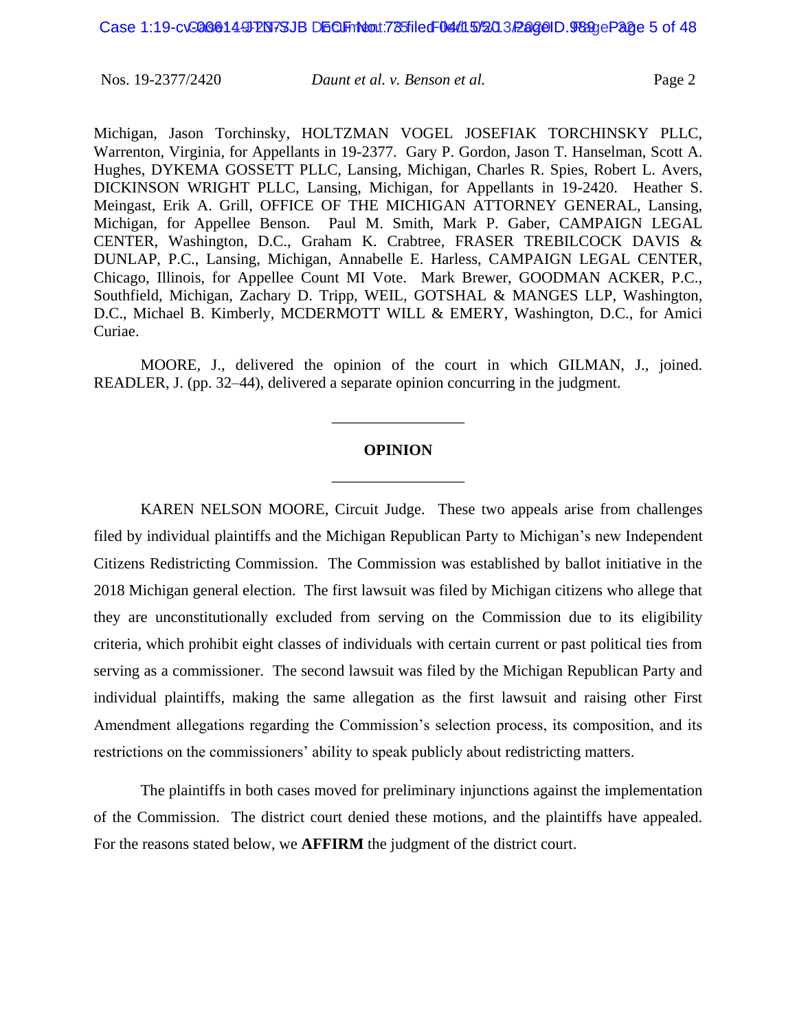Michigan, Jason Torchinsky, HOLTZMAN VOGEL JOSEFIAK TORCHINSKY PLLC, Warrenton, Virginia, for Appellants in 19-2377. Gary P. Gordon, Jason T. Hanselman, Scott A. Hughes, DYKEMA GOSSETT PLLC, Lansing, Michigan, Charles R. Spies, Robert L. Avers, DICKINSON WRIGHT PLLC, Lansing, Michigan, for Appellants in 19-2420. Heather S. Meingast, Erik A. Grill, OFFICE OF THE MICHIGAN ATTORNEY GENERAL, Lansing, Michigan, for Appellee Benson. Paul M. Smith, Mark P. Gaber, CAMPAIGN LEGAL CENTER, Washington, D.C., Graham K. Crabtree, FRASER TREBILCOCK DAVIS & DUNLAP, P.C., Lansing, Michigan, Annabelle E. Harless, CAMPAIGN LEGAL CENTER, Chicago, Illinois, for Appellee Count MI Vote. Mark Brewer, GOODMAN ACKER, P.C., Southfield, Michigan, Zachary D. Tripp, WEIL, GOTSHAL & MANGES LLP, Washington, D.C., Michael B. Kimberly, MCDERMOTT WILL & EMERY, Washington, D.C., for Amici Curiae.

MOORE, J., delivered the opinion of the court in which GILMAN, J., joined. READLER, J. (pp. 32–44), delivered a separate opinion concurring in the judgment.

---

**OPINION**

---

KAREN NELSON MOORE, Circuit Judge. These two appeals arise from challenges filed by individual plaintiffs and the Michigan Republican Party to Michigan's new Independent Citizens Redistricting Commission. The Commission was established by ballot initiative in the 2018 Michigan general election. The first lawsuit was filed by Michigan citizens who allege that they are unconstitutionally excluded from serving on the Commission due to its eligibility criteria, which prohibit eight classes of individuals with certain current or past political ties from serving as a commissioner. The second lawsuit was filed by the Michigan Republican Party and individual plaintiffs, making the same allegation as the first lawsuit and raising other First Amendment allegations regarding the Commission's selection process, its composition, and its restrictions on the commissioners' ability to speak publicly about redistricting matters.

The plaintiffs in both cases moved for preliminary injunctions against the implementation of the Commission. The district court denied these motions, and the plaintiffs have appealed. For the reasons stated below, we **AFFIRM** the judgment of the district court.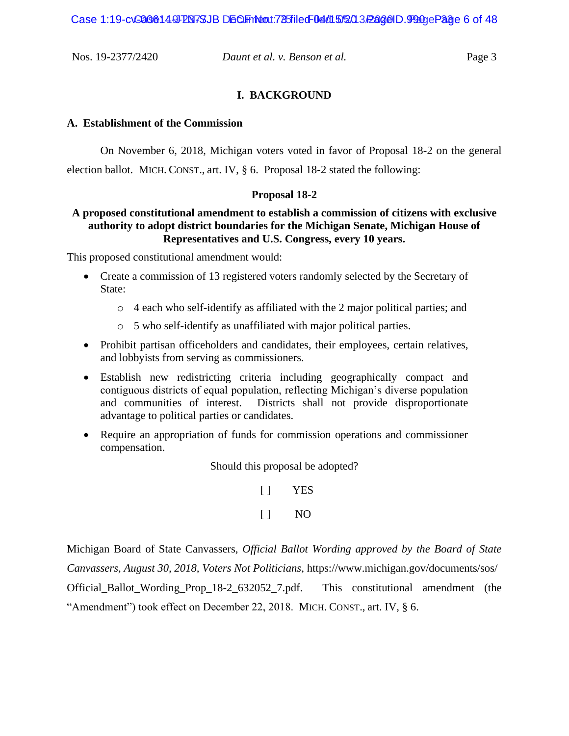## I. BACKGROUND

### A. Establishment of the Commission

On November 6, 2018, Michigan voters voted in favor of Proposal 18-2 on the general election ballot. MICH. CONST., art. IV, § 6. Proposal 18-2 stated the following:

**Proposal 18-2**

**A proposed constitutional amendment to establish a commission of citizens with exclusive authority to adopt district boundaries for the Michigan Senate, Michigan House of Representatives and U.S. Congress, every 10 years.**

This proposed constitutional amendment would:

- Create a commission of 13 registered voters randomly selected by the Secretary of State:
  - 4 each who self-identify as affiliated with the 2 major political parties; and
  - 5 who self-identify as unaffiliated with major political parties.
- Prohibit partisan officeholders and candidates, their employees, certain relatives, and lobbyists from serving as commissioners.
- Establish new redistricting criteria including geographically compact and contiguous districts of equal population, reflecting Michigan's diverse population and communities of interest. Districts shall not provide disproportionate advantage to political parties or candidates.
- Require an appropriation of funds for commission operations and commissioner compensation.

Should this proposal be adopted?

[ ] YES

[ ] NO

Michigan Board of State Canvassers, *Official Ballot Wording approved by the Board of State Canvassers, August 30, 2018, Voters Not Politicians*, https://www.michigan.gov/documents/sos/Official_Ballot_Wording_Prop_18-2_632052_7.pdf. This constitutional amendment (the "Amendment") took effect on December 22, 2018. MICH. CONST., art. IV, § 6.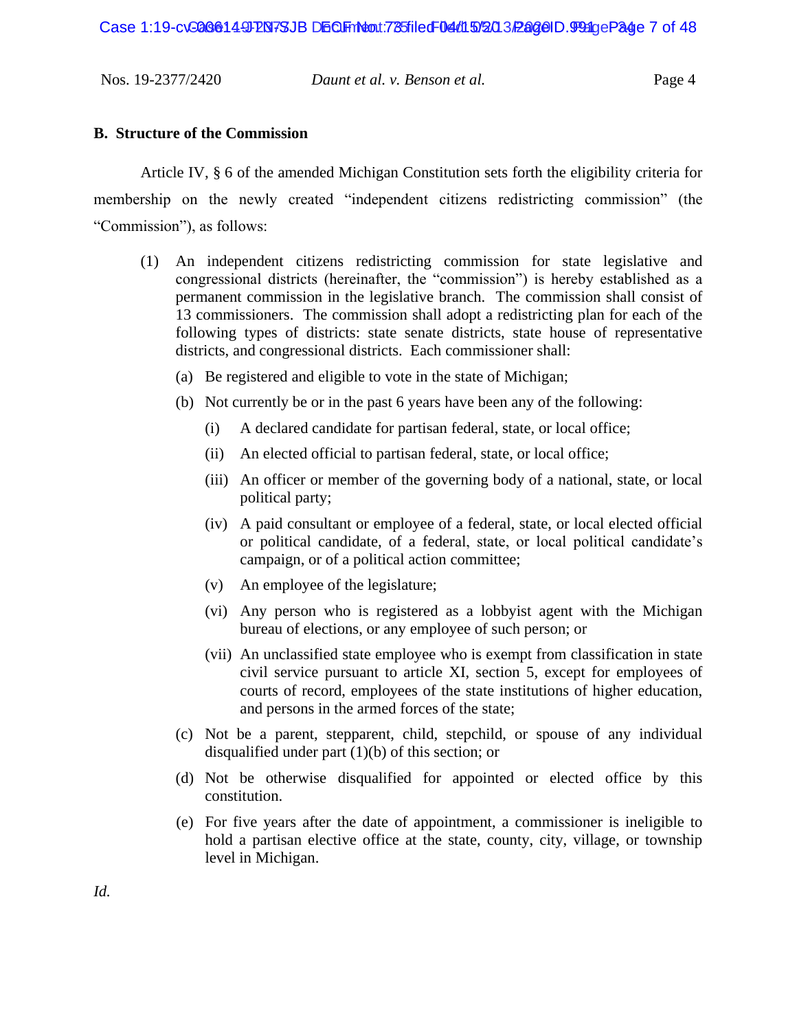## B. Structure of the Commission

Article IV, § 6 of the amended Michigan Constitution sets forth the eligibility criteria for membership on the newly created "independent citizens redistricting commission" (the "Commission"), as follows:

> (1) An independent citizens redistricting commission for state legislative and congressional districts (hereinafter, the "commission") is hereby established as a permanent commission in the legislative branch. The commission shall consist of 13 commissioners. The commission shall adopt a redistricting plan for each of the following types of districts: state senate districts, state house of representative districts, and congressional districts. Each commissioner shall:
>
> (a) Be registered and eligible to vote in the state of Michigan;
>
> (b) Not currently be or in the past 6 years have been any of the following:
>
> (i) A declared candidate for partisan federal, state, or local office;
>
> (ii) An elected official to partisan federal, state, or local office;
>
> (iii) An officer or member of the governing body of a national, state, or local political party;
>
> (iv) A paid consultant or employee of a federal, state, or local elected official or political candidate, of a federal, state, or local political candidate's campaign, or of a political action committee;
>
> (v) An employee of the legislature;
>
> (vi) Any person who is registered as a lobbyist agent with the Michigan bureau of elections, or any employee of such person; or
>
> (vii) An unclassified state employee who is exempt from classification in state civil service pursuant to article XI, section 5, except for employees of courts of record, employees of the state institutions of higher education, and persons in the armed forces of the state;
>
> (c) Not be a parent, stepparent, child, stepchild, or spouse of any individual disqualified under part (1)(b) of this section; or
>
> (d) Not be otherwise disqualified for appointed or elected office by this constitution.
>
> (e) For five years after the date of appointment, a commissioner is ineligible to hold a partisan elective office at the state, county, city, village, or township level in Michigan.

*Id.*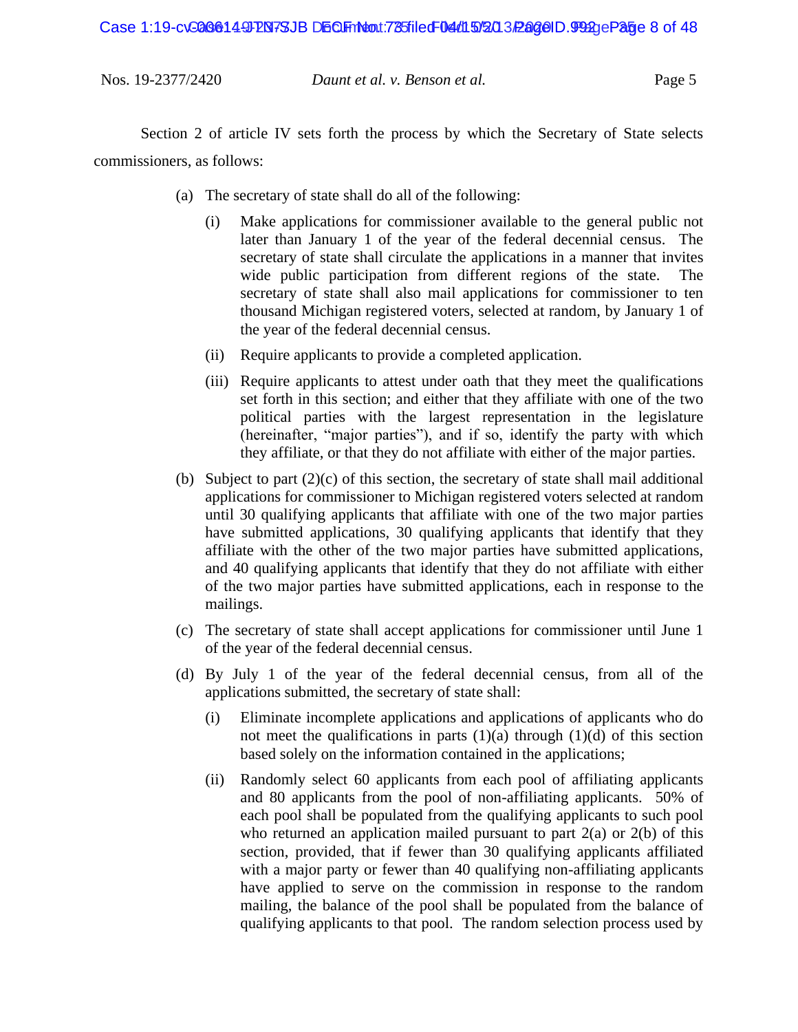Section 2 of article IV sets forth the process by which the Secretary of State selects commissioners, as follows:

> (a) The secretary of state shall do all of the following:
>
> > (i) Make applications for commissioner available to the general public not later than January 1 of the year of the federal decennial census. The secretary of state shall circulate the applications in a manner that invites wide public participation from different regions of the state. The secretary of state shall also mail applications for commissioner to ten thousand Michigan registered voters, selected at random, by January 1 of the year of the federal decennial census.
> >
> > (ii) Require applicants to provide a completed application.
> >
> > (iii) Require applicants to attest under oath that they meet the qualifications set forth in this section; and either that they affiliate with one of the two political parties with the largest representation in the legislature (hereinafter, "major parties"), and if so, identify the party with which they affiliate, or that they do not affiliate with either of the major parties.
>
> (b) Subject to part (2)(c) of this section, the secretary of state shall mail additional applications for commissioner to Michigan registered voters selected at random until 30 qualifying applicants that affiliate with one of the two major parties have submitted applications, 30 qualifying applicants that identify that they affiliate with the other of the two major parties have submitted applications, and 40 qualifying applicants that identify that they do not affiliate with either of the two major parties have submitted applications, each in response to the mailings.
>
> (c) The secretary of state shall accept applications for commissioner until June 1 of the year of the federal decennial census.
>
> (d) By July 1 of the year of the federal decennial census, from all of the applications submitted, the secretary of state shall:
>
> > (i) Eliminate incomplete applications and applications of applicants who do not meet the qualifications in parts (1)(a) through (1)(d) of this section based solely on the information contained in the applications;
> >
> > (ii) Randomly select 60 applicants from each pool of affiliating applicants and 80 applicants from the pool of non-affiliating applicants. 50% of each pool shall be populated from the qualifying applicants to such pool who returned an application mailed pursuant to part 2(a) or 2(b) of this section, provided, that if fewer than 30 qualifying applicants affiliated with a major party or fewer than 40 qualifying non-affiliating applicants have applied to serve on the commission in response to the random mailing, the balance of the pool shall be populated from the balance of qualifying applicants to that pool. The random selection process used by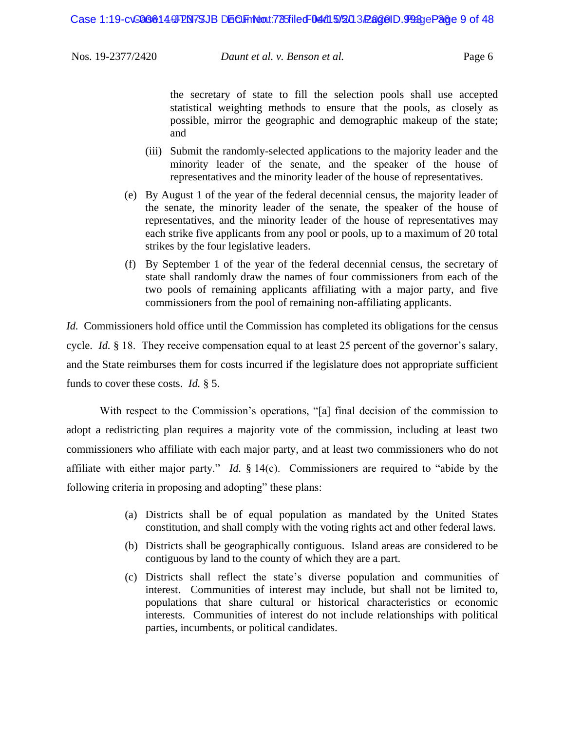the secretary of state to fill the selection pools shall use accepted statistical weighting methods to ensure that the pools, as closely as possible, mirror the geographic and demographic makeup of the state; and

(iii) Submit the randomly-selected applications to the majority leader and the minority leader of the senate, and the speaker of the house of representatives and the minority leader of the house of representatives.

(e) By August 1 of the year of the federal decennial census, the majority leader of the senate, the minority leader of the senate, the speaker of the house of representatives, and the minority leader of the house of representatives may each strike five applicants from any pool or pools, up to a maximum of 20 total strikes by the four legislative leaders.

(f) By September 1 of the year of the federal decennial census, the secretary of state shall randomly draw the names of four commissioners from each of the two pools of remaining applicants affiliating with a major party, and five commissioners from the pool of remaining non-affiliating applicants.

*Id.* Commissioners hold office until the Commission has completed its obligations for the census cycle. *Id.* § 18. They receive compensation equal to at least 25 percent of the governor's salary, and the State reimburses them for costs incurred if the legislature does not appropriate sufficient funds to cover these costs. *Id.* § 5.

With respect to the Commission's operations, "[a] final decision of the commission to adopt a redistricting plan requires a majority vote of the commission, including at least two commissioners who affiliate with each major party, and at least two commissioners who do not affiliate with either major party." *Id.* § 14(c). Commissioners are required to "abide by the following criteria in proposing and adopting" these plans:

(a) Districts shall be of equal population as mandated by the United States constitution, and shall comply with the voting rights act and other federal laws.

(b) Districts shall be geographically contiguous. Island areas are considered to be contiguous by land to the county of which they are a part.

(c) Districts shall reflect the state's diverse population and communities of interest. Communities of interest may include, but shall not be limited to, populations that share cultural or historical characteristics or economic interests. Communities of interest do not include relationships with political parties, incumbents, or political candidates.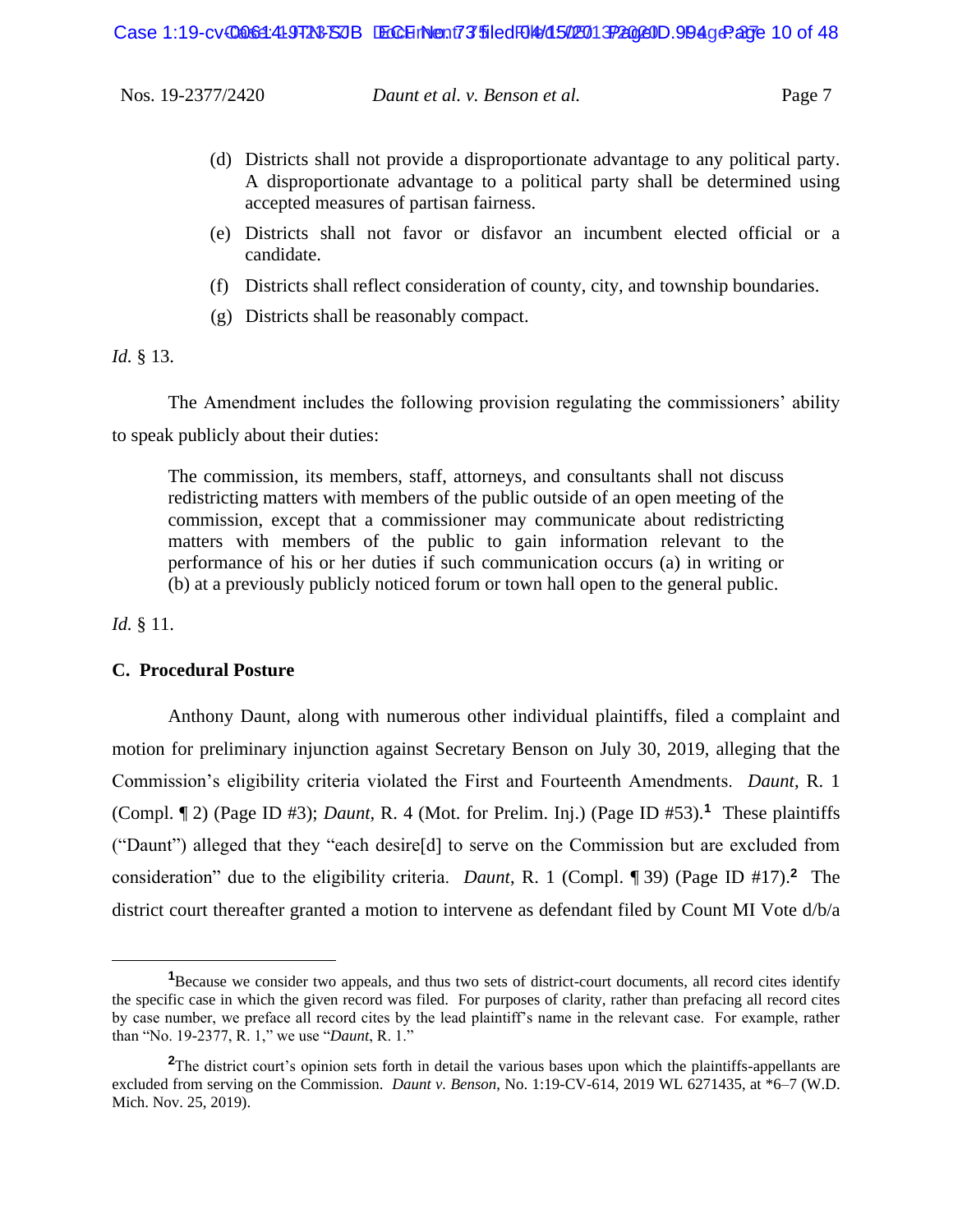(d) Districts shall not provide a disproportionate advantage to any political party. A disproportionate advantage to a political party shall be determined using accepted measures of partisan fairness.

(e) Districts shall not favor or disfavor an incumbent elected official or a candidate.

(f) Districts shall reflect consideration of county, city, and township boundaries.

(g) Districts shall be reasonably compact.

*Id.* § 13.

The Amendment includes the following provision regulating the commissioners' ability to speak publicly about their duties:

> The commission, its members, staff, attorneys, and consultants shall not discuss redistricting matters with members of the public outside of an open meeting of the commission, except that a commissioner may communicate about redistricting matters with members of the public to gain information relevant to the performance of his or her duties if such communication occurs (a) in writing or (b) at a previously publicly noticed forum or town hall open to the general public.

*Id.* § 11.

**C. Procedural Posture**

Anthony Daunt, along with numerous other individual plaintiffs, filed a complaint and motion for preliminary injunction against Secretary Benson on July 30, 2019, alleging that the Commission's eligibility criteria violated the First and Fourteenth Amendments. *Daunt*, R. 1 (Compl. ¶ 2) (Page ID #3); *Daunt*, R. 4 (Mot. for Prelim. Inj.) (Page ID #53).[1] These plaintiffs ("Daunt") alleged that they "each desire[d] to serve on the Commission but are excluded from consideration" due to the eligibility criteria. *Daunt*, R. 1 (Compl. ¶ 39) (Page ID #17).[2] The district court thereafter granted a motion to intervene as defendant filed by Count MI Vote d/b/a

---

[1] Because we consider two appeals, and thus two sets of district-court documents, all record cites identify the specific case in which the given record was filed. For purposes of clarity, rather than prefacing all record cites by case number, we preface all record cites by the lead plaintiff's name in the relevant case. For example, rather than "No. 19-2377, R. 1," we use "*Daunt*, R. 1."

[2] The district court's opinion sets forth in detail the various bases upon which the plaintiffs-appellants are excluded from serving on the Commission. *Daunt v. Benson*, No. 1:19-CV-614, 2019 WL 6271435, at *6–7 (W.D. Mich. Nov. 25, 2019).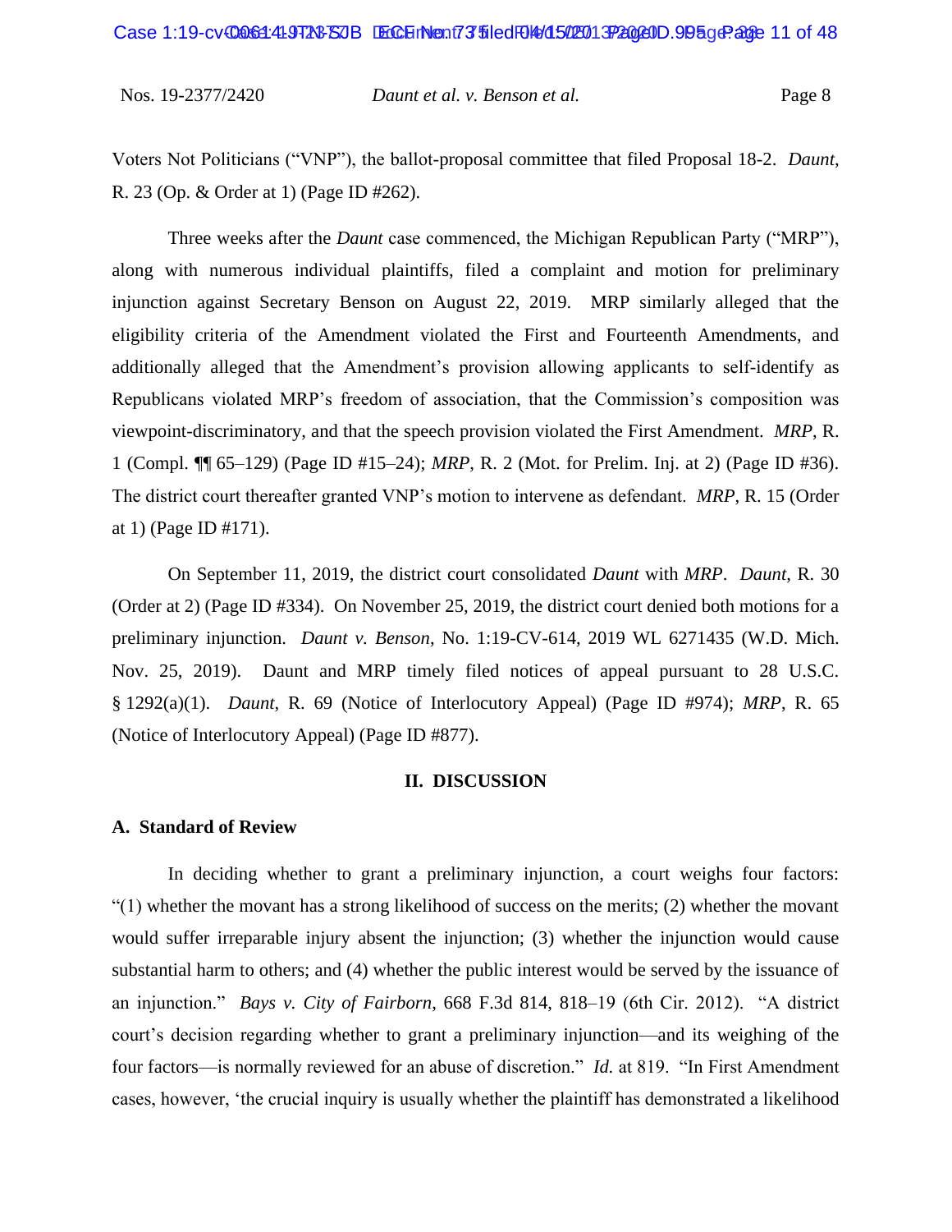Voters Not Politicians ("VNP"), the ballot-proposal committee that filed Proposal 18-2. *Daunt*, R. 23 (Op. & Order at 1) (Page ID #262).

Three weeks after the *Daunt* case commenced, the Michigan Republican Party ("MRP"), along with numerous individual plaintiffs, filed a complaint and motion for preliminary injunction against Secretary Benson on August 22, 2019. MRP similarly alleged that the eligibility criteria of the Amendment violated the First and Fourteenth Amendments, and additionally alleged that the Amendment's provision allowing applicants to self-identify as Republicans violated MRP's freedom of association, that the Commission's composition was viewpoint-discriminatory, and that the speech provision violated the First Amendment. *MRP*, R. 1 (Compl. ¶¶ 65–129) (Page ID #15–24); *MRP*, R. 2 (Mot. for Prelim. Inj. at 2) (Page ID #36). The district court thereafter granted VNP's motion to intervene as defendant. *MRP*, R. 15 (Order at 1) (Page ID #171).

On September 11, 2019, the district court consolidated *Daunt* with *MRP*. *Daunt*, R. 30 (Order at 2) (Page ID #334). On November 25, 2019, the district court denied both motions for a preliminary injunction. *Daunt v. Benson*, No. 1:19-CV-614, 2019 WL 6271435 (W.D. Mich. Nov. 25, 2019). Daunt and MRP timely filed notices of appeal pursuant to 28 U.S.C. § 1292(a)(1). *Daunt*, R. 69 (Notice of Interlocutory Appeal) (Page ID #974); *MRP*, R. 65 (Notice of Interlocutory Appeal) (Page ID #877).

## II. DISCUSSION

### A. Standard of Review

In deciding whether to grant a preliminary injunction, a court weighs four factors: "(1) whether the movant has a strong likelihood of success on the merits; (2) whether the movant would suffer irreparable injury absent the injunction; (3) whether the injunction would cause substantial harm to others; and (4) whether the public interest would be served by the issuance of an injunction." *Bays v. City of Fairborn*, 668 F.3d 814, 818–19 (6th Cir. 2012). "A district court's decision regarding whether to grant a preliminary injunction—and its weighing of the four factors—is normally reviewed for an abuse of discretion." *Id.* at 819. "In First Amendment cases, however, 'the crucial inquiry is usually whether the plaintiff has demonstrated a likelihood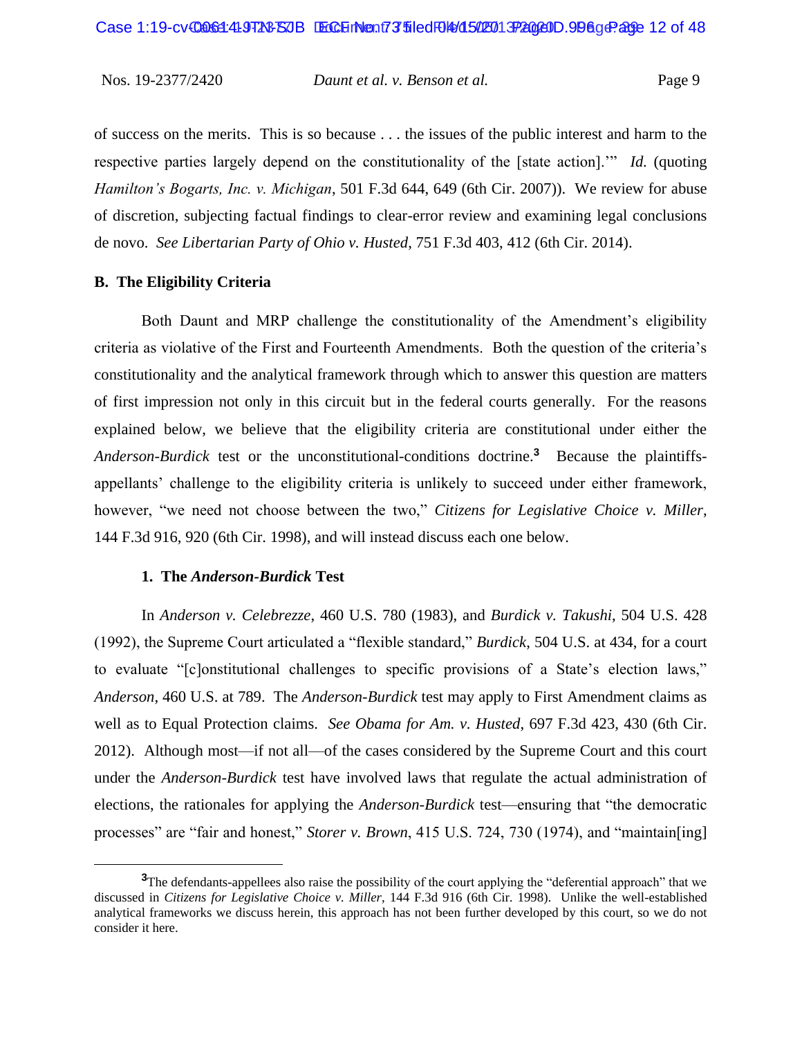of success on the merits. This is so because . . . the issues of the public interest and harm to the respective parties largely depend on the constitutionality of the [state action].'" *Id.* (quoting *Hamilton's Bogarts, Inc. v. Michigan*, 501 F.3d 644, 649 (6th Cir. 2007)). We review for abuse of discretion, subjecting factual findings to clear-error review and examining legal conclusions de novo. *See Libertarian Party of Ohio v. Husted*, 751 F.3d 403, 412 (6th Cir. 2014).

**B. The Eligibility Criteria**

Both Daunt and MRP challenge the constitutionality of the Amendment's eligibility criteria as violative of the First and Fourteenth Amendments. Both the question of the criteria's constitutionality and the analytical framework through which to answer this question are matters of first impression not only in this circuit but in the federal courts generally. For the reasons explained below, we believe that the eligibility criteria are constitutional under either the *Anderson-Burdick* test or the unconstitutional-conditions doctrine.[3] Because the plaintiffs-appellants' challenge to the eligibility criteria is unlikely to succeed under either framework, however, "we need not choose between the two," *Citizens for Legislative Choice v. Miller*, 144 F.3d 916, 920 (6th Cir. 1998), and will instead discuss each one below.

**1. The *Anderson-Burdick* Test**

In *Anderson v. Celebrezze*, 460 U.S. 780 (1983), and *Burdick v. Takushi*, 504 U.S. 428 (1992), the Supreme Court articulated a "flexible standard," *Burdick*, 504 U.S. at 434, for a court to evaluate "[c]onstitutional challenges to specific provisions of a State's election laws," *Anderson*, 460 U.S. at 789. The *Anderson-Burdick* test may apply to First Amendment claims as well as to Equal Protection claims. *See Obama for Am. v. Husted*, 697 F.3d 423, 430 (6th Cir. 2012). Although most—if not all—of the cases considered by the Supreme Court and this court under the *Anderson-Burdick* test have involved laws that regulate the actual administration of elections, the rationales for applying the *Anderson-Burdick* test—ensuring that "the democratic processes" are "fair and honest," *Storer v. Brown*, 415 U.S. 724, 730 (1974), and "maintain[ing]

[3]The defendants-appellees also raise the possibility of the court applying the "deferential approach" that we discussed in *Citizens for Legislative Choice v. Miller*, 144 F.3d 916 (6th Cir. 1998). Unlike the well-established analytical frameworks we discuss herein, this approach has not been further developed by this court, so we do not consider it here.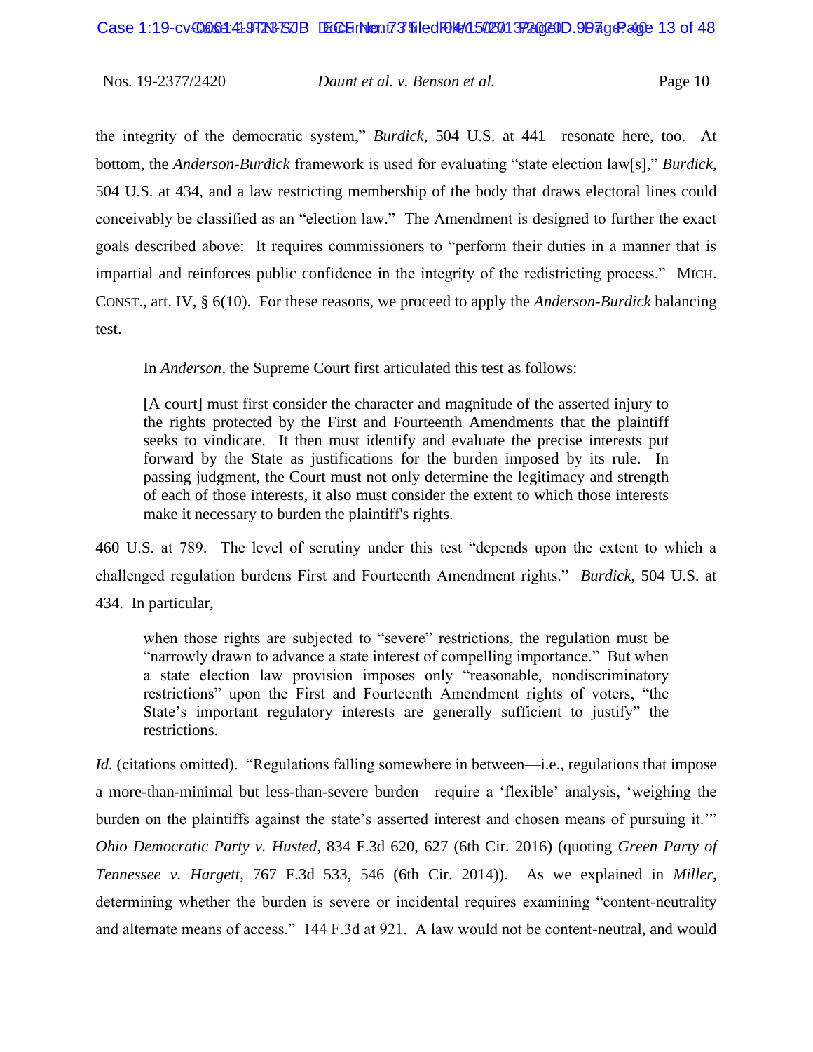the integrity of the democratic system," *Burdick*, 504 U.S. at 441—resonate here, too. At bottom, the *Anderson-Burdick* framework is used for evaluating "state election law[s]," *Burdick*, 504 U.S. at 434, and a law restricting membership of the body that draws electoral lines could conceivably be classified as an "election law." The Amendment is designed to further the exact goals described above: It requires commissioners to "perform their duties in a manner that is impartial and reinforces public confidence in the integrity of the redistricting process." MICH. CONST., art. IV, § 6(10). For these reasons, we proceed to apply the *Anderson-Burdick* balancing test.

In *Anderson*, the Supreme Court first articulated this test as follows:

> [A court] must first consider the character and magnitude of the asserted injury to the rights protected by the First and Fourteenth Amendments that the plaintiff seeks to vindicate. It then must identify and evaluate the precise interests put forward by the State as justifications for the burden imposed by its rule. In passing judgment, the Court must not only determine the legitimacy and strength of each of those interests, it also must consider the extent to which those interests make it necessary to burden the plaintiff's rights.

460 U.S. at 789. The level of scrutiny under this test "depends upon the extent to which a challenged regulation burdens First and Fourteenth Amendment rights." *Burdick*, 504 U.S. at 434. In particular,

> when those rights are subjected to "severe" restrictions, the regulation must be "narrowly drawn to advance a state interest of compelling importance." But when a state election law provision imposes only "reasonable, nondiscriminatory restrictions" upon the First and Fourteenth Amendment rights of voters, "the State's important regulatory interests are generally sufficient to justify" the restrictions.

*Id.* (citations omitted). "Regulations falling somewhere in between—i.e., regulations that impose a more-than-minimal but less-than-severe burden—require a 'flexible' analysis, 'weighing the burden on the plaintiffs against the state's asserted interest and chosen means of pursuing it.'" *Ohio Democratic Party v. Husted*, 834 F.3d 620, 627 (6th Cir. 2016) (quoting *Green Party of Tennessee v. Hargett*, 767 F.3d 533, 546 (6th Cir. 2014)). As we explained in *Miller*, determining whether the burden is severe or incidental requires examining "content-neutrality and alternate means of access." 144 F.3d at 921. A law would not be content-neutral, and would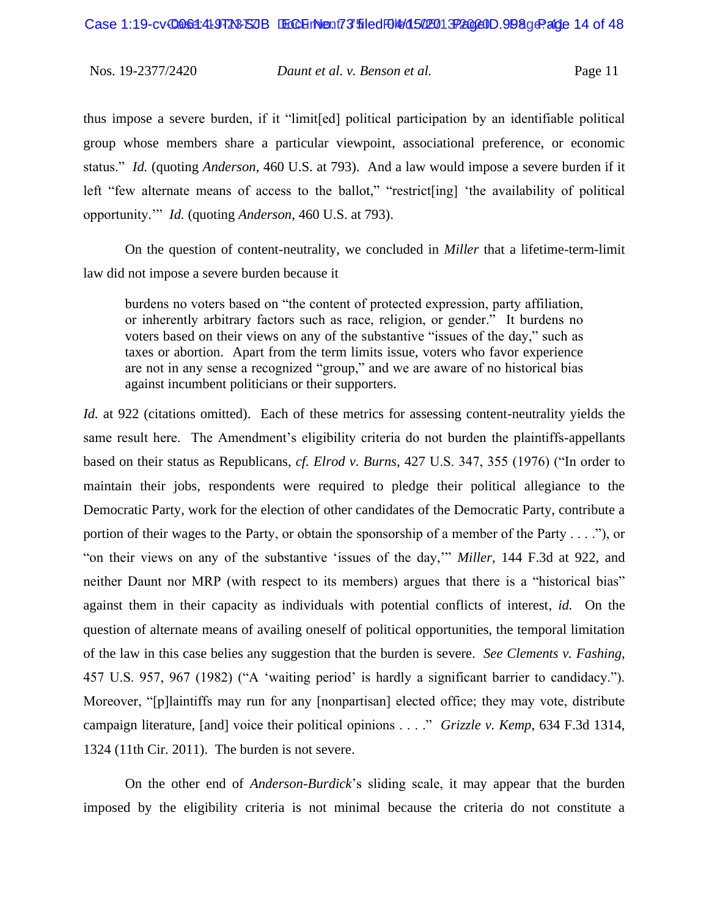thus impose a severe burden, if it "limit[ed] political participation by an identifiable political group whose members share a particular viewpoint, associational preference, or economic status." *Id.* (quoting *Anderson*, 460 U.S. at 793). And a law would impose a severe burden if it left "few alternate means of access to the ballot," "restrict[ing] 'the availability of political opportunity.'" *Id.* (quoting *Anderson*, 460 U.S. at 793).

On the question of content-neutrality, we concluded in *Miller* that a lifetime-term-limit law did not impose a severe burden because it

> burdens no voters based on "the content of protected expression, party affiliation, or inherently arbitrary factors such as race, religion, or gender." It burdens no voters based on their views on any of the substantive "issues of the day," such as taxes or abortion. Apart from the term limits issue, voters who favor experience are not in any sense a recognized "group," and we are aware of no historical bias against incumbent politicians or their supporters.

*Id.* at 922 (citations omitted). Each of these metrics for assessing content-neutrality yields the same result here. The Amendment's eligibility criteria do not burden the plaintiffs-appellants based on their status as Republicans, *cf. Elrod v. Burns*, 427 U.S. 347, 355 (1976) ("In order to maintain their jobs, respondents were required to pledge their political allegiance to the Democratic Party, work for the election of other candidates of the Democratic Party, contribute a portion of their wages to the Party, or obtain the sponsorship of a member of the Party . . . ."), or "on their views on any of the substantive 'issues of the day,'" *Miller*, 144 F.3d at 922, and neither Daunt nor MRP (with respect to its members) argues that there is a "historical bias" against them in their capacity as individuals with potential conflicts of interest, *id.* On the question of alternate means of availing oneself of political opportunities, the temporal limitation of the law in this case belies any suggestion that the burden is severe. *See Clements v. Fashing*, 457 U.S. 957, 967 (1982) ("A 'waiting period' is hardly a significant barrier to candidacy."). Moreover, "[p]laintiffs may run for any [nonpartisan] elected office; they may vote, distribute campaign literature, [and] voice their political opinions . . . ." *Grizzle v. Kemp*, 634 F.3d 1314, 1324 (11th Cir. 2011). The burden is not severe.

On the other end of *Anderson-Burdick*'s sliding scale, it may appear that the burden imposed by the eligibility criteria is not minimal because the criteria do not constitute a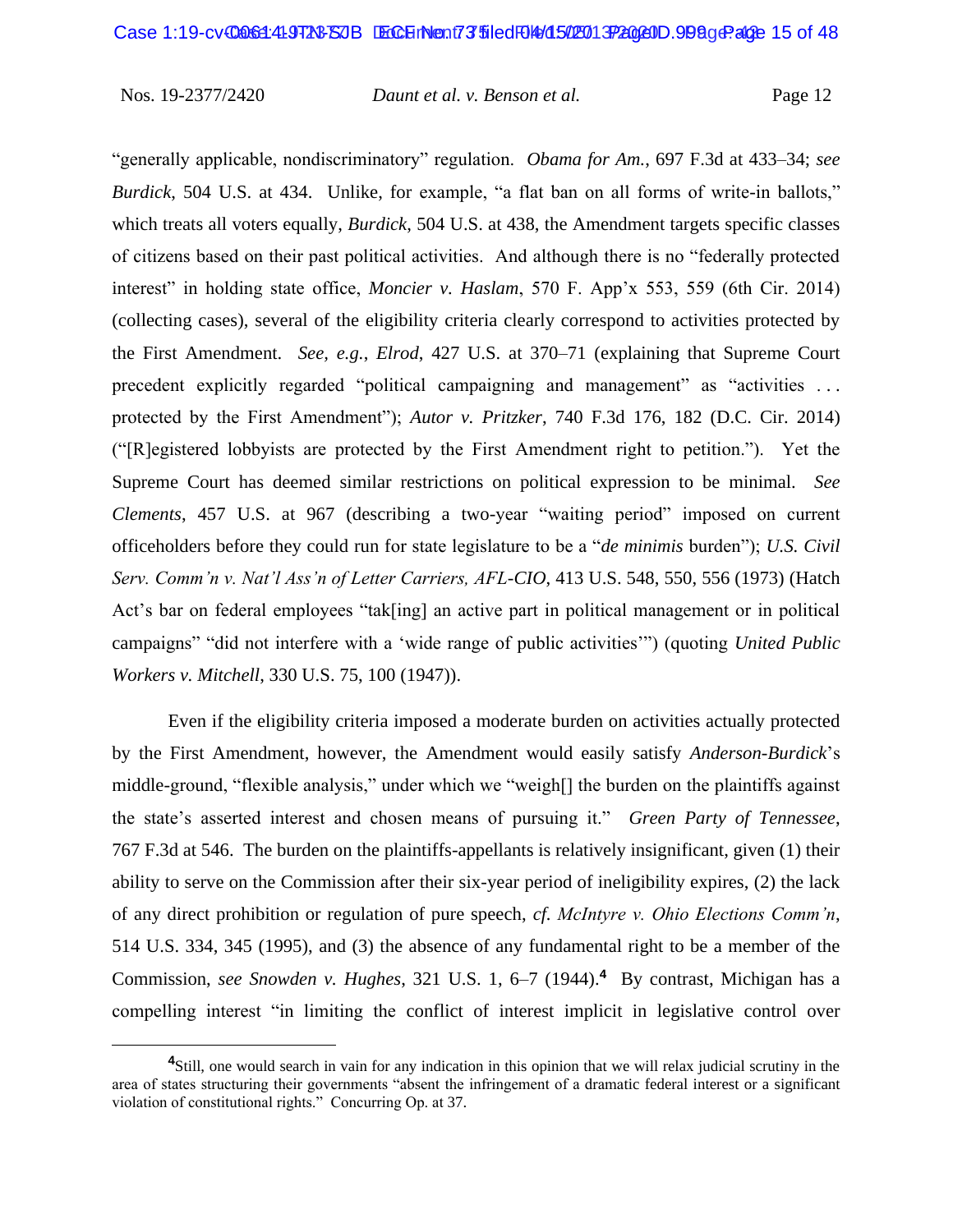"generally applicable, nondiscriminatory" regulation. *Obama for Am.*, 697 F.3d at 433–34; *see Burdick*, 504 U.S. at 434. Unlike, for example, "a flat ban on all forms of write-in ballots," which treats all voters equally, *Burdick*, 504 U.S. at 438, the Amendment targets specific classes of citizens based on their past political activities. And although there is no "federally protected interest" in holding state office, *Moncier v. Haslam*, 570 F. App'x 553, 559 (6th Cir. 2014) (collecting cases), several of the eligibility criteria clearly correspond to activities protected by the First Amendment. *See, e.g.*, *Elrod*, 427 U.S. at 370–71 (explaining that Supreme Court precedent explicitly regarded "political campaigning and management" as "activities . . . protected by the First Amendment"); *Autor v. Pritzker*, 740 F.3d 176, 182 (D.C. Cir. 2014) ("[R]egistered lobbyists are protected by the First Amendment right to petition."). Yet the Supreme Court has deemed similar restrictions on political expression to be minimal. *See Clements*, 457 U.S. at 967 (describing a two-year "waiting period" imposed on current officeholders before they could run for state legislature to be a "*de minimis* burden"); *U.S. Civil Serv. Comm'n v. Nat'l Ass'n of Letter Carriers, AFL-CIO*, 413 U.S. 548, 550, 556 (1973) (Hatch Act's bar on federal employees "tak[ing] an active part in political management or in political campaigns" "did not interfere with a 'wide range of public activities'") (quoting *United Public Workers v. Mitchell*, 330 U.S. 75, 100 (1947)).

Even if the eligibility criteria imposed a moderate burden on activities actually protected by the First Amendment, however, the Amendment would easily satisfy *Anderson-Burdick*'s middle-ground, "flexible analysis," under which we "weigh[] the burden on the plaintiffs against the state's asserted interest and chosen means of pursuing it." *Green Party of Tennessee*, 767 F.3d at 546. The burden on the plaintiffs-appellants is relatively insignificant, given (1) their ability to serve on the Commission after their six-year period of ineligibility expires, (2) the lack of any direct prohibition or regulation of pure speech, *cf. McIntyre v. Ohio Elections Comm'n*, 514 U.S. 334, 345 (1995), and (3) the absence of any fundamental right to be a member of the Commission, *see Snowden v. Hughes*, 321 U.S. 1, 6–7 (1944).[4] By contrast, Michigan has a compelling interest "in limiting the conflict of interest implicit in legislative control over

---

[4]Still, one would search in vain for any indication in this opinion that we will relax judicial scrutiny in the area of states structuring their governments "absent the infringement of a dramatic federal interest or a significant violation of constitutional rights." Concurring Op. at 37.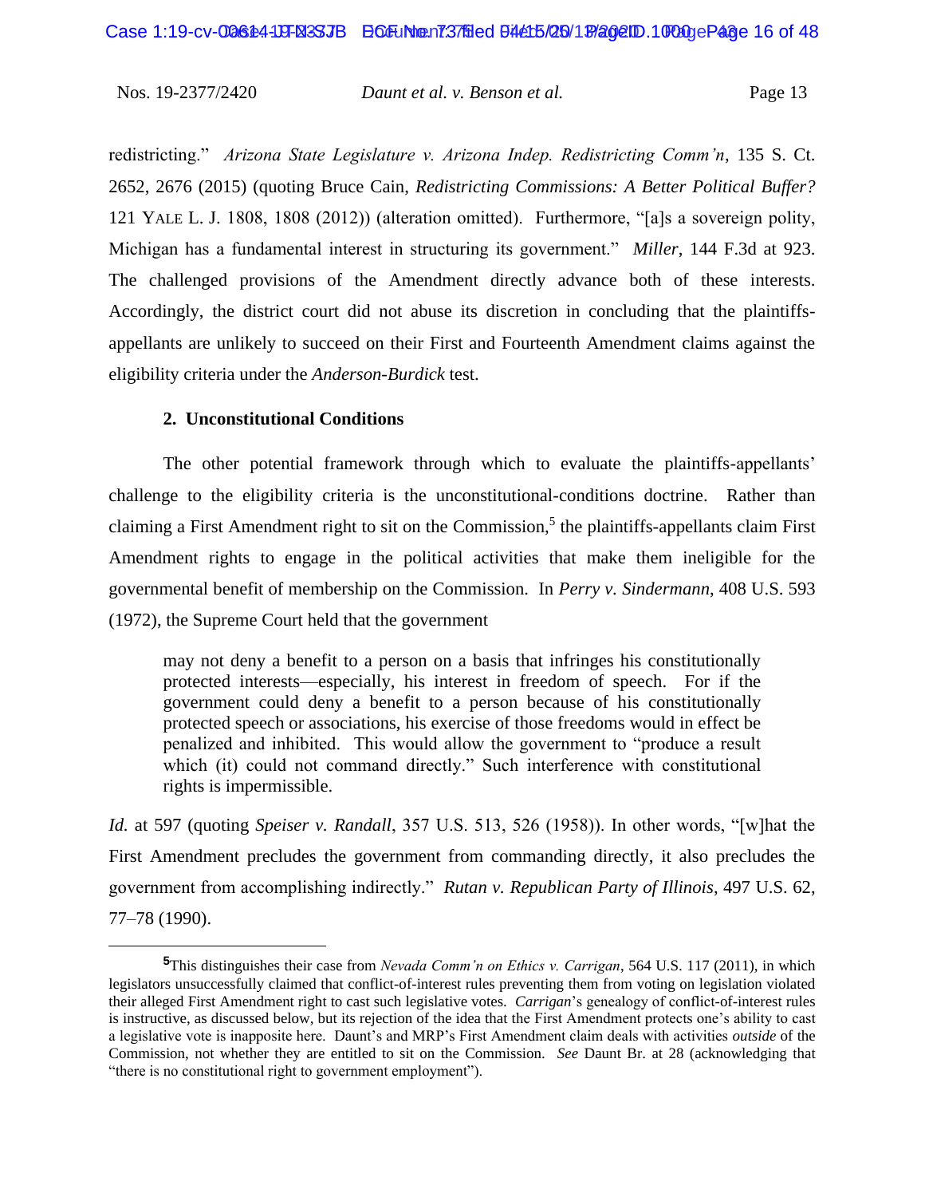redistricting." *Arizona State Legislature v. Arizona Indep. Redistricting Comm'n*, 135 S. Ct. 2652, 2676 (2015) (quoting Bruce Cain, *Redistricting Commissions: A Better Political Buffer?* 121 YALE L. J. 1808, 1808 (2012)) (alteration omitted). Furthermore, "[a]s a sovereign polity, Michigan has a fundamental interest in structuring its government." *Miller*, 144 F.3d at 923. The challenged provisions of the Amendment directly advance both of these interests. Accordingly, the district court did not abuse its discretion in concluding that the plaintiffs-appellants are unlikely to succeed on their First and Fourteenth Amendment claims against the eligibility criteria under the *Anderson-Burdick* test.

**2. Unconstitutional Conditions**

The other potential framework through which to evaluate the plaintiffs-appellants' challenge to the eligibility criteria is the unconstitutional-conditions doctrine. Rather than claiming a First Amendment right to sit on the Commission,[5] the plaintiffs-appellants claim First Amendment rights to engage in the political activities that make them ineligible for the governmental benefit of membership on the Commission. In *Perry v. Sindermann*, 408 U.S. 593 (1972), the Supreme Court held that the government

> may not deny a benefit to a person on a basis that infringes his constitutionally protected interests—especially, his interest in freedom of speech. For if the government could deny a benefit to a person because of his constitutionally protected speech or associations, his exercise of those freedoms would in effect be penalized and inhibited. This would allow the government to "produce a result which (it) could not command directly." Such interference with constitutional rights is impermissible.

*Id.* at 597 (quoting *Speiser v. Randall*, 357 U.S. 513, 526 (1958)). In other words, "[w]hat the First Amendment precludes the government from commanding directly, it also precludes the government from accomplishing indirectly." *Rutan v. Republican Party of Illinois*, 497 U.S. 62, 77–78 (1990).

[5]This distinguishes their case from *Nevada Comm'n on Ethics v. Carrigan*, 564 U.S. 117 (2011), in which legislators unsuccessfully claimed that conflict-of-interest rules preventing them from voting on legislation violated their alleged First Amendment right to cast such legislative votes. *Carrigan*'s genealogy of conflict-of-interest rules is instructive, as discussed below, but its rejection of the idea that the First Amendment protects one's ability to cast a legislative vote is inapposite here. Daunt's and MRP's First Amendment claim deals with activities *outside* of the Commission, not whether they are entitled to sit on the Commission. *See* Daunt Br. at 28 (acknowledging that "there is no constitutional right to government employment").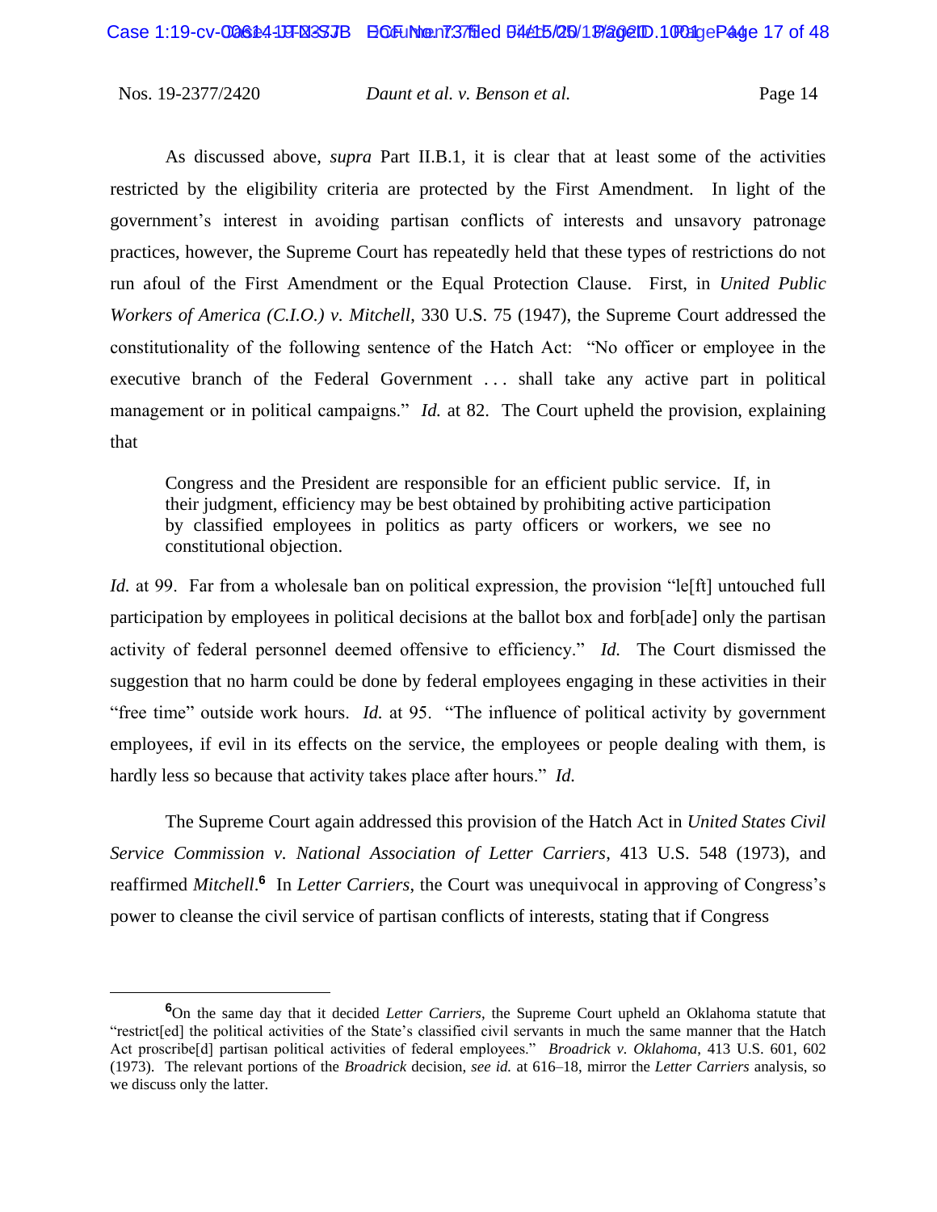As discussed above, *supra* Part II.B.1, it is clear that at least some of the activities restricted by the eligibility criteria are protected by the First Amendment. In light of the government's interest in avoiding partisan conflicts of interests and unsavory patronage practices, however, the Supreme Court has repeatedly held that these types of restrictions do not run afoul of the First Amendment or the Equal Protection Clause. First, in *United Public Workers of America (C.I.O.) v. Mitchell*, 330 U.S. 75 (1947), the Supreme Court addressed the constitutionality of the following sentence of the Hatch Act: "No officer or employee in the executive branch of the Federal Government . . . shall take any active part in political management or in political campaigns." *Id.* at 82. The Court upheld the provision, explaining that

> Congress and the President are responsible for an efficient public service. If, in their judgment, efficiency may be best obtained by prohibiting active participation by classified employees in politics as party officers or workers, we see no constitutional objection.

*Id.* at 99. Far from a wholesale ban on political expression, the provision "le[ft] untouched full participation by employees in political decisions at the ballot box and forb[ade] only the partisan activity of federal personnel deemed offensive to efficiency." *Id.* The Court dismissed the suggestion that no harm could be done by federal employees engaging in these activities in their "free time" outside work hours. *Id.* at 95. "The influence of political activity by government employees, if evil in its effects on the service, the employees or people dealing with them, is hardly less so because that activity takes place after hours." *Id.*

The Supreme Court again addressed this provision of the Hatch Act in *United States Civil Service Commission v. National Association of Letter Carriers*, 413 U.S. 548 (1973), and reaffirmed *Mitchell*.[6] In *Letter Carriers*, the Court was unequivocal in approving of Congress's power to cleanse the civil service of partisan conflicts of interests, stating that if Congress

---

[6]On the same day that it decided *Letter Carriers*, the Supreme Court upheld an Oklahoma statute that "restrict[ed] the political activities of the State's classified civil servants in much the same manner that the Hatch Act proscribe[d] partisan political activities of federal employees." *Broadrick v. Oklahoma*, 413 U.S. 601, 602 (1973). The relevant portions of the *Broadrick* decision, *see id.* at 616–18, mirror the *Letter Carriers* analysis, so we discuss only the latter.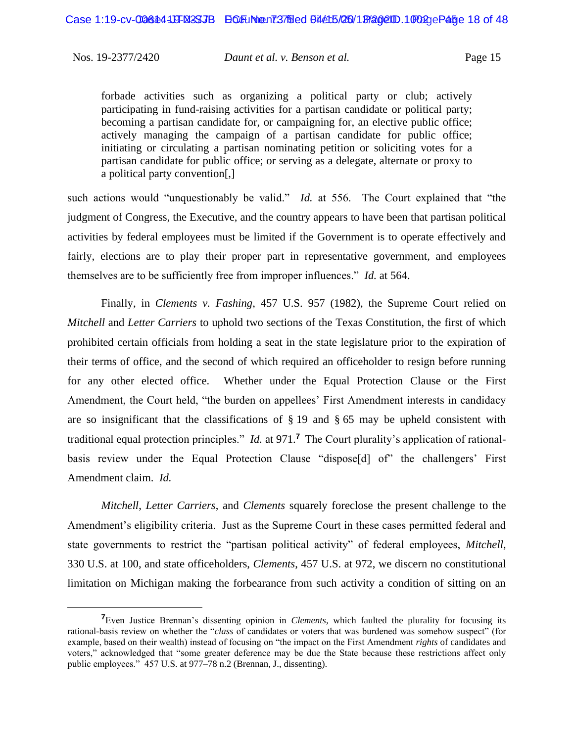> forbade activities such as organizing a political party or club; actively participating in fund-raising activities for a partisan candidate or political party; becoming a partisan candidate for, or campaigning for, an elective public office; actively managing the campaign of a partisan candidate for public office; initiating or circulating a partisan nominating petition or soliciting votes for a partisan candidate for public office; or serving as a delegate, alternate or proxy to a political party convention[,]

such actions would "unquestionably be valid." *Id.* at 556. The Court explained that "the judgment of Congress, the Executive, and the country appears to have been that partisan political activities by federal employees must be limited if the Government is to operate effectively and fairly, elections are to play their proper part in representative government, and employees themselves are to be sufficiently free from improper influences." *Id.* at 564.

Finally, in *Clements v. Fashing*, 457 U.S. 957 (1982), the Supreme Court relied on *Mitchell* and *Letter Carriers* to uphold two sections of the Texas Constitution, the first of which prohibited certain officials from holding a seat in the state legislature prior to the expiration of their terms of office, and the second of which required an officeholder to resign before running for any other elected office. Whether under the Equal Protection Clause or the First Amendment, the Court held, "the burden on appellees' First Amendment interests in candidacy are so insignificant that the classifications of § 19 and § 65 may be upheld consistent with traditional equal protection principles." *Id.* at 971.[7] The Court plurality's application of rational-basis review under the Equal Protection Clause "dispose[d] of" the challengers' First Amendment claim. *Id.*

*Mitchell*, *Letter Carriers*, and *Clements* squarely foreclose the present challenge to the Amendment's eligibility criteria. Just as the Supreme Court in these cases permitted federal and state governments to restrict the "partisan political activity" of federal employees, *Mitchell*, 330 U.S. at 100, and state officeholders, *Clements*, 457 U.S. at 972, we discern no constitutional limitation on Michigan making the forbearance from such activity a condition of sitting on an

---

[7] Even Justice Brennan's dissenting opinion in *Clements*, which faulted the plurality for focusing its rational-basis review on whether the "*class* of candidates or voters that was burdened was somehow suspect" (for example, based on their wealth) instead of focusing on "the impact on the First Amendment *rights* of candidates and voters," acknowledged that "some greater deference may be due the State because these restrictions affect only public employees." 457 U.S. at 977–78 n.2 (Brennan, J., dissenting).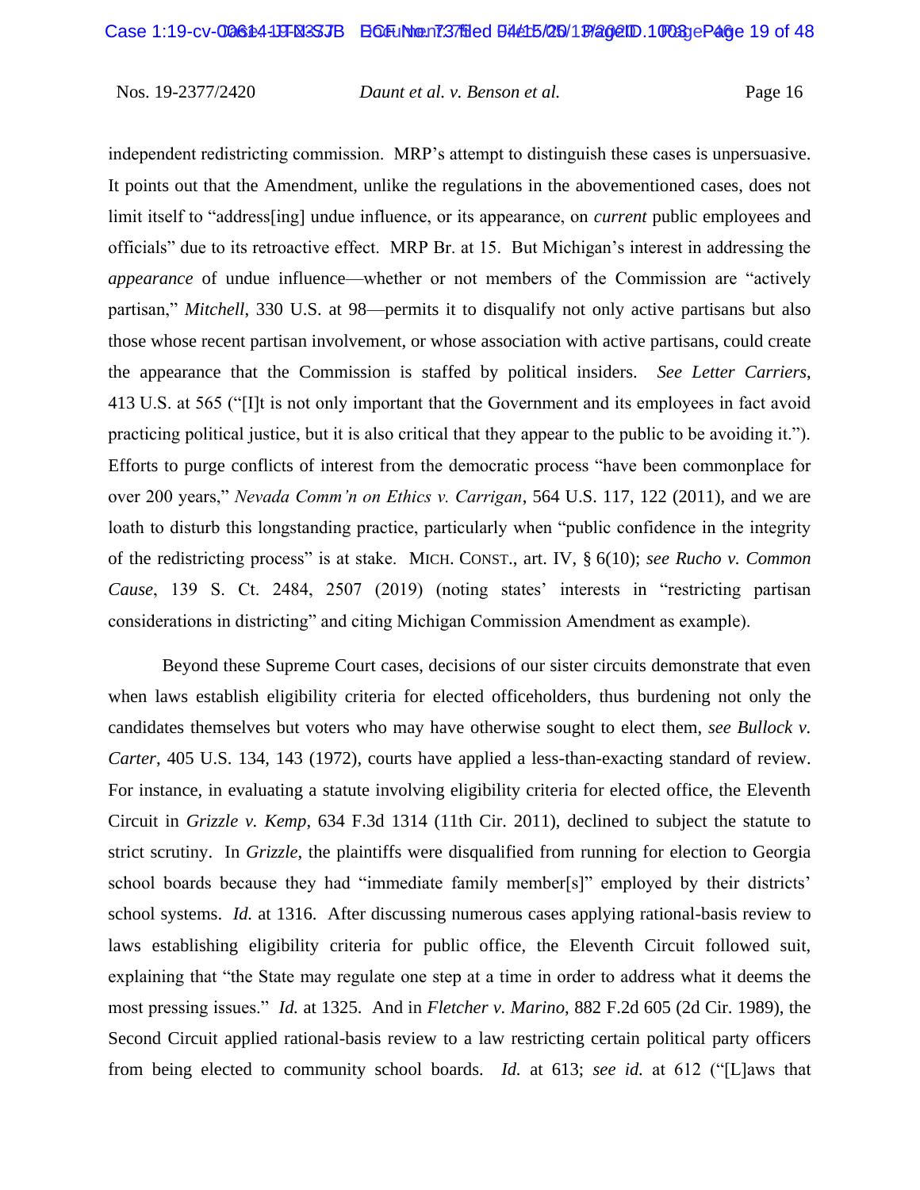independent redistricting commission. MRP's attempt to distinguish these cases is unpersuasive. It points out that the Amendment, unlike the regulations in the abovementioned cases, does not limit itself to "address[ing] undue influence, or its appearance, on *current* public employees and officials" due to its retroactive effect. MRP Br. at 15. But Michigan's interest in addressing the *appearance* of undue influence—whether or not members of the Commission are "actively partisan," *Mitchell*, 330 U.S. at 98—permits it to disqualify not only active partisans but also those whose recent partisan involvement, or whose association with active partisans, could create the appearance that the Commission is staffed by political insiders. *See Letter Carriers*, 413 U.S. at 565 ("[I]t is not only important that the Government and its employees in fact avoid practicing political justice, but it is also critical that they appear to the public to be avoiding it."). Efforts to purge conflicts of interest from the democratic process "have been commonplace for over 200 years," *Nevada Comm'n on Ethics v. Carrigan*, 564 U.S. 117, 122 (2011), and we are loath to disturb this longstanding practice, particularly when "public confidence in the integrity of the redistricting process" is at stake. MICH. CONST., art. IV, § 6(10); *see Rucho v. Common Cause*, 139 S. Ct. 2484, 2507 (2019) (noting states' interests in "restricting partisan considerations in districting" and citing Michigan Commission Amendment as example).

Beyond these Supreme Court cases, decisions of our sister circuits demonstrate that even when laws establish eligibility criteria for elected officeholders, thus burdening not only the candidates themselves but voters who may have otherwise sought to elect them, *see Bullock v. Carter*, 405 U.S. 134, 143 (1972), courts have applied a less-than-exacting standard of review. For instance, in evaluating a statute involving eligibility criteria for elected office, the Eleventh Circuit in *Grizzle v. Kemp*, 634 F.3d 1314 (11th Cir. 2011), declined to subject the statute to strict scrutiny. In *Grizzle*, the plaintiffs were disqualified from running for election to Georgia school boards because they had "immediate family member[s]" employed by their districts' school systems. *Id.* at 1316. After discussing numerous cases applying rational-basis review to laws establishing eligibility criteria for public office, the Eleventh Circuit followed suit, explaining that "the State may regulate one step at a time in order to address what it deems the most pressing issues." *Id.* at 1325. And in *Fletcher v. Marino*, 882 F.2d 605 (2d Cir. 1989), the Second Circuit applied rational-basis review to a law restricting certain political party officers from being elected to community school boards. *Id.* at 613; *see id.* at 612 ("[L]aws that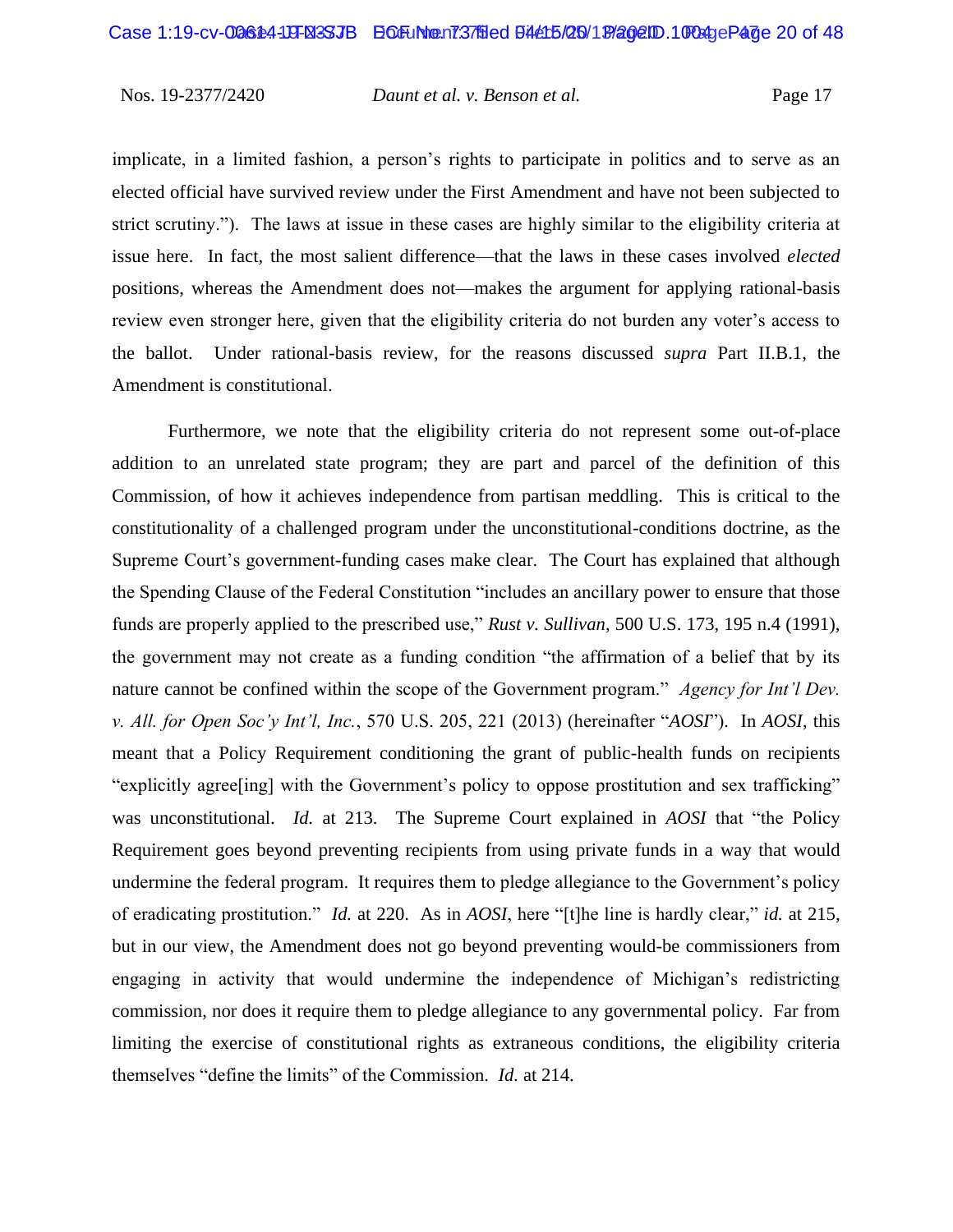implicate, in a limited fashion, a person's rights to participate in politics and to serve as an elected official have survived review under the First Amendment and have not been subjected to strict scrutiny."). The laws at issue in these cases are highly similar to the eligibility criteria at issue here. In fact, the most salient difference—that the laws in these cases involved *elected* positions, whereas the Amendment does not—makes the argument for applying rational-basis review even stronger here, given that the eligibility criteria do not burden any voter's access to the ballot. Under rational-basis review, for the reasons discussed *supra* Part II.B.1, the Amendment is constitutional.

Furthermore, we note that the eligibility criteria do not represent some out-of-place addition to an unrelated state program; they are part and parcel of the definition of this Commission, of how it achieves independence from partisan meddling. This is critical to the constitutionality of a challenged program under the unconstitutional-conditions doctrine, as the Supreme Court's government-funding cases make clear. The Court has explained that although the Spending Clause of the Federal Constitution "includes an ancillary power to ensure that those funds are properly applied to the prescribed use," *Rust v. Sullivan*, 500 U.S. 173, 195 n.4 (1991), the government may not create as a funding condition "the affirmation of a belief that by its nature cannot be confined within the scope of the Government program." *Agency for Int'l Dev. v. All. for Open Soc'y Int'l, Inc.*, 570 U.S. 205, 221 (2013) (hereinafter "*AOSI*"). In *AOSI*, this meant that a Policy Requirement conditioning the grant of public-health funds on recipients "explicitly agree[ing] with the Government's policy to oppose prostitution and sex trafficking" was unconstitutional. *Id.* at 213. The Supreme Court explained in *AOSI* that "the Policy Requirement goes beyond preventing recipients from using private funds in a way that would undermine the federal program. It requires them to pledge allegiance to the Government's policy of eradicating prostitution." *Id.* at 220. As in *AOSI*, here "[t]he line is hardly clear," *id.* at 215, but in our view, the Amendment does not go beyond preventing would-be commissioners from engaging in activity that would undermine the independence of Michigan's redistricting commission, nor does it require them to pledge allegiance to any governmental policy. Far from limiting the exercise of constitutional rights as extraneous conditions, the eligibility criteria themselves "define the limits" of the Commission. *Id.* at 214.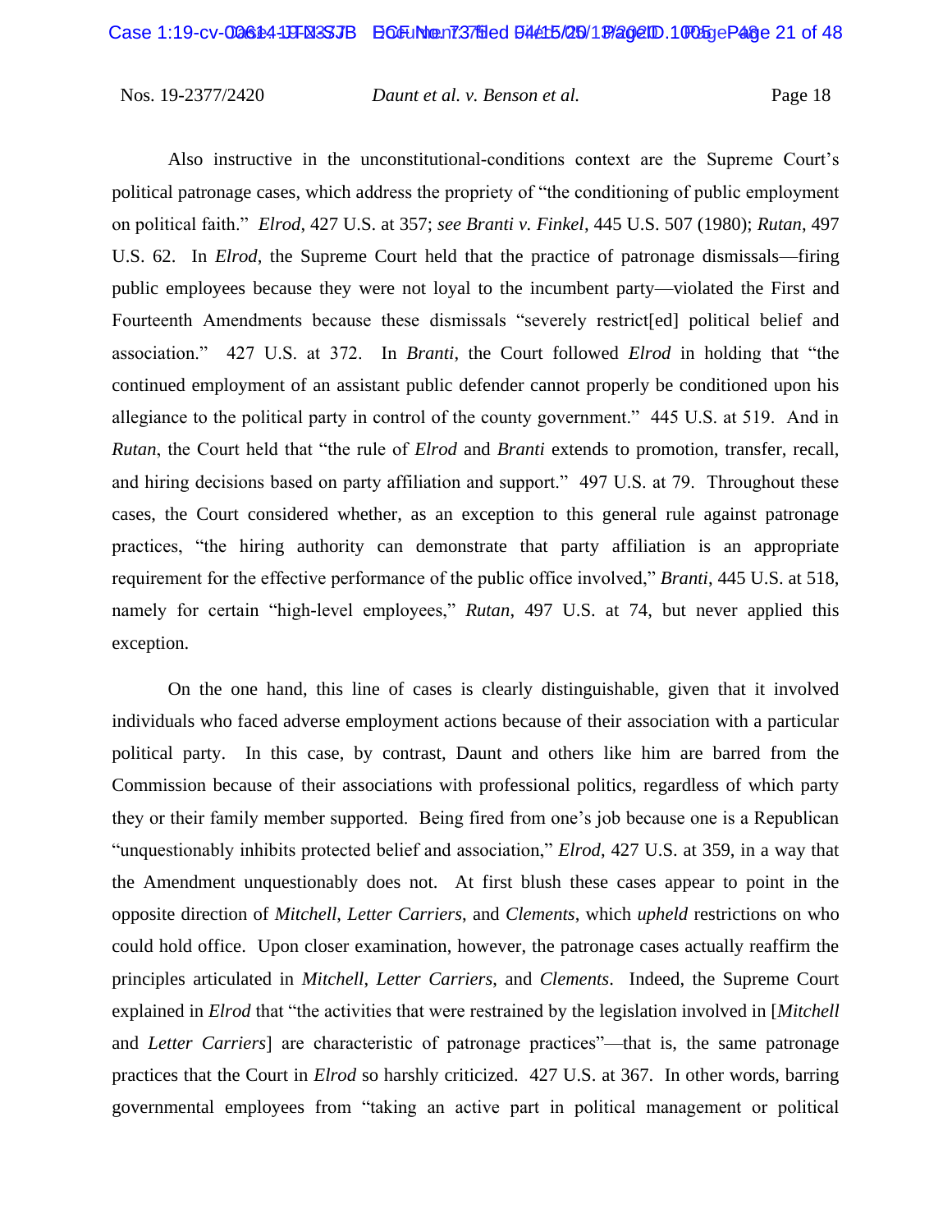Also instructive in the unconstitutional-conditions context are the Supreme Court's political patronage cases, which address the propriety of "the conditioning of public employment on political faith." *Elrod*, 427 U.S. at 357; *see Branti v. Finkel*, 445 U.S. 507 (1980); *Rutan*, 497 U.S. 62. In *Elrod*, the Supreme Court held that the practice of patronage dismissals—firing public employees because they were not loyal to the incumbent party—violated the First and Fourteenth Amendments because these dismissals "severely restrict[ed] political belief and association." 427 U.S. at 372. In *Branti*, the Court followed *Elrod* in holding that "the continued employment of an assistant public defender cannot properly be conditioned upon his allegiance to the political party in control of the county government." 445 U.S. at 519. And in *Rutan*, the Court held that "the rule of *Elrod* and *Branti* extends to promotion, transfer, recall, and hiring decisions based on party affiliation and support." 497 U.S. at 79. Throughout these cases, the Court considered whether, as an exception to this general rule against patronage practices, "the hiring authority can demonstrate that party affiliation is an appropriate requirement for the effective performance of the public office involved," *Branti*, 445 U.S. at 518, namely for certain "high-level employees," *Rutan*, 497 U.S. at 74, but never applied this exception.

On the one hand, this line of cases is clearly distinguishable, given that it involved individuals who faced adverse employment actions because of their association with a particular political party. In this case, by contrast, Daunt and others like him are barred from the Commission because of their associations with professional politics, regardless of which party they or their family member supported. Being fired from one's job because one is a Republican "unquestionably inhibits protected belief and association," *Elrod*, 427 U.S. at 359, in a way that the Amendment unquestionably does not. At first blush these cases appear to point in the opposite direction of *Mitchell*, *Letter Carriers*, and *Clements*, which *upheld* restrictions on who could hold office. Upon closer examination, however, the patronage cases actually reaffirm the principles articulated in *Mitchell*, *Letter Carriers*, and *Clements*. Indeed, the Supreme Court explained in *Elrod* that "the activities that were restrained by the legislation involved in [*Mitchell* and *Letter Carriers*] are characteristic of patronage practices"—that is, the same patronage practices that the Court in *Elrod* so harshly criticized. 427 U.S. at 367. In other words, barring governmental employees from "taking an active part in political management or political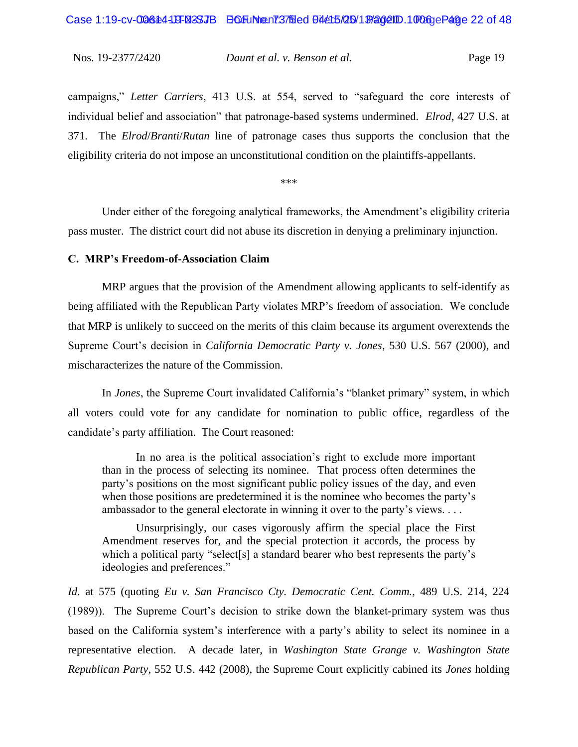campaigns," *Letter Carriers*, 413 U.S. at 554, served to "safeguard the core interests of individual belief and association" that patronage-based systems undermined. *Elrod*, 427 U.S. at 371. The *Elrod*/*Branti*/*Rutan* line of patronage cases thus supports the conclusion that the eligibility criteria do not impose an unconstitutional condition on the plaintiffs-appellants.

\*\*\*

Under either of the foregoing analytical frameworks, the Amendment's eligibility criteria pass muster. The district court did not abuse its discretion in denying a preliminary injunction.

### C. MRP's Freedom-of-Association Claim

MRP argues that the provision of the Amendment allowing applicants to self-identify as being affiliated with the Republican Party violates MRP's freedom of association. We conclude that MRP is unlikely to succeed on the merits of this claim because its argument overextends the Supreme Court's decision in *California Democratic Party v. Jones*, 530 U.S. 567 (2000), and mischaracterizes the nature of the Commission.

In *Jones*, the Supreme Court invalidated California's "blanket primary" system, in which all voters could vote for any candidate for nomination to public office, regardless of the candidate's party affiliation. The Court reasoned:

> In no area is the political association's right to exclude more important than in the process of selecting its nominee. That process often determines the party's positions on the most significant public policy issues of the day, and even when those positions are predetermined it is the nominee who becomes the party's ambassador to the general electorate in winning it over to the party's views. . . .
>
> Unsurprisingly, our cases vigorously affirm the special place the First Amendment reserves for, and the special protection it accords, the process by which a political party "select[s] a standard bearer who best represents the party's ideologies and preferences."

*Id.* at 575 (quoting *Eu v. San Francisco Cty. Democratic Cent. Comm.*, 489 U.S. 214, 224 (1989)). The Supreme Court's decision to strike down the blanket-primary system was thus based on the California system's interference with a party's ability to select its nominee in a representative election. A decade later, in *Washington State Grange v. Washington State Republican Party*, 552 U.S. 442 (2008), the Supreme Court explicitly cabined its *Jones* holding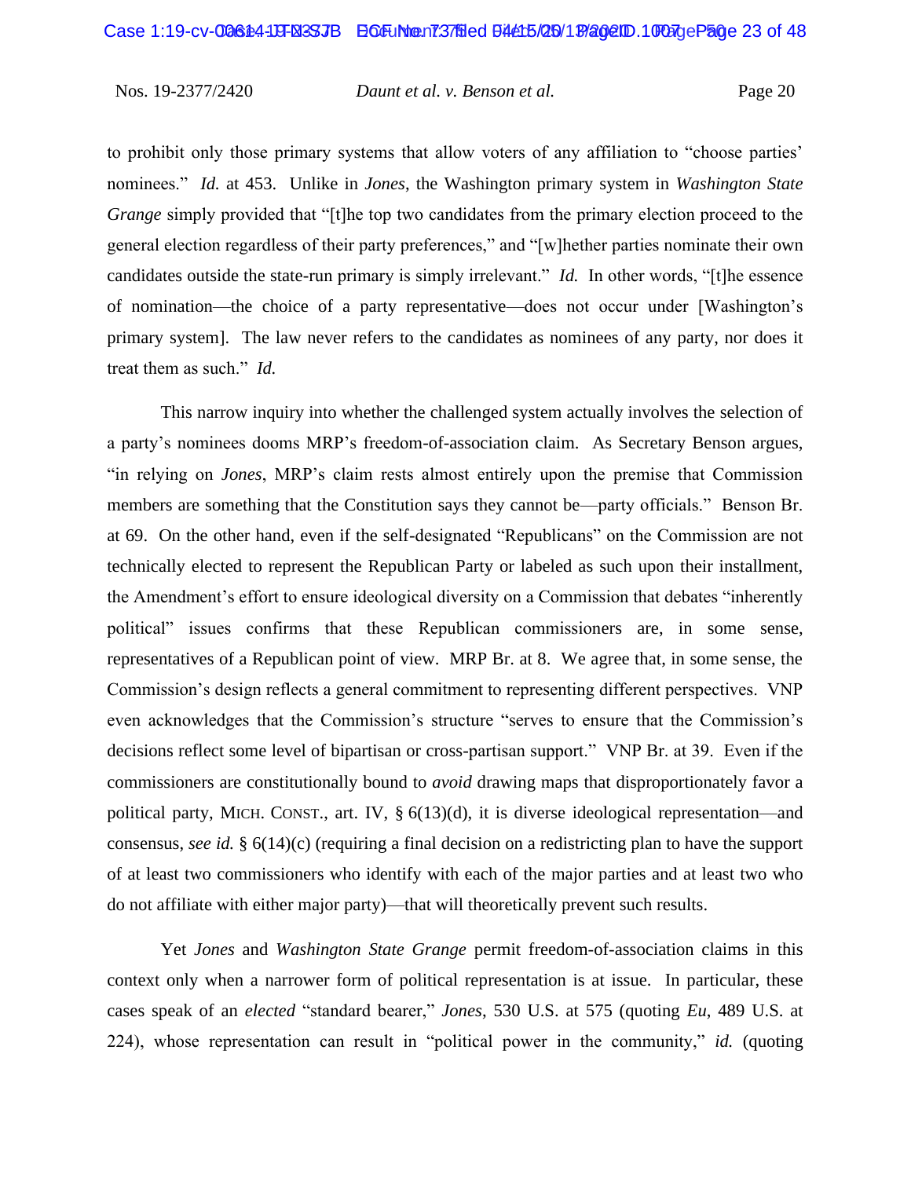to prohibit only those primary systems that allow voters of any affiliation to "choose parties' nominees." *Id.* at 453. Unlike in *Jones*, the Washington primary system in *Washington State Grange* simply provided that "[t]he top two candidates from the primary election proceed to the general election regardless of their party preferences," and "[w]hether parties nominate their own candidates outside the state-run primary is simply irrelevant." *Id.* In other words, "[t]he essence of nomination—the choice of a party representative—does not occur under [Washington's primary system]. The law never refers to the candidates as nominees of any party, nor does it treat them as such." *Id.*

This narrow inquiry into whether the challenged system actually involves the selection of a party's nominees dooms MRP's freedom-of-association claim. As Secretary Benson argues, "in relying on *Jones*, MRP's claim rests almost entirely upon the premise that Commission members are something that the Constitution says they cannot be—party officials." Benson Br. at 69. On the other hand, even if the self-designated "Republicans" on the Commission are not technically elected to represent the Republican Party or labeled as such upon their installment, the Amendment's effort to ensure ideological diversity on a Commission that debates "inherently political" issues confirms that these Republican commissioners are, in some sense, representatives of a Republican point of view. MRP Br. at 8. We agree that, in some sense, the Commission's design reflects a general commitment to representing different perspectives. VNP even acknowledges that the Commission's structure "serves to ensure that the Commission's decisions reflect some level of bipartisan or cross-partisan support." VNP Br. at 39. Even if the commissioners are constitutionally bound to *avoid* drawing maps that disproportionately favor a political party, MICH. CONST., art. IV, § 6(13)(d), it is diverse ideological representation—and consensus, *see id.* § 6(14)(c) (requiring a final decision on a redistricting plan to have the support of at least two commissioners who identify with each of the major parties and at least two who do not affiliate with either major party)—that will theoretically prevent such results.

Yet *Jones* and *Washington State Grange* permit freedom-of-association claims in this context only when a narrower form of political representation is at issue. In particular, these cases speak of an *elected* "standard bearer," *Jones*, 530 U.S. at 575 (quoting *Eu*, 489 U.S. at 224), whose representation can result in "political power in the community," *id.* (quoting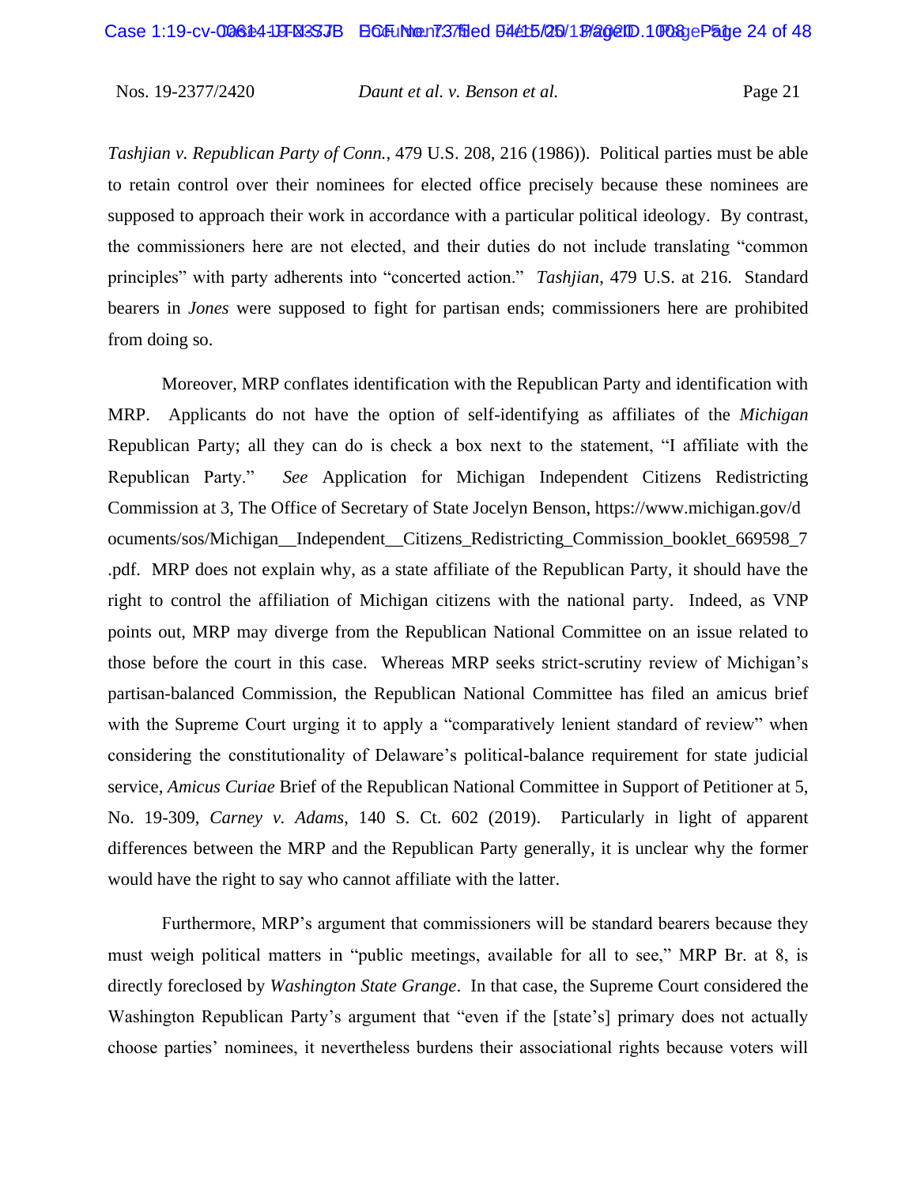*Tashjian v. Republican Party of Conn.*, 479 U.S. 208, 216 (1986)). Political parties must be able to retain control over their nominees for elected office precisely because these nominees are supposed to approach their work in accordance with a particular political ideology. By contrast, the commissioners here are not elected, and their duties do not include translating "common principles" with party adherents into "concerted action." *Tashjian*, 479 U.S. at 216. Standard bearers in *Jones* were supposed to fight for partisan ends; commissioners here are prohibited from doing so.

Moreover, MRP conflates identification with the Republican Party and identification with MRP. Applicants do not have the option of self-identifying as affiliates of the *Michigan* Republican Party; all they can do is check a box next to the statement, "I affiliate with the Republican Party." *See* Application for Michigan Independent Citizens Redistricting Commission at 3, The Office of Secretary of State Jocelyn Benson, https://www.michigan.gov/documents/sos/Michigan__Independent__Citizens_Redistricting_Commission_booklet_669598_7.pdf. MRP does not explain why, as a state affiliate of the Republican Party, it should have the right to control the affiliation of Michigan citizens with the national party. Indeed, as VNP points out, MRP may diverge from the Republican National Committee on an issue related to those before the court in this case. Whereas MRP seeks strict-scrutiny review of Michigan's partisan-balanced Commission, the Republican National Committee has filed an amicus brief with the Supreme Court urging it to apply a "comparatively lenient standard of review" when considering the constitutionality of Delaware's political-balance requirement for state judicial service, *Amicus Curiae* Brief of the Republican National Committee in Support of Petitioner at 5, No. 19-309, *Carney v. Adams*, 140 S. Ct. 602 (2019). Particularly in light of apparent differences between the MRP and the Republican Party generally, it is unclear why the former would have the right to say who cannot affiliate with the latter.

Furthermore, MRP's argument that commissioners will be standard bearers because they must weigh political matters in "public meetings, available for all to see," MRP Br. at 8, is directly foreclosed by *Washington State Grange*. In that case, the Supreme Court considered the Washington Republican Party's argument that "even if the [state's] primary does not actually choose parties' nominees, it nevertheless burdens their associational rights because voters will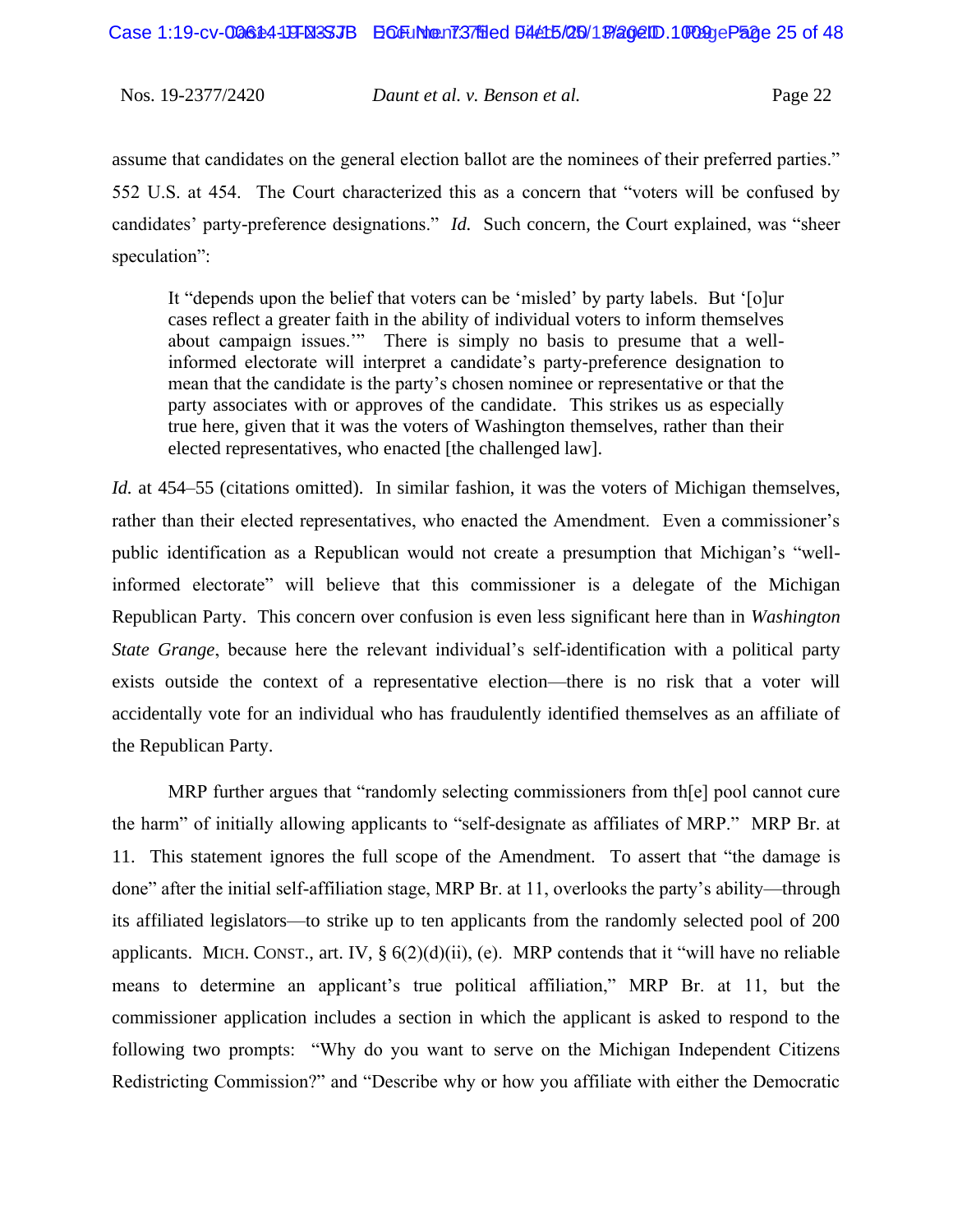assume that candidates on the general election ballot are the nominees of their preferred parties." 552 U.S. at 454. The Court characterized this as a concern that "voters will be confused by candidates' party-preference designations." *Id.* Such concern, the Court explained, was "sheer speculation":

> It "depends upon the belief that voters can be 'misled' by party labels. But '[o]ur cases reflect a greater faith in the ability of individual voters to inform themselves about campaign issues.'" There is simply no basis to presume that a well-informed electorate will interpret a candidate's party-preference designation to mean that the candidate is the party's chosen nominee or representative or that the party associates with or approves of the candidate. This strikes us as especially true here, given that it was the voters of Washington themselves, rather than their elected representatives, who enacted [the challenged law].

*Id.* at 454–55 (citations omitted). In similar fashion, it was the voters of Michigan themselves, rather than their elected representatives, who enacted the Amendment. Even a commissioner's public identification as a Republican would not create a presumption that Michigan's "well-informed electorate" will believe that this commissioner is a delegate of the Michigan Republican Party. This concern over confusion is even less significant here than in *Washington State Grange*, because here the relevant individual's self-identification with a political party exists outside the context of a representative election—there is no risk that a voter will accidentally vote for an individual who has fraudulently identified themselves as an affiliate of the Republican Party.

MRP further argues that "randomly selecting commissioners from th[e] pool cannot cure the harm" of initially allowing applicants to "self-designate as affiliates of MRP." MRP Br. at 11. This statement ignores the full scope of the Amendment. To assert that "the damage is done" after the initial self-affiliation stage, MRP Br. at 11, overlooks the party's ability—through its affiliated legislators—to strike up to ten applicants from the randomly selected pool of 200 applicants. MICH. CONST., art. IV, § 6(2)(d)(ii), (e). MRP contends that it "will have no reliable means to determine an applicant's true political affiliation," MRP Br. at 11, but the commissioner application includes a section in which the applicant is asked to respond to the following two prompts: "Why do you want to serve on the Michigan Independent Citizens Redistricting Commission?" and "Describe why or how you affiliate with either the Democratic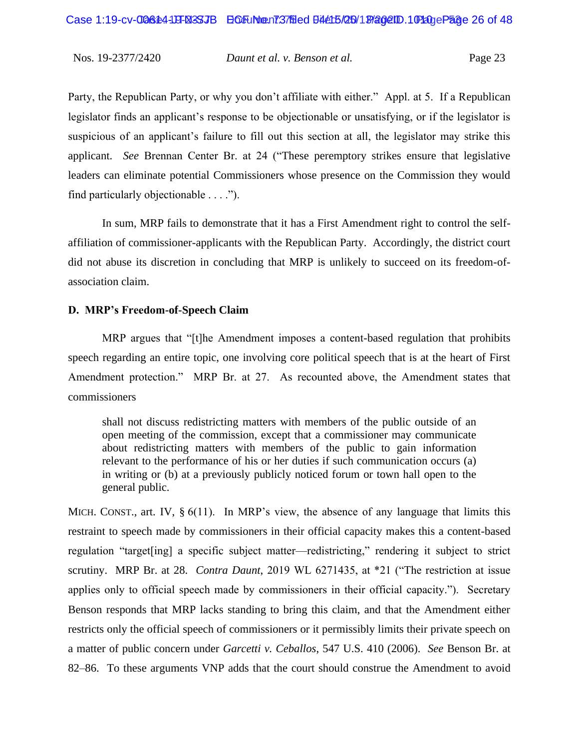Party, the Republican Party, or why you don't affiliate with either." Appl. at 5. If a Republican legislator finds an applicant's response to be objectionable or unsatisfying, or if the legislator is suspicious of an applicant's failure to fill out this section at all, the legislator may strike this applicant. *See* Brennan Center Br. at 24 ("These peremptory strikes ensure that legislative leaders can eliminate potential Commissioners whose presence on the Commission they would find particularly objectionable . . . .").

In sum, MRP fails to demonstrate that it has a First Amendment right to control the self-affiliation of commissioner-applicants with the Republican Party. Accordingly, the district court did not abuse its discretion in concluding that MRP is unlikely to succeed on its freedom-of-association claim.

### D. MRP's Freedom-of-Speech Claim

MRP argues that "[t]he Amendment imposes a content-based regulation that prohibits speech regarding an entire topic, one involving core political speech that is at the heart of First Amendment protection." MRP Br. at 27. As recounted above, the Amendment states that commissioners

> shall not discuss redistricting matters with members of the public outside of an open meeting of the commission, except that a commissioner may communicate about redistricting matters with members of the public to gain information relevant to the performance of his or her duties if such communication occurs (a) in writing or (b) at a previously publicly noticed forum or town hall open to the general public.

MICH. CONST., art. IV, § 6(11). In MRP's view, the absence of any language that limits this restraint to speech made by commissioners in their official capacity makes this a content-based regulation "target[ing] a specific subject matter—redistricting," rendering it subject to strict scrutiny. MRP Br. at 28. *Contra Daunt*, 2019 WL 6271435, at *21 ("The restriction at issue applies only to official speech made by commissioners in their official capacity."). Secretary Benson responds that MRP lacks standing to bring this claim, and that the Amendment either restricts only the official speech of commissioners or it permissibly limits their private speech on a matter of public concern under *Garcetti v. Ceballos*, 547 U.S. 410 (2006). *See* Benson Br. at 82–86. To these arguments VNP adds that the court should construe the Amendment to avoid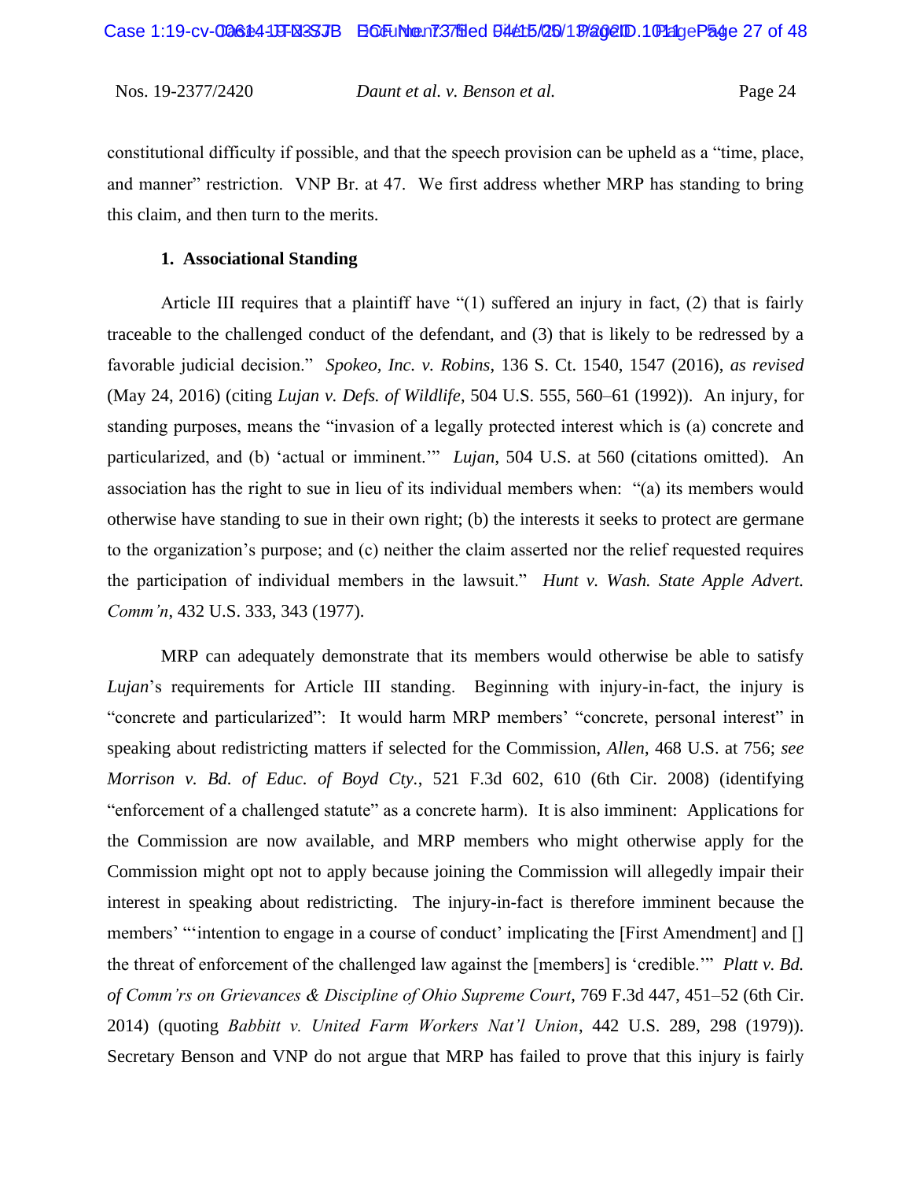constitutional difficulty if possible, and that the speech provision can be upheld as a "time, place, and manner" restriction. VNP Br. at 47. We first address whether MRP has standing to bring this claim, and then turn to the merits.

**1. Associational Standing**

Article III requires that a plaintiff have "(1) suffered an injury in fact, (2) that is fairly traceable to the challenged conduct of the defendant, and (3) that is likely to be redressed by a favorable judicial decision." *Spokeo, Inc. v. Robins*, 136 S. Ct. 1540, 1547 (2016), *as revised* (May 24, 2016) (citing *Lujan v. Defs. of Wildlife*, 504 U.S. 555, 560–61 (1992)). An injury, for standing purposes, means the "invasion of a legally protected interest which is (a) concrete and particularized, and (b) 'actual or imminent.'" *Lujan*, 504 U.S. at 560 (citations omitted). An association has the right to sue in lieu of its individual members when: "(a) its members would otherwise have standing to sue in their own right; (b) the interests it seeks to protect are germane to the organization's purpose; and (c) neither the claim asserted nor the relief requested requires the participation of individual members in the lawsuit." *Hunt v. Wash. State Apple Advert. Comm'n*, 432 U.S. 333, 343 (1977).

MRP can adequately demonstrate that its members would otherwise be able to satisfy *Lujan*'s requirements for Article III standing. Beginning with injury-in-fact, the injury is "concrete and particularized": It would harm MRP members' "concrete, personal interest" in speaking about redistricting matters if selected for the Commission, *Allen*, 468 U.S. at 756; *see Morrison v. Bd. of Educ. of Boyd Cty.*, 521 F.3d 602, 610 (6th Cir. 2008) (identifying "enforcement of a challenged statute" as a concrete harm). It is also imminent: Applications for the Commission are now available, and MRP members who might otherwise apply for the Commission might opt not to apply because joining the Commission will allegedly impair their interest in speaking about redistricting. The injury-in-fact is therefore imminent because the members' "'intention to engage in a course of conduct' implicating the [First Amendment] and [] the threat of enforcement of the challenged law against the [members] is 'credible.'" *Platt v. Bd. of Comm'rs on Grievances & Discipline of Ohio Supreme Court*, 769 F.3d 447, 451–52 (6th Cir. 2014) (quoting *Babbitt v. United Farm Workers Nat'l Union*, 442 U.S. 289, 298 (1979)). Secretary Benson and VNP do not argue that MRP has failed to prove that this injury is fairly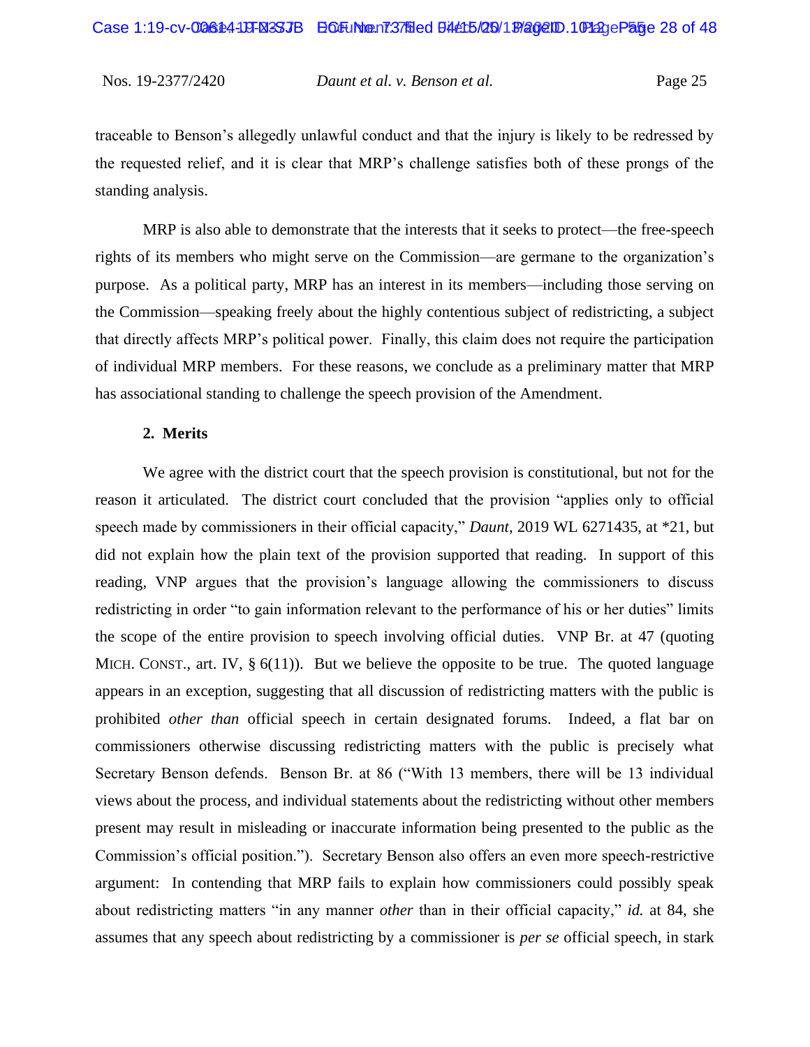traceable to Benson's allegedly unlawful conduct and that the injury is likely to be redressed by the requested relief, and it is clear that MRP's challenge satisfies both of these prongs of the standing analysis.

MRP is also able to demonstrate that the interests that it seeks to protect—the free-speech rights of its members who might serve on the Commission—are germane to the organization's purpose. As a political party, MRP has an interest in its members—including those serving on the Commission—speaking freely about the highly contentious subject of redistricting, a subject that directly affects MRP's political power. Finally, this claim does not require the participation of individual MRP members. For these reasons, we conclude as a preliminary matter that MRP has associational standing to challenge the speech provision of the Amendment.

**2. Merits**

We agree with the district court that the speech provision is constitutional, but not for the reason it articulated. The district court concluded that the provision "applies only to official speech made by commissioners in their official capacity," *Daunt*, 2019 WL 6271435, at *21, but did not explain how the plain text of the provision supported that reading. In support of this reading, VNP argues that the provision's language allowing the commissioners to discuss redistricting in order "to gain information relevant to the performance of his or her duties" limits the scope of the entire provision to speech involving official duties. VNP Br. at 47 (quoting MICH. CONST., art. IV, § 6(11)). But we believe the opposite to be true. The quoted language appears in an exception, suggesting that all discussion of redistricting matters with the public is prohibited *other than* official speech in certain designated forums. Indeed, a flat bar on commissioners otherwise discussing redistricting matters with the public is precisely what Secretary Benson defends. Benson Br. at 86 ("With 13 members, there will be 13 individual views about the process, and individual statements about the redistricting without other members present may result in misleading or inaccurate information being presented to the public as the Commission's official position."). Secretary Benson also offers an even more speech-restrictive argument: In contending that MRP fails to explain how commissioners could possibly speak about redistricting matters "in any manner *other* than in their official capacity," *id.* at 84, she assumes that any speech about redistricting by a commissioner is *per se* official speech, in stark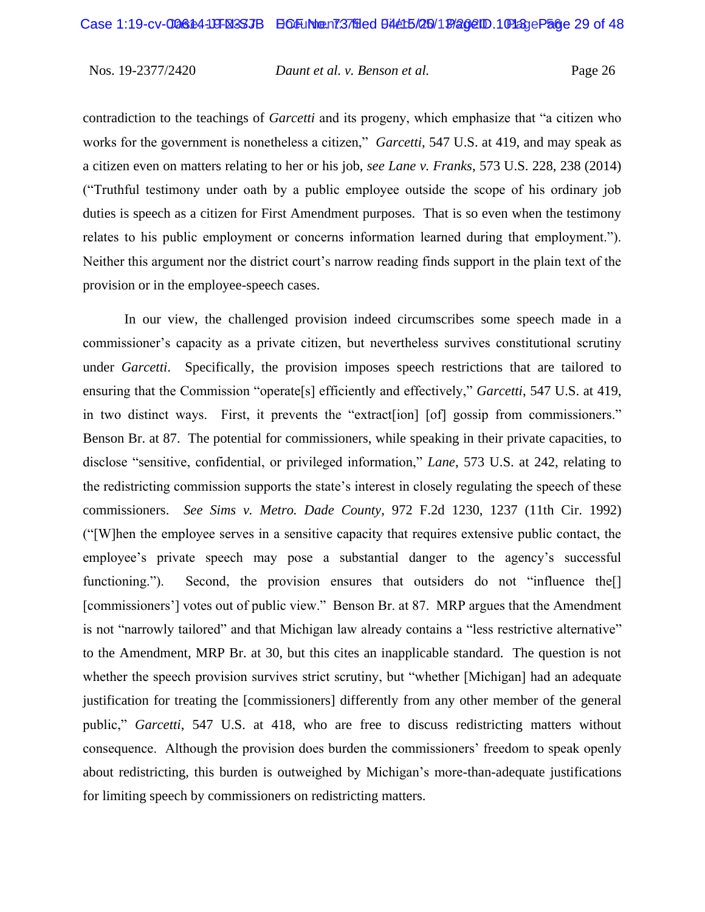contradiction to the teachings of *Garcetti* and its progeny, which emphasize that "a citizen who works for the government is nonetheless a citizen," *Garcetti*, 547 U.S. at 419, and may speak as a citizen even on matters relating to her or his job, *see Lane v. Franks*, 573 U.S. 228, 238 (2014) ("Truthful testimony under oath by a public employee outside the scope of his ordinary job duties is speech as a citizen for First Amendment purposes. That is so even when the testimony relates to his public employment or concerns information learned during that employment."). Neither this argument nor the district court's narrow reading finds support in the plain text of the provision or in the employee-speech cases.

In our view, the challenged provision indeed circumscribes some speech made in a commissioner's capacity as a private citizen, but nevertheless survives constitutional scrutiny under *Garcetti*. Specifically, the provision imposes speech restrictions that are tailored to ensuring that the Commission "operate[s] efficiently and effectively," *Garcetti*, 547 U.S. at 419, in two distinct ways. First, it prevents the "extract[ion] [of] gossip from commissioners." Benson Br. at 87. The potential for commissioners, while speaking in their private capacities, to disclose "sensitive, confidential, or privileged information," *Lane*, 573 U.S. at 242, relating to the redistricting commission supports the state's interest in closely regulating the speech of these commissioners. *See Sims v. Metro. Dade County*, 972 F.2d 1230, 1237 (11th Cir. 1992) ("[W]hen the employee serves in a sensitive capacity that requires extensive public contact, the employee's private speech may pose a substantial danger to the agency's successful functioning."). Second, the provision ensures that outsiders do not "influence the[] [commissioners'] votes out of public view." Benson Br. at 87. MRP argues that the Amendment is not "narrowly tailored" and that Michigan law already contains a "less restrictive alternative" to the Amendment, MRP Br. at 30, but this cites an inapplicable standard. The question is not whether the speech provision survives strict scrutiny, but "whether [Michigan] had an adequate justification for treating the [commissioners] differently from any other member of the general public," *Garcetti*, 547 U.S. at 418, who are free to discuss redistricting matters without consequence. Although the provision does burden the commissioners' freedom to speak openly about redistricting, this burden is outweighed by Michigan's more-than-adequate justifications for limiting speech by commissioners on redistricting matters.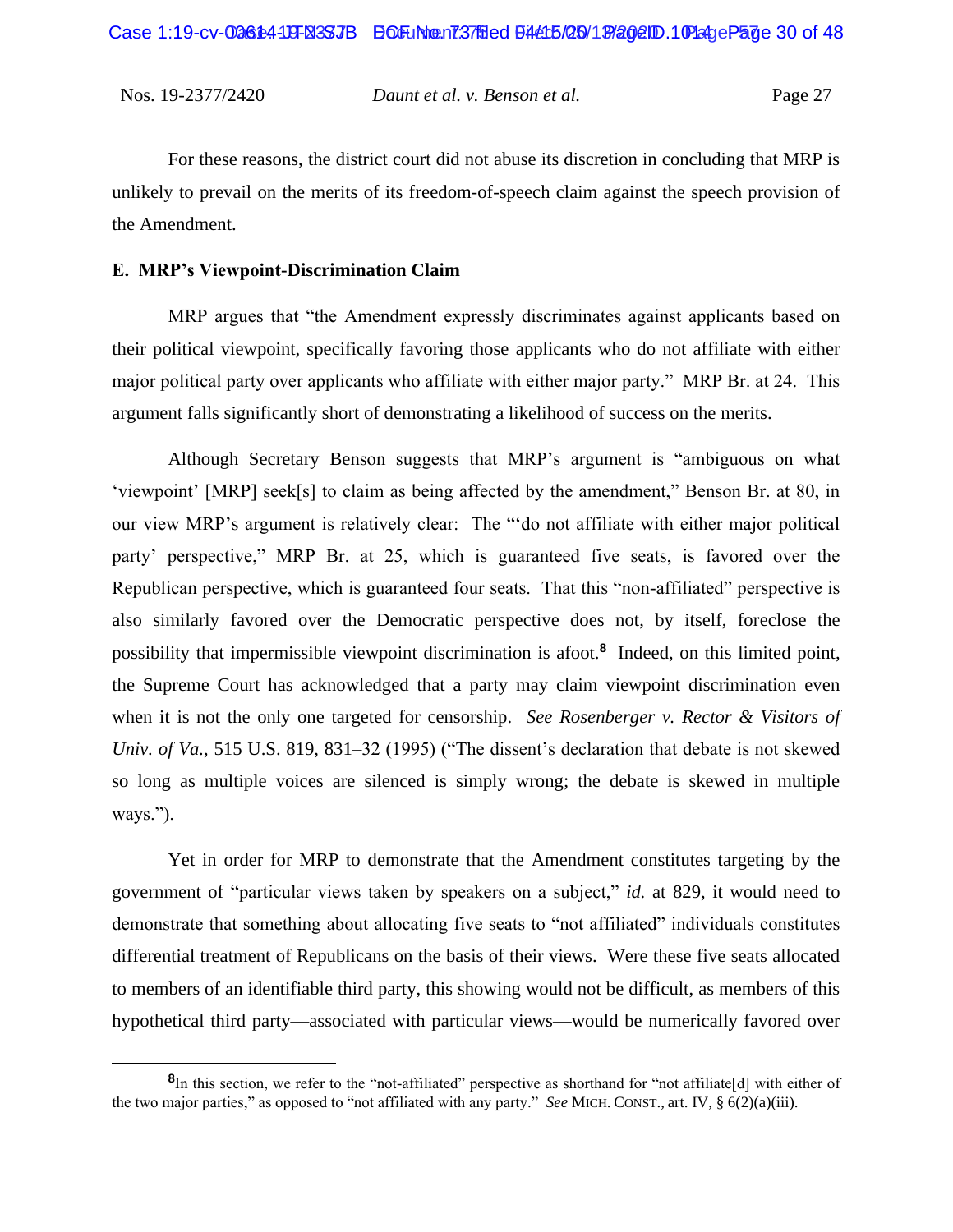For these reasons, the district court did not abuse its discretion in concluding that MRP is unlikely to prevail on the merits of its freedom-of-speech claim against the speech provision of the Amendment.

**E. MRP's Viewpoint-Discrimination Claim**

MRP argues that "the Amendment expressly discriminates against applicants based on their political viewpoint, specifically favoring those applicants who do not affiliate with either major political party over applicants who affiliate with either major party." MRP Br. at 24. This argument falls significantly short of demonstrating a likelihood of success on the merits.

Although Secretary Benson suggests that MRP's argument is "ambiguous on what 'viewpoint' [MRP] seek[s] to claim as being affected by the amendment," Benson Br. at 80, in our view MRP's argument is relatively clear: The "'do not affiliate with either major political party' perspective," MRP Br. at 25, which is guaranteed five seats, is favored over the Republican perspective, which is guaranteed four seats. That this "non-affiliated" perspective is also similarly favored over the Democratic perspective does not, by itself, foreclose the possibility that impermissible viewpoint discrimination is afoot.[8] Indeed, on this limited point, the Supreme Court has acknowledged that a party may claim viewpoint discrimination even when it is not the only one targeted for censorship. *See Rosenberger v. Rector & Visitors of Univ. of Va.*, 515 U.S. 819, 831–32 (1995) ("The dissent's declaration that debate is not skewed so long as multiple voices are silenced is simply wrong; the debate is skewed in multiple ways.").

Yet in order for MRP to demonstrate that the Amendment constitutes targeting by the government of "particular views taken by speakers on a subject," *id.* at 829, it would need to demonstrate that something about allocating five seats to "not affiliated" individuals constitutes differential treatment of Republicans on the basis of their views. Were these five seats allocated to members of an identifiable third party, this showing would not be difficult, as members of this hypothetical third party—associated with particular views—would be numerically favored over

[8] In this section, we refer to the "not-affiliated" perspective as shorthand for "not affiliate[d] with either of the two major parties," as opposed to "not affiliated with any party." *See* MICH. CONST., art. IV, § 6(2)(a)(iii).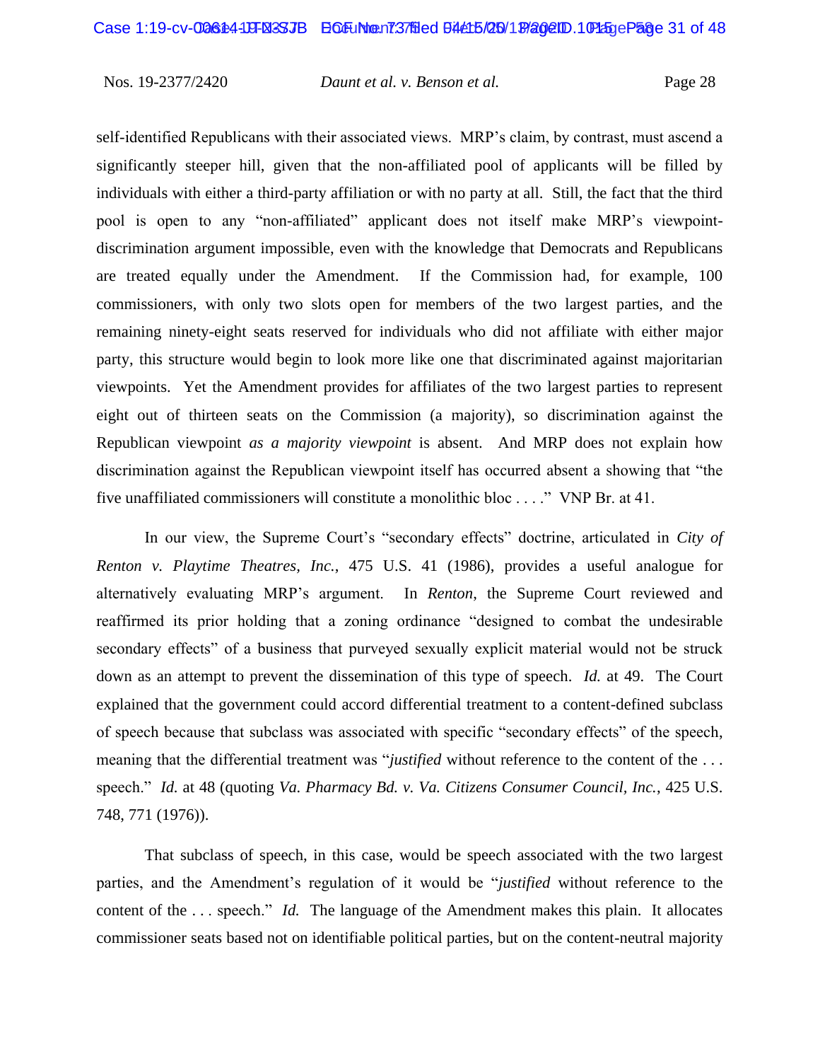self-identified Republicans with their associated views. MRP's claim, by contrast, must ascend a significantly steeper hill, given that the non-affiliated pool of applicants will be filled by individuals with either a third-party affiliation or with no party at all. Still, the fact that the third pool is open to any "non-affiliated" applicant does not itself make MRP's viewpoint-discrimination argument impossible, even with the knowledge that Democrats and Republicans are treated equally under the Amendment. If the Commission had, for example, 100 commissioners, with only two slots open for members of the two largest parties, and the remaining ninety-eight seats reserved for individuals who did not affiliate with either major party, this structure would begin to look more like one that discriminated against majoritarian viewpoints. Yet the Amendment provides for affiliates of the two largest parties to represent eight out of thirteen seats on the Commission (a majority), so discrimination against the Republican viewpoint *as a majority viewpoint* is absent. And MRP does not explain how discrimination against the Republican viewpoint itself has occurred absent a showing that "the five unaffiliated commissioners will constitute a monolithic bloc . . . ." VNP Br. at 41.

In our view, the Supreme Court's "secondary effects" doctrine, articulated in *City of Renton v. Playtime Theatres, Inc.*, 475 U.S. 41 (1986), provides a useful analogue for alternatively evaluating MRP's argument. In *Renton*, the Supreme Court reviewed and reaffirmed its prior holding that a zoning ordinance "designed to combat the undesirable secondary effects" of a business that purveyed sexually explicit material would not be struck down as an attempt to prevent the dissemination of this type of speech. *Id.* at 49. The Court explained that the government could accord differential treatment to a content-defined subclass of speech because that subclass was associated with specific "secondary effects" of the speech, meaning that the differential treatment was "*justified* without reference to the content of the . . . speech." *Id.* at 48 (quoting *Va. Pharmacy Bd. v. Va. Citizens Consumer Council, Inc.*, 425 U.S. 748, 771 (1976)).

That subclass of speech, in this case, would be speech associated with the two largest parties, and the Amendment's regulation of it would be "*justified* without reference to the content of the . . . speech." *Id.* The language of the Amendment makes this plain. It allocates commissioner seats based not on identifiable political parties, but on the content-neutral majority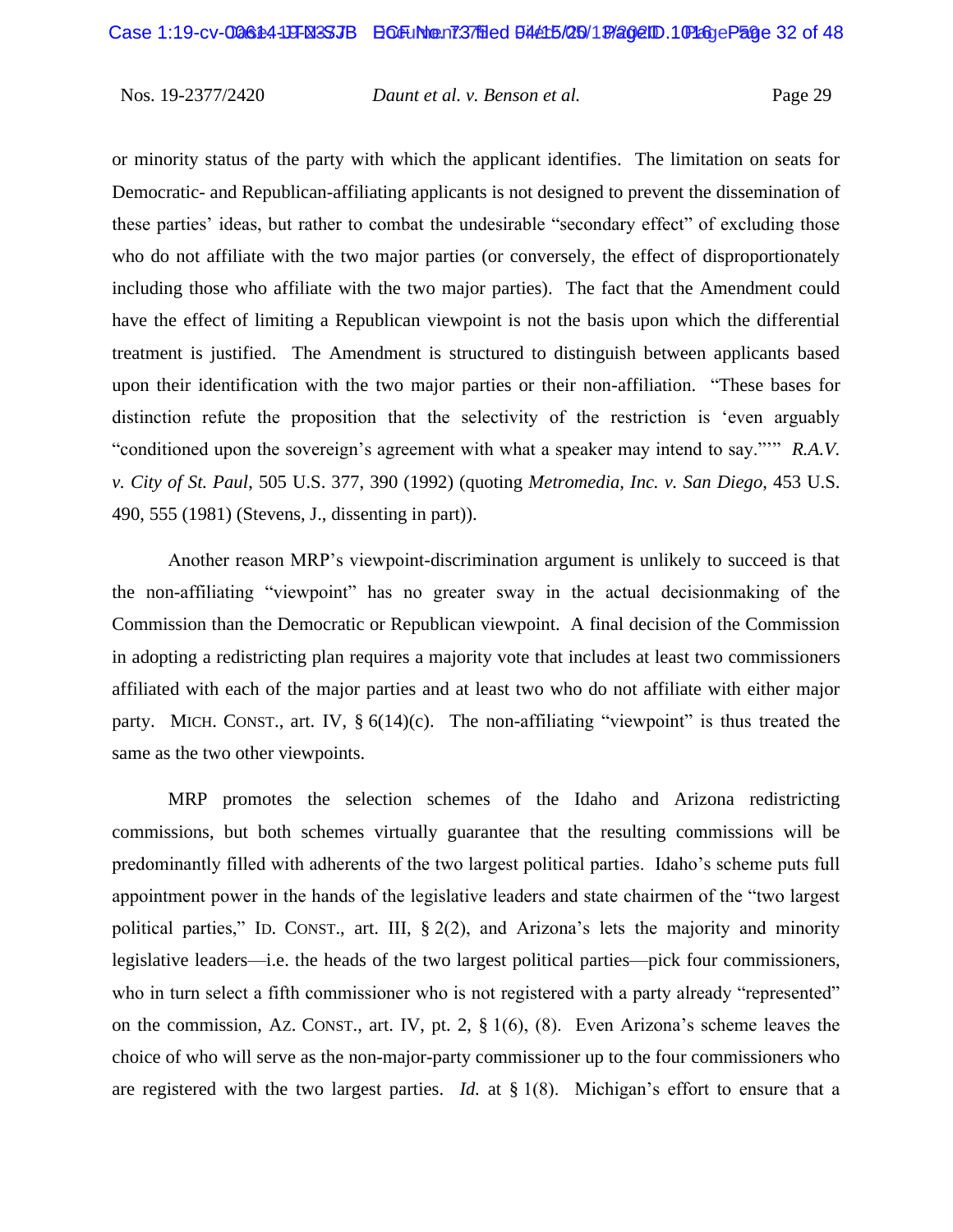or minority status of the party with which the applicant identifies. The limitation on seats for Democratic- and Republican-affiliating applicants is not designed to prevent the dissemination of these parties' ideas, but rather to combat the undesirable "secondary effect" of excluding those who do not affiliate with the two major parties (or conversely, the effect of disproportionately including those who affiliate with the two major parties). The fact that the Amendment could have the effect of limiting a Republican viewpoint is not the basis upon which the differential treatment is justified. The Amendment is structured to distinguish between applicants based upon their identification with the two major parties or their non-affiliation. "These bases for distinction refute the proposition that the selectivity of the restriction is 'even arguably "conditioned upon the sovereign's agreement with what a speaker may intend to say."'" *R.A.V. v. City of St. Paul*, 505 U.S. 377, 390 (1992) (quoting *Metromedia, Inc. v. San Diego*, 453 U.S. 490, 555 (1981) (Stevens, J., dissenting in part)).

Another reason MRP's viewpoint-discrimination argument is unlikely to succeed is that the non-affiliating "viewpoint" has no greater sway in the actual decisionmaking of the Commission than the Democratic or Republican viewpoint. A final decision of the Commission in adopting a redistricting plan requires a majority vote that includes at least two commissioners affiliated with each of the major parties and at least two who do not affiliate with either major party. MICH. CONST., art. IV, § 6(14)(c). The non-affiliating "viewpoint" is thus treated the same as the two other viewpoints.

MRP promotes the selection schemes of the Idaho and Arizona redistricting commissions, but both schemes virtually guarantee that the resulting commissions will be predominantly filled with adherents of the two largest political parties. Idaho's scheme puts full appointment power in the hands of the legislative leaders and state chairmen of the "two largest political parties," ID. CONST., art. III, § 2(2), and Arizona's lets the majority and minority legislative leaders—i.e. the heads of the two largest political parties—pick four commissioners, who in turn select a fifth commissioner who is not registered with a party already "represented" on the commission, AZ. CONST., art. IV, pt. 2, § 1(6), (8). Even Arizona's scheme leaves the choice of who will serve as the non-major-party commissioner up to the four commissioners who are registered with the two largest parties. *Id.* at § 1(8). Michigan's effort to ensure that a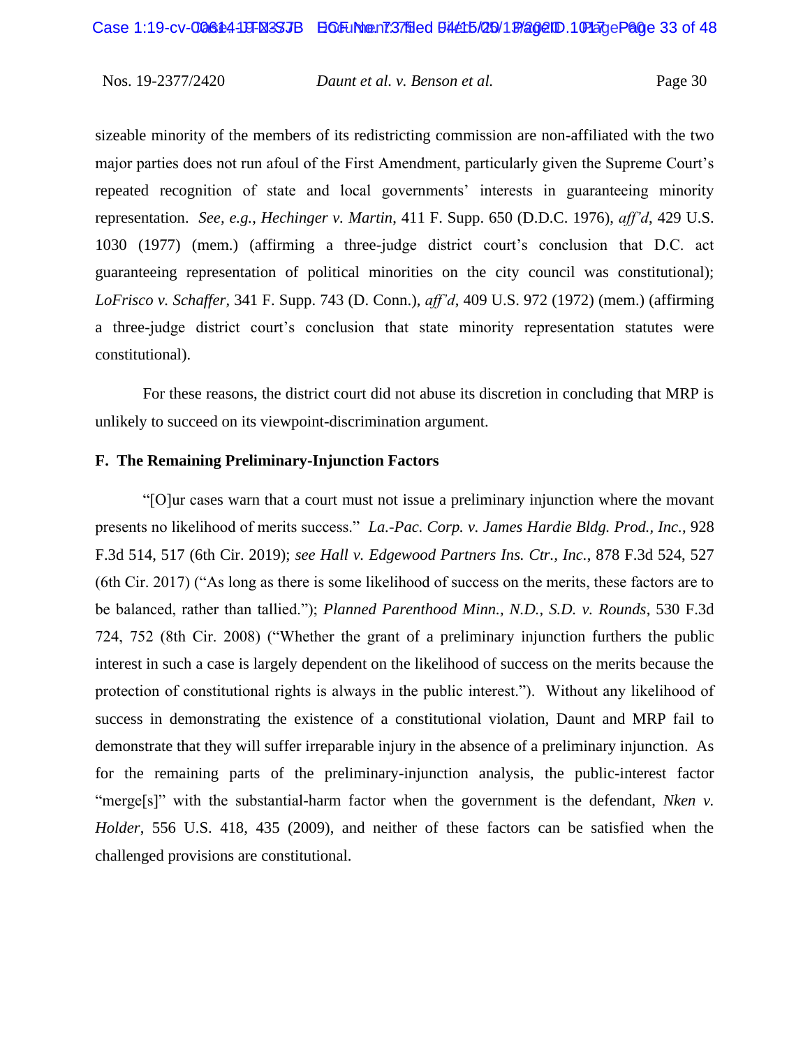sizeable minority of the members of its redistricting commission are non-affiliated with the two major parties does not run afoul of the First Amendment, particularly given the Supreme Court's repeated recognition of state and local governments' interests in guaranteeing minority representation. *See, e.g.*, *Hechinger v. Martin*, 411 F. Supp. 650 (D.D.C. 1976), *aff'd*, 429 U.S. 1030 (1977) (mem.) (affirming a three-judge district court's conclusion that D.C. act guaranteeing representation of political minorities on the city council was constitutional); *LoFrisco v. Schaffer*, 341 F. Supp. 743 (D. Conn.), *aff'd*, 409 U.S. 972 (1972) (mem.) (affirming a three-judge district court's conclusion that state minority representation statutes were constitutional).

For these reasons, the district court did not abuse its discretion in concluding that MRP is unlikely to succeed on its viewpoint-discrimination argument.

### F. The Remaining Preliminary-Injunction Factors

"[O]ur cases warn that a court must not issue a preliminary injunction where the movant presents no likelihood of merits success." *La.-Pac. Corp. v. James Hardie Bldg. Prod., Inc.*, 928 F.3d 514, 517 (6th Cir. 2019); *see Hall v. Edgewood Partners Ins. Ctr., Inc.*, 878 F.3d 524, 527 (6th Cir. 2017) ("As long as there is some likelihood of success on the merits, these factors are to be balanced, rather than tallied."); *Planned Parenthood Minn., N.D., S.D. v. Rounds*, 530 F.3d 724, 752 (8th Cir. 2008) ("Whether the grant of a preliminary injunction furthers the public interest in such a case is largely dependent on the likelihood of success on the merits because the protection of constitutional rights is always in the public interest."). Without any likelihood of success in demonstrating the existence of a constitutional violation, Daunt and MRP fail to demonstrate that they will suffer irreparable injury in the absence of a preliminary injunction. As for the remaining parts of the preliminary-injunction analysis, the public-interest factor "merge[s]" with the substantial-harm factor when the government is the defendant, *Nken v. Holder*, 556 U.S. 418, 435 (2009), and neither of these factors can be satisfied when the challenged provisions are constitutional.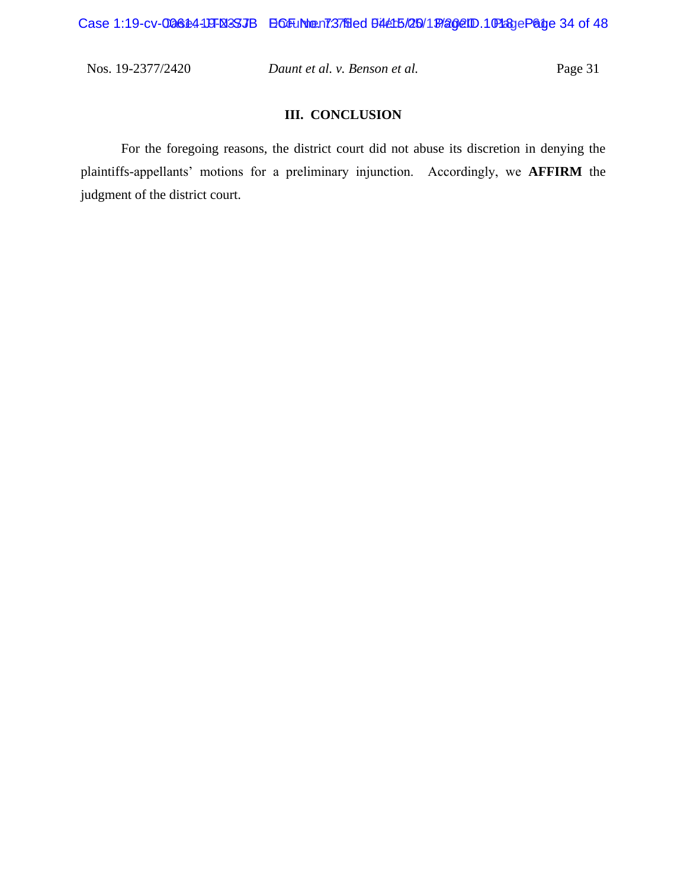## III. CONCLUSION

For the foregoing reasons, the district court did not abuse its discretion in denying the plaintiffs-appellants' motions for a preliminary injunction. Accordingly, we **AFFIRM** the judgment of the district court.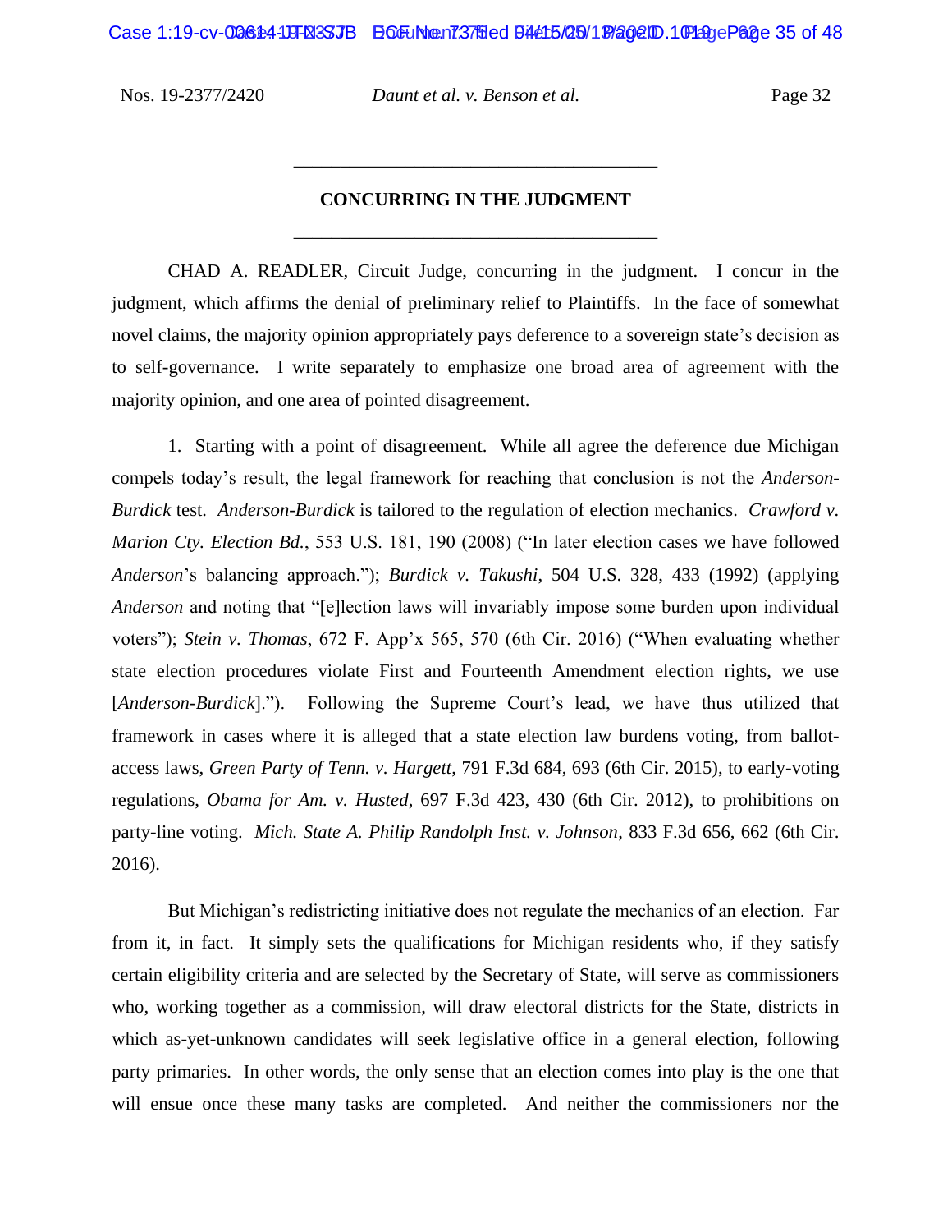## CONCURRING IN THE JUDGMENT

CHAD A. READLER, Circuit Judge, concurring in the judgment. I concur in the judgment, which affirms the denial of preliminary relief to Plaintiffs. In the face of somewhat novel claims, the majority opinion appropriately pays deference to a sovereign state's decision as to self-governance. I write separately to emphasize one broad area of agreement with the majority opinion, and one area of pointed disagreement.

1. Starting with a point of disagreement. While all agree the deference due Michigan compels today's result, the legal framework for reaching that conclusion is not the *Anderson-Burdick* test. *Anderson-Burdick* is tailored to the regulation of election mechanics. *Crawford v. Marion Cty. Election Bd.*, 553 U.S. 181, 190 (2008) ("In later election cases we have followed *Anderson*'s balancing approach."); *Burdick v. Takushi*, 504 U.S. 328, 433 (1992) (applying *Anderson* and noting that "[e]lection laws will invariably impose some burden upon individual voters"); *Stein v. Thomas*, 672 F. App'x 565, 570 (6th Cir. 2016) ("When evaluating whether state election procedures violate First and Fourteenth Amendment election rights, we use [*Anderson-Burdick*]."). Following the Supreme Court's lead, we have thus utilized that framework in cases where it is alleged that a state election law burdens voting, from ballot-access laws, *Green Party of Tenn. v. Hargett*, 791 F.3d 684, 693 (6th Cir. 2015), to early-voting regulations, *Obama for Am. v. Husted*, 697 F.3d 423, 430 (6th Cir. 2012), to prohibitions on party-line voting. *Mich. State A. Philip Randolph Inst. v. Johnson*, 833 F.3d 656, 662 (6th Cir. 2016).

But Michigan's redistricting initiative does not regulate the mechanics of an election. Far from it, in fact. It simply sets the qualifications for Michigan residents who, if they satisfy certain eligibility criteria and are selected by the Secretary of State, will serve as commissioners who, working together as a commission, will draw electoral districts for the State, districts in which as-yet-unknown candidates will seek legislative office in a general election, following party primaries. In other words, the only sense that an election comes into play is the one that will ensue once these many tasks are completed. And neither the commissioners nor the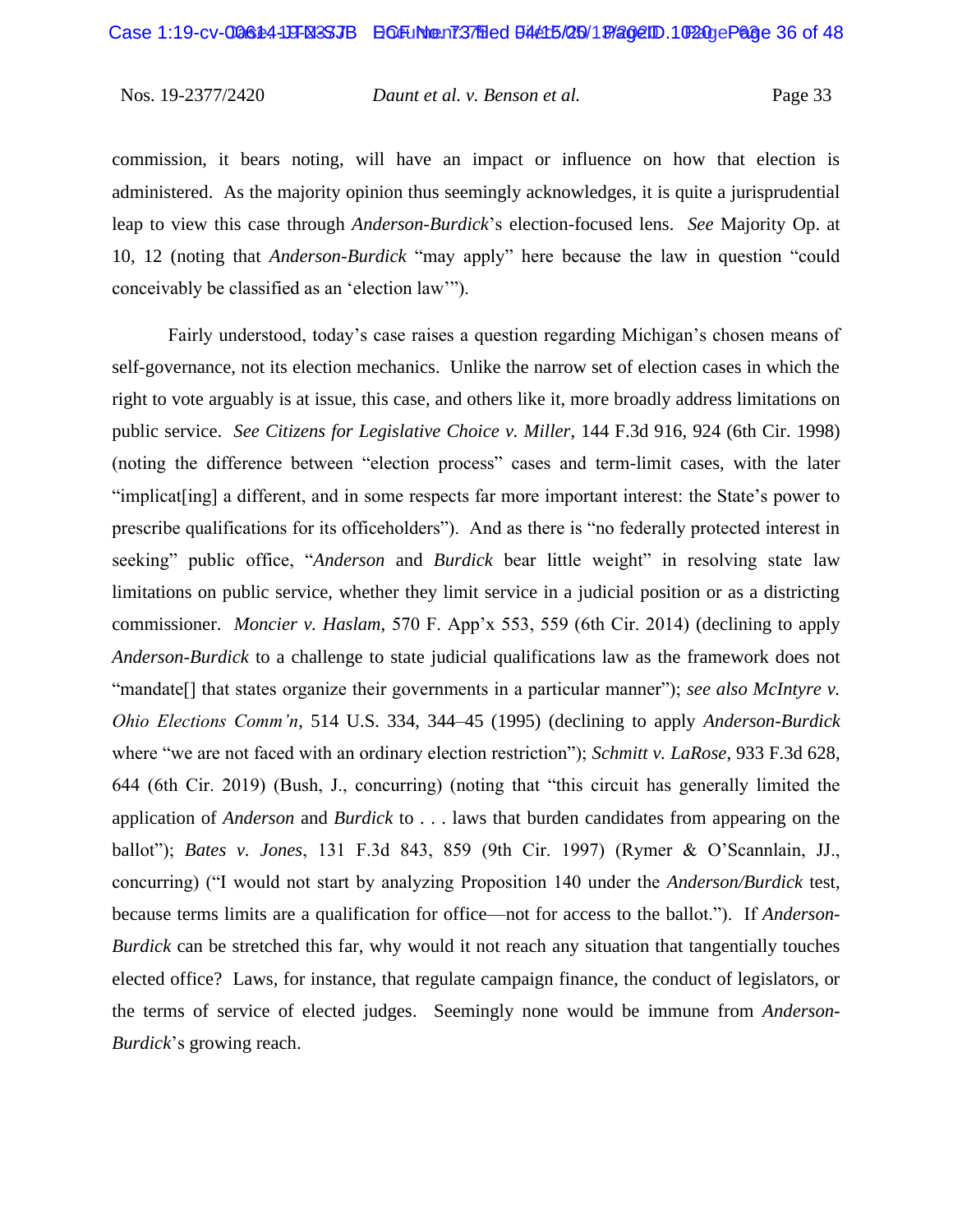commission, it bears noting, will have an impact or influence on how that election is administered. As the majority opinion thus seemingly acknowledges, it is quite a jurisprudential leap to view this case through *Anderson-Burdick*'s election-focused lens. *See* Majority Op. at 10, 12 (noting that *Anderson-Burdick* "may apply" here because the law in question "could conceivably be classified as an 'election law'").

Fairly understood, today's case raises a question regarding Michigan's chosen means of self-governance, not its election mechanics. Unlike the narrow set of election cases in which the right to vote arguably is at issue, this case, and others like it, more broadly address limitations on public service. *See Citizens for Legislative Choice v. Miller*, 144 F.3d 916, 924 (6th Cir. 1998) (noting the difference between "election process" cases and term-limit cases, with the later "implicat[ing] a different, and in some respects far more important interest: the State's power to prescribe qualifications for its officeholders"). And as there is "no federally protected interest in seeking" public office, "*Anderson* and *Burdick* bear little weight" in resolving state law limitations on public service, whether they limit service in a judicial position or as a districting commissioner. *Moncier v. Haslam*, 570 F. App'x 553, 559 (6th Cir. 2014) (declining to apply *Anderson-Burdick* to a challenge to state judicial qualifications law as the framework does not "mandate[] that states organize their governments in a particular manner"); *see also McIntyre v. Ohio Elections Comm'n*, 514 U.S. 334, 344–45 (1995) (declining to apply *Anderson-Burdick* where "we are not faced with an ordinary election restriction"); *Schmitt v. LaRose*, 933 F.3d 628, 644 (6th Cir. 2019) (Bush, J., concurring) (noting that "this circuit has generally limited the application of *Anderson* and *Burdick* to . . . laws that burden candidates from appearing on the ballot"); *Bates v. Jones*, 131 F.3d 843, 859 (9th Cir. 1997) (Rymer & O'Scannlain, JJ., concurring) ("I would not start by analyzing Proposition 140 under the *Anderson/Burdick* test, because terms limits are a qualification for office—not for access to the ballot."). If *Anderson-Burdick* can be stretched this far, why would it not reach any situation that tangentially touches elected office? Laws, for instance, that regulate campaign finance, the conduct of legislators, or the terms of service of elected judges. Seemingly none would be immune from *Anderson-Burdick*'s growing reach.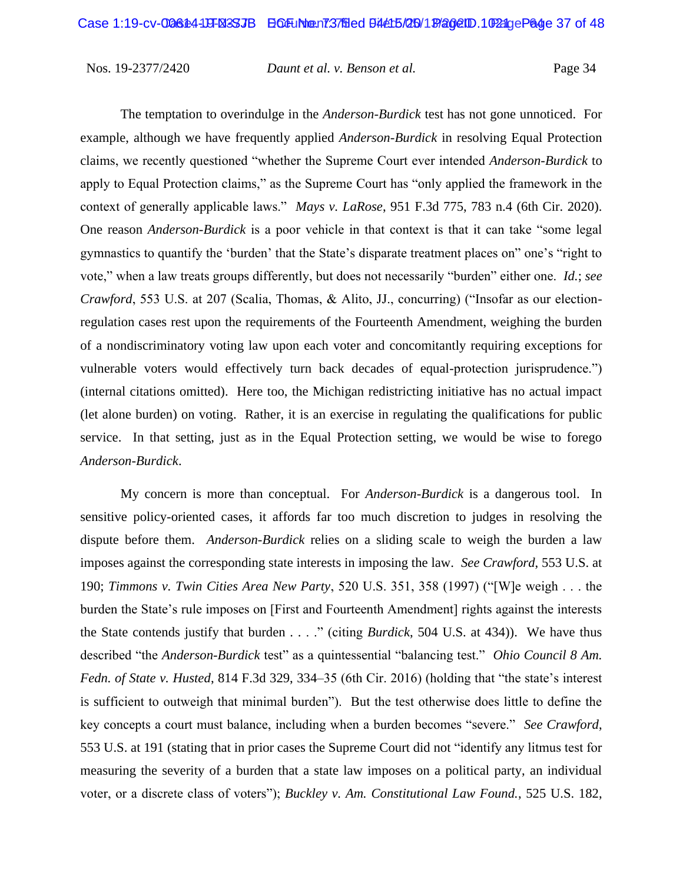The temptation to overindulge in the *Anderson-Burdick* test has not gone unnoticed. For example, although we have frequently applied *Anderson-Burdick* in resolving Equal Protection claims, we recently questioned "whether the Supreme Court ever intended *Anderson-Burdick* to apply to Equal Protection claims," as the Supreme Court has "only applied the framework in the context of generally applicable laws." *Mays v. LaRose*, 951 F.3d 775, 783 n.4 (6th Cir. 2020). One reason *Anderson-Burdick* is a poor vehicle in that context is that it can take "some legal gymnastics to quantify the 'burden' that the State's disparate treatment places on" one's "right to vote," when a law treats groups differently, but does not necessarily "burden" either one. *Id.*; *see Crawford*, 553 U.S. at 207 (Scalia, Thomas, & Alito, JJ., concurring) ("Insofar as our election-regulation cases rest upon the requirements of the Fourteenth Amendment, weighing the burden of a nondiscriminatory voting law upon each voter and concomitantly requiring exceptions for vulnerable voters would effectively turn back decades of equal-protection jurisprudence.") (internal citations omitted). Here too, the Michigan redistricting initiative has no actual impact (let alone burden) on voting. Rather, it is an exercise in regulating the qualifications for public service. In that setting, just as in the Equal Protection setting, we would be wise to forego *Anderson-Burdick*.

My concern is more than conceptual. For *Anderson-Burdick* is a dangerous tool. In sensitive policy-oriented cases, it affords far too much discretion to judges in resolving the dispute before them. *Anderson-Burdick* relies on a sliding scale to weigh the burden a law imposes against the corresponding state interests in imposing the law. *See Crawford*, 553 U.S. at 190; *Timmons v. Twin Cities Area New Party*, 520 U.S. 351, 358 (1997) ("[W]e weigh . . . the burden the State's rule imposes on [First and Fourteenth Amendment] rights against the interests the State contends justify that burden . . . ." (citing *Burdick*, 504 U.S. at 434)). We have thus described "the *Anderson-Burdick* test" as a quintessential "balancing test." *Ohio Council 8 Am. Fedn. of State v. Husted*, 814 F.3d 329, 334–35 (6th Cir. 2016) (holding that "the state's interest is sufficient to outweigh that minimal burden"). But the test otherwise does little to define the key concepts a court must balance, including when a burden becomes "severe." *See Crawford*, 553 U.S. at 191 (stating that in prior cases the Supreme Court did not "identify any litmus test for measuring the severity of a burden that a state law imposes on a political party, an individual voter, or a discrete class of voters"); *Buckley v. Am. Constitutional Law Found.*, 525 U.S. 182,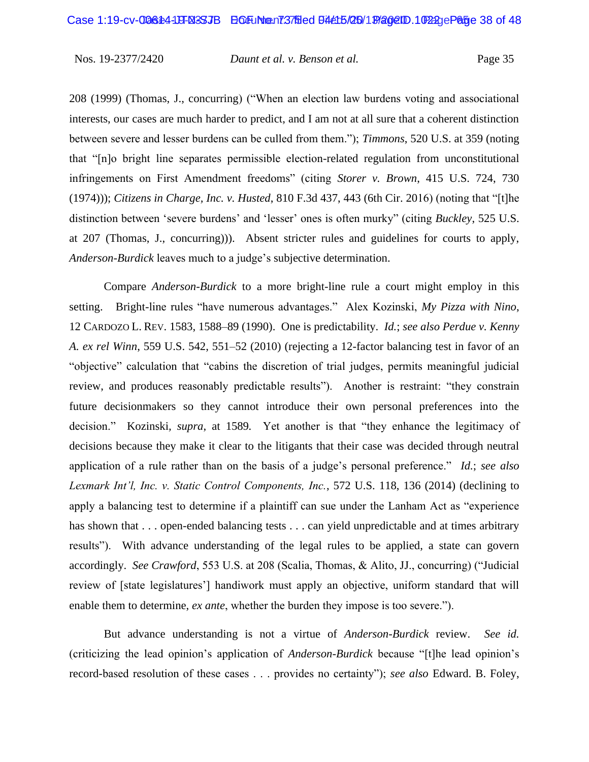208 (1999) (Thomas, J., concurring) ("When an election law burdens voting and associational interests, our cases are much harder to predict, and I am not at all sure that a coherent distinction between severe and lesser burdens can be culled from them."); *Timmons*, 520 U.S. at 359 (noting that "[n]o bright line separates permissible election-related regulation from unconstitutional infringements on First Amendment freedoms" (citing *Storer v. Brown*, 415 U.S. 724, 730 (1974))); *Citizens in Charge, Inc. v. Husted*, 810 F.3d 437, 443 (6th Cir. 2016) (noting that "[t]he distinction between 'severe burdens' and 'lesser' ones is often murky" (citing *Buckley*, 525 U.S. at 207 (Thomas, J., concurring))). Absent stricter rules and guidelines for courts to apply, *Anderson-Burdick* leaves much to a judge's subjective determination.

Compare *Anderson-Burdick* to a more bright-line rule a court might employ in this setting. Bright-line rules "have numerous advantages." Alex Kozinski, *My Pizza with Nino*, 12 CARDOZO L. REV. 1583, 1588–89 (1990). One is predictability. *Id.*; *see also Perdue v. Kenny A. ex rel Winn*, 559 U.S. 542, 551–52 (2010) (rejecting a 12-factor balancing test in favor of an "objective" calculation that "cabins the discretion of trial judges, permits meaningful judicial review, and produces reasonably predictable results"). Another is restraint: "they constrain future decisionmakers so they cannot introduce their own personal preferences into the decision." Kozinski, *supra*, at 1589. Yet another is that "they enhance the legitimacy of decisions because they make it clear to the litigants that their case was decided through neutral application of a rule rather than on the basis of a judge's personal preference." *Id.*; *see also Lexmark Int'l, Inc. v. Static Control Components, Inc.*, 572 U.S. 118, 136 (2014) (declining to apply a balancing test to determine if a plaintiff can sue under the Lanham Act as "experience has shown that . . . open-ended balancing tests . . . can yield unpredictable and at times arbitrary results"). With advance understanding of the legal rules to be applied, a state can govern accordingly. *See Crawford*, 553 U.S. at 208 (Scalia, Thomas, & Alito, JJ., concurring) ("Judicial review of [state legislatures'] handiwork must apply an objective, uniform standard that will enable them to determine, *ex ante*, whether the burden they impose is too severe.").

But advance understanding is not a virtue of *Anderson-Burdick* review. *See id.* (criticizing the lead opinion's application of *Anderson-Burdick* because "[t]he lead opinion's record-based resolution of these cases . . . provides no certainty"); *see also* Edward. B. Foley,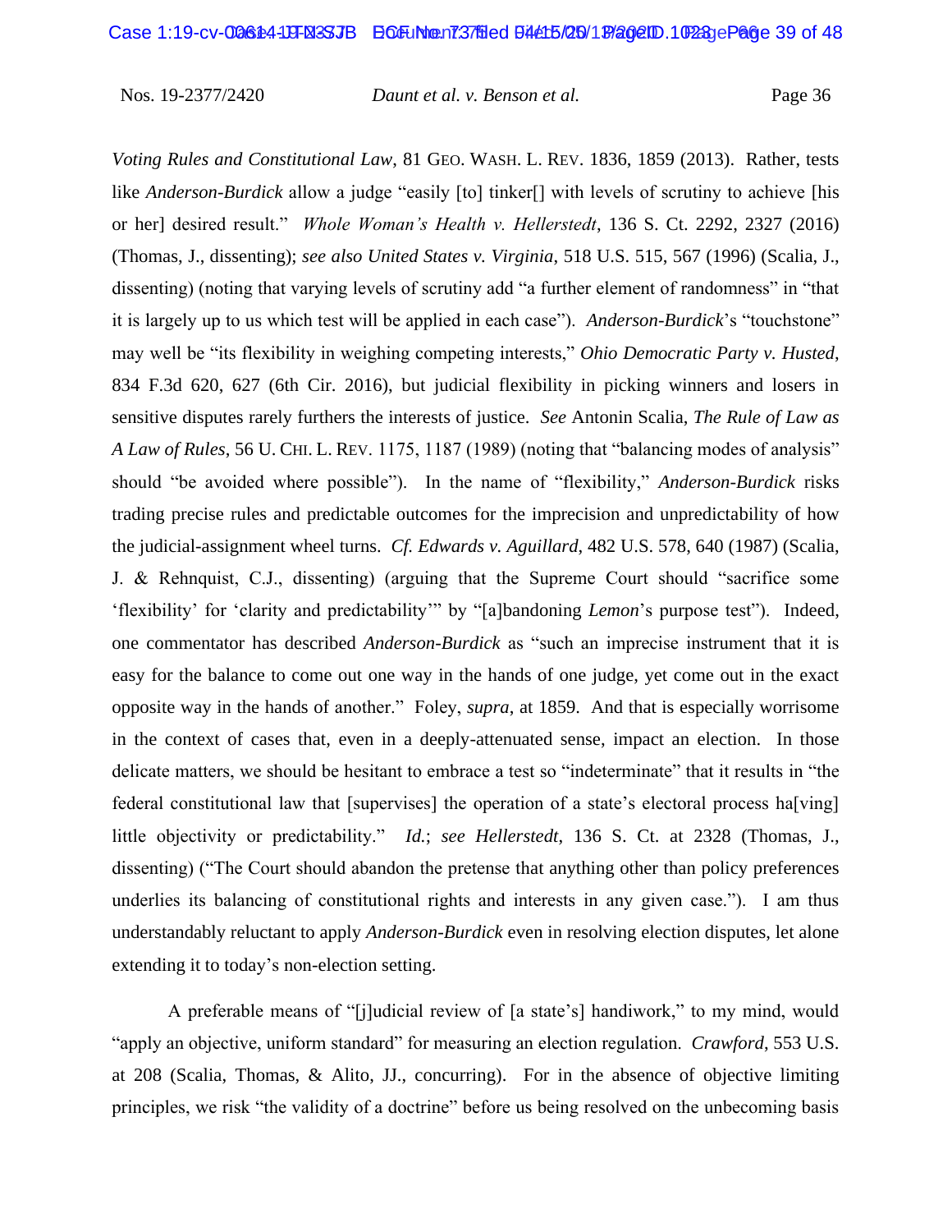*Voting Rules and Constitutional Law*, 81 GEO. WASH. L. REV. 1836, 1859 (2013). Rather, tests like *Anderson-Burdick* allow a judge "easily [to] tinker[] with levels of scrutiny to achieve [his or her] desired result." *Whole Woman's Health v. Hellerstedt*, 136 S. Ct. 2292, 2327 (2016) (Thomas, J., dissenting); *see also United States v. Virginia*, 518 U.S. 515, 567 (1996) (Scalia, J., dissenting) (noting that varying levels of scrutiny add "a further element of randomness" in "that it is largely up to us which test will be applied in each case"). *Anderson-Burdick*'s "touchstone" may well be "its flexibility in weighing competing interests," *Ohio Democratic Party v. Husted*, 834 F.3d 620, 627 (6th Cir. 2016), but judicial flexibility in picking winners and losers in sensitive disputes rarely furthers the interests of justice. *See* Antonin Scalia, *The Rule of Law as A Law of Rules*, 56 U. CHI. L. REV. 1175, 1187 (1989) (noting that "balancing modes of analysis" should "be avoided where possible"). In the name of "flexibility," *Anderson-Burdick* risks trading precise rules and predictable outcomes for the imprecision and unpredictability of how the judicial-assignment wheel turns. *Cf. Edwards v. Aguillard*, 482 U.S. 578, 640 (1987) (Scalia, J. & Rehnquist, C.J., dissenting) (arguing that the Supreme Court should "sacrifice some 'flexibility' for 'clarity and predictability'" by "[a]bandoning *Lemon*'s purpose test"). Indeed, one commentator has described *Anderson-Burdick* as "such an imprecise instrument that it is easy for the balance to come out one way in the hands of one judge, yet come out in the exact opposite way in the hands of another." Foley, *supra*, at 1859. And that is especially worrisome in the context of cases that, even in a deeply-attenuated sense, impact an election. In those delicate matters, we should be hesitant to embrace a test so "indeterminate" that it results in "the federal constitutional law that [supervises] the operation of a state's electoral process ha[ving] little objectivity or predictability." *Id.*; *see Hellerstedt*, 136 S. Ct. at 2328 (Thomas, J., dissenting) ("The Court should abandon the pretense that anything other than policy preferences underlies its balancing of constitutional rights and interests in any given case."). I am thus understandably reluctant to apply *Anderson-Burdick* even in resolving election disputes, let alone extending it to today's non-election setting.

A preferable means of "[j]udicial review of [a state's] handiwork," to my mind, would "apply an objective, uniform standard" for measuring an election regulation. *Crawford*, 553 U.S. at 208 (Scalia, Thomas, & Alito, JJ., concurring). For in the absence of objective limiting principles, we risk "the validity of a doctrine" before us being resolved on the unbecoming basis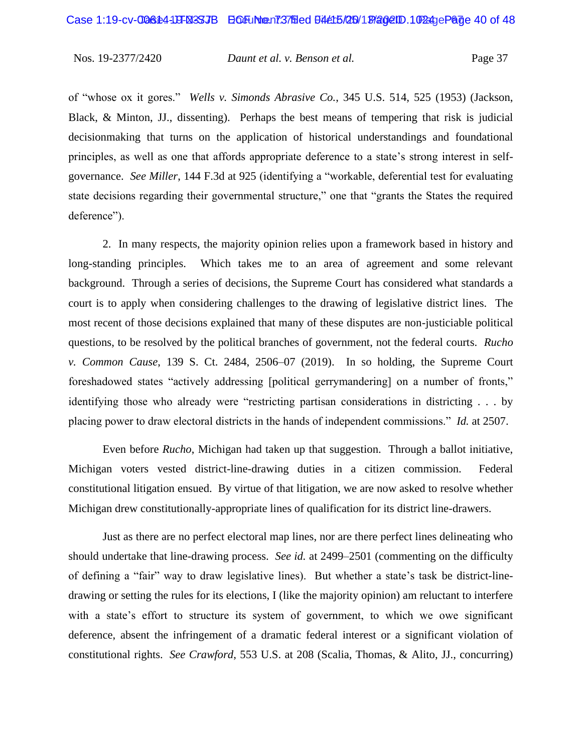of "whose ox it gores." *Wells v. Simonds Abrasive Co.*, 345 U.S. 514, 525 (1953) (Jackson, Black, & Minton, JJ., dissenting). Perhaps the best means of tempering that risk is judicial decisionmaking that turns on the application of historical understandings and foundational principles, as well as one that affords appropriate deference to a state's strong interest in self-governance. *See Miller*, 144 F.3d at 925 (identifying a "workable, deferential test for evaluating state decisions regarding their governmental structure," one that "grants the States the required deference").

2. In many respects, the majority opinion relies upon a framework based in history and long-standing principles. Which takes me to an area of agreement and some relevant background. Through a series of decisions, the Supreme Court has considered what standards a court is to apply when considering challenges to the drawing of legislative district lines. The most recent of those decisions explained that many of these disputes are non-justiciable political questions, to be resolved by the political branches of government, not the federal courts. *Rucho v. Common Cause*, 139 S. Ct. 2484, 2506–07 (2019). In so holding, the Supreme Court foreshadowed states "actively addressing [political gerrymandering] on a number of fronts," identifying those who already were "restricting partisan considerations in districting . . . by placing power to draw electoral districts in the hands of independent commissions." *Id.* at 2507.

Even before *Rucho*, Michigan had taken up that suggestion. Through a ballot initiative, Michigan voters vested district-line-drawing duties in a citizen commission. Federal constitutional litigation ensued. By virtue of that litigation, we are now asked to resolve whether Michigan drew constitutionally-appropriate lines of qualification for its district line-drawers.

Just as there are no perfect electoral map lines, nor are there perfect lines delineating who should undertake that line-drawing process. *See id.* at 2499–2501 (commenting on the difficulty of defining a "fair" way to draw legislative lines). But whether a state's task be district-line-drawing or setting the rules for its elections, I (like the majority opinion) am reluctant to interfere with a state's effort to structure its system of government, to which we owe significant deference, absent the infringement of a dramatic federal interest or a significant violation of constitutional rights. *See Crawford*, 553 U.S. at 208 (Scalia, Thomas, & Alito, JJ., concurring)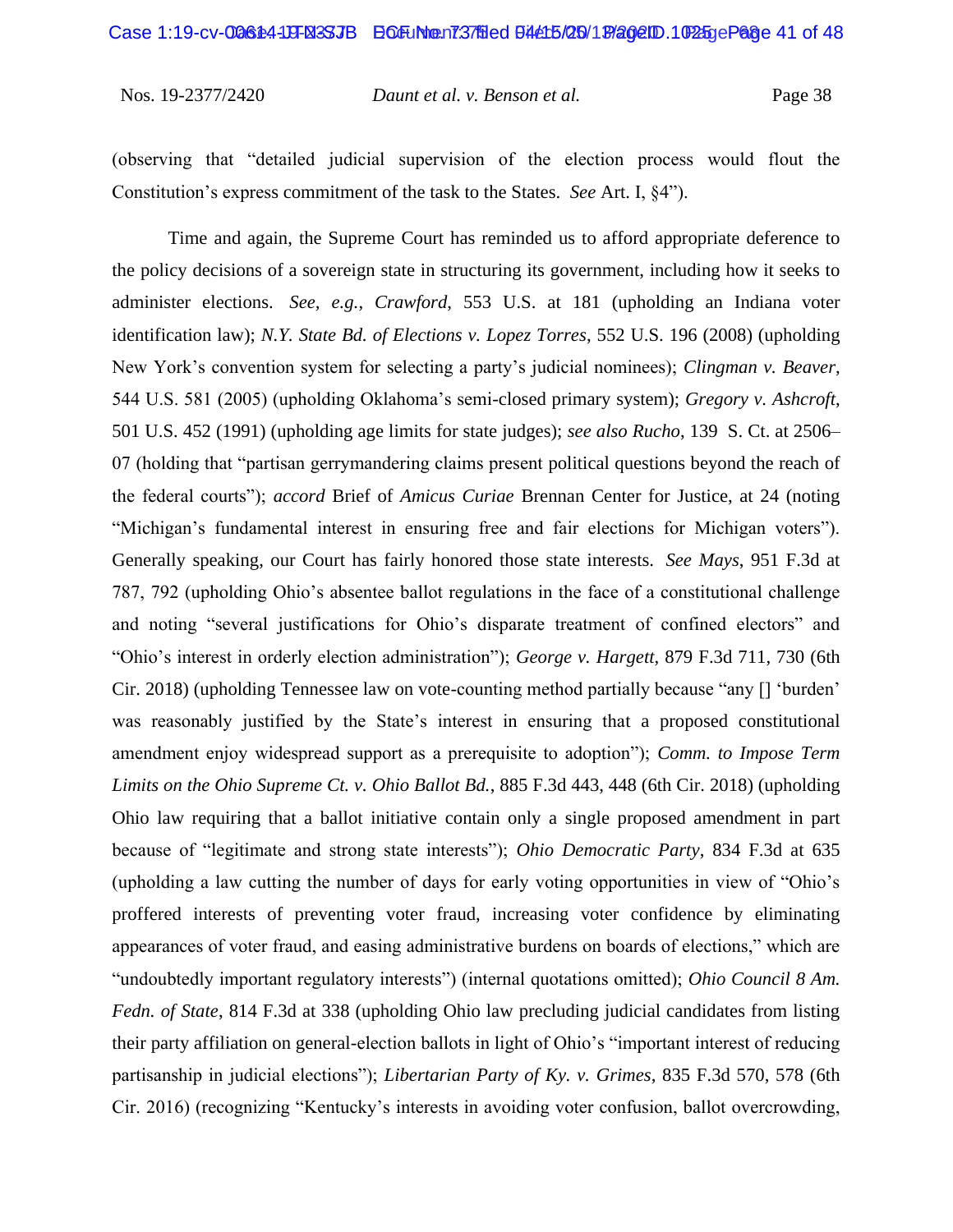(observing that "detailed judicial supervision of the election process would flout the Constitution's express commitment of the task to the States. *See* Art. I, §4").

Time and again, the Supreme Court has reminded us to afford appropriate deference to the policy decisions of a sovereign state in structuring its government, including how it seeks to administer elections. *See, e.g.*, *Crawford*, 553 U.S. at 181 (upholding an Indiana voter identification law); *N.Y. State Bd. of Elections v. Lopez Torres*, 552 U.S. 196 (2008) (upholding New York's convention system for selecting a party's judicial nominees); *Clingman v. Beaver*, 544 U.S. 581 (2005) (upholding Oklahoma's semi-closed primary system); *Gregory v. Ashcroft*, 501 U.S. 452 (1991) (upholding age limits for state judges); *see also Rucho*, 139 S. Ct. at 2506–07 (holding that "partisan gerrymandering claims present political questions beyond the reach of the federal courts"); *accord* Brief of *Amicus Curiae* Brennan Center for Justice, at 24 (noting "Michigan's fundamental interest in ensuring free and fair elections for Michigan voters"). Generally speaking, our Court has fairly honored those state interests. *See Mays*, 951 F.3d at 787, 792 (upholding Ohio's absentee ballot regulations in the face of a constitutional challenge and noting "several justifications for Ohio's disparate treatment of confined electors" and "Ohio's interest in orderly election administration"); *George v. Hargett*, 879 F.3d 711, 730 (6th Cir. 2018) (upholding Tennessee law on vote-counting method partially because "any [] 'burden' was reasonably justified by the State's interest in ensuring that a proposed constitutional amendment enjoy widespread support as a prerequisite to adoption"); *Comm. to Impose Term Limits on the Ohio Supreme Ct. v. Ohio Ballot Bd.*, 885 F.3d 443, 448 (6th Cir. 2018) (upholding Ohio law requiring that a ballot initiative contain only a single proposed amendment in part because of "legitimate and strong state interests"); *Ohio Democratic Party*, 834 F.3d at 635 (upholding a law cutting the number of days for early voting opportunities in view of "Ohio's proffered interests of preventing voter fraud, increasing voter confidence by eliminating appearances of voter fraud, and easing administrative burdens on boards of elections," which are "undoubtedly important regulatory interests") (internal quotations omitted); *Ohio Council 8 Am. Fedn. of State*, 814 F.3d at 338 (upholding Ohio law precluding judicial candidates from listing their party affiliation on general-election ballots in light of Ohio's "important interest of reducing partisanship in judicial elections"); *Libertarian Party of Ky. v. Grimes*, 835 F.3d 570, 578 (6th Cir. 2016) (recognizing "Kentucky's interests in avoiding voter confusion, ballot overcrowding,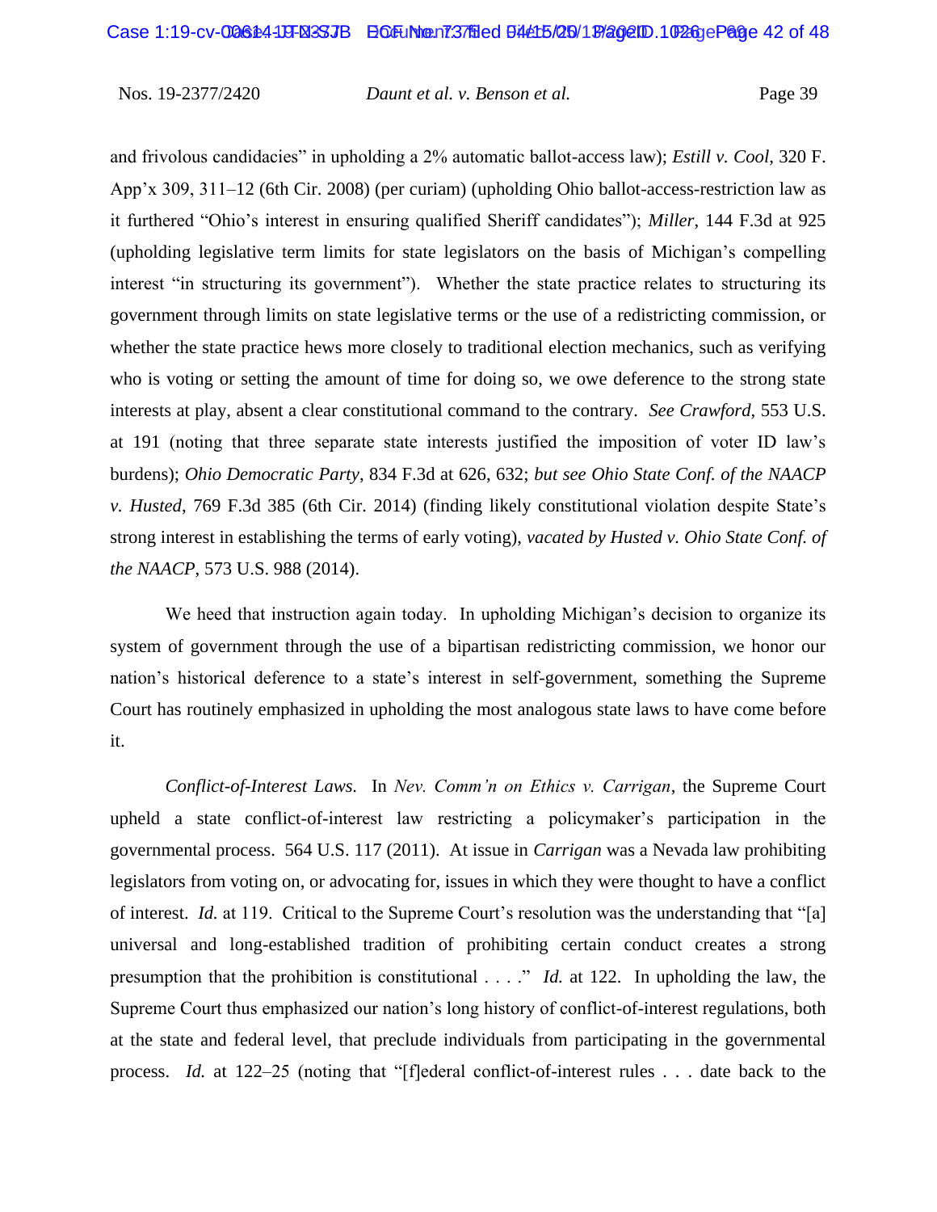and frivolous candidacies" in upholding a 2% automatic ballot-access law); *Estill v. Cool*, 320 F. App'x 309, 311–12 (6th Cir. 2008) (per curiam) (upholding Ohio ballot-access-restriction law as it furthered "Ohio's interest in ensuring qualified Sheriff candidates"); *Miller*, 144 F.3d at 925 (upholding legislative term limits for state legislators on the basis of Michigan's compelling interest "in structuring its government"). Whether the state practice relates to structuring its government through limits on state legislative terms or the use of a redistricting commission, or whether the state practice hews more closely to traditional election mechanics, such as verifying who is voting or setting the amount of time for doing so, we owe deference to the strong state interests at play, absent a clear constitutional command to the contrary. *See Crawford*, 553 U.S. at 191 (noting that three separate state interests justified the imposition of voter ID law's burdens); *Ohio Democratic Party*, 834 F.3d at 626, 632; *but see Ohio State Conf. of the NAACP v. Husted*, 769 F.3d 385 (6th Cir. 2014) (finding likely constitutional violation despite State's strong interest in establishing the terms of early voting), *vacated by Husted v. Ohio State Conf. of the NAACP*, 573 U.S. 988 (2014).

We heed that instruction again today. In upholding Michigan's decision to organize its system of government through the use of a bipartisan redistricting commission, we honor our nation's historical deference to a state's interest in self-government, something the Supreme Court has routinely emphasized in upholding the most analogous state laws to have come before it.

*Conflict-of-Interest Laws.* In *Nev. Comm'n on Ethics v. Carrigan*, the Supreme Court upheld a state conflict-of-interest law restricting a policymaker's participation in the governmental process. 564 U.S. 117 (2011). At issue in *Carrigan* was a Nevada law prohibiting legislators from voting on, or advocating for, issues in which they were thought to have a conflict of interest. *Id.* at 119. Critical to the Supreme Court's resolution was the understanding that "[a] universal and long-established tradition of prohibiting certain conduct creates a strong presumption that the prohibition is constitutional . . . ." *Id.* at 122. In upholding the law, the Supreme Court thus emphasized our nation's long history of conflict-of-interest regulations, both at the state and federal level, that preclude individuals from participating in the governmental process. *Id.* at 122–25 (noting that "[f]ederal conflict-of-interest rules . . . date back to the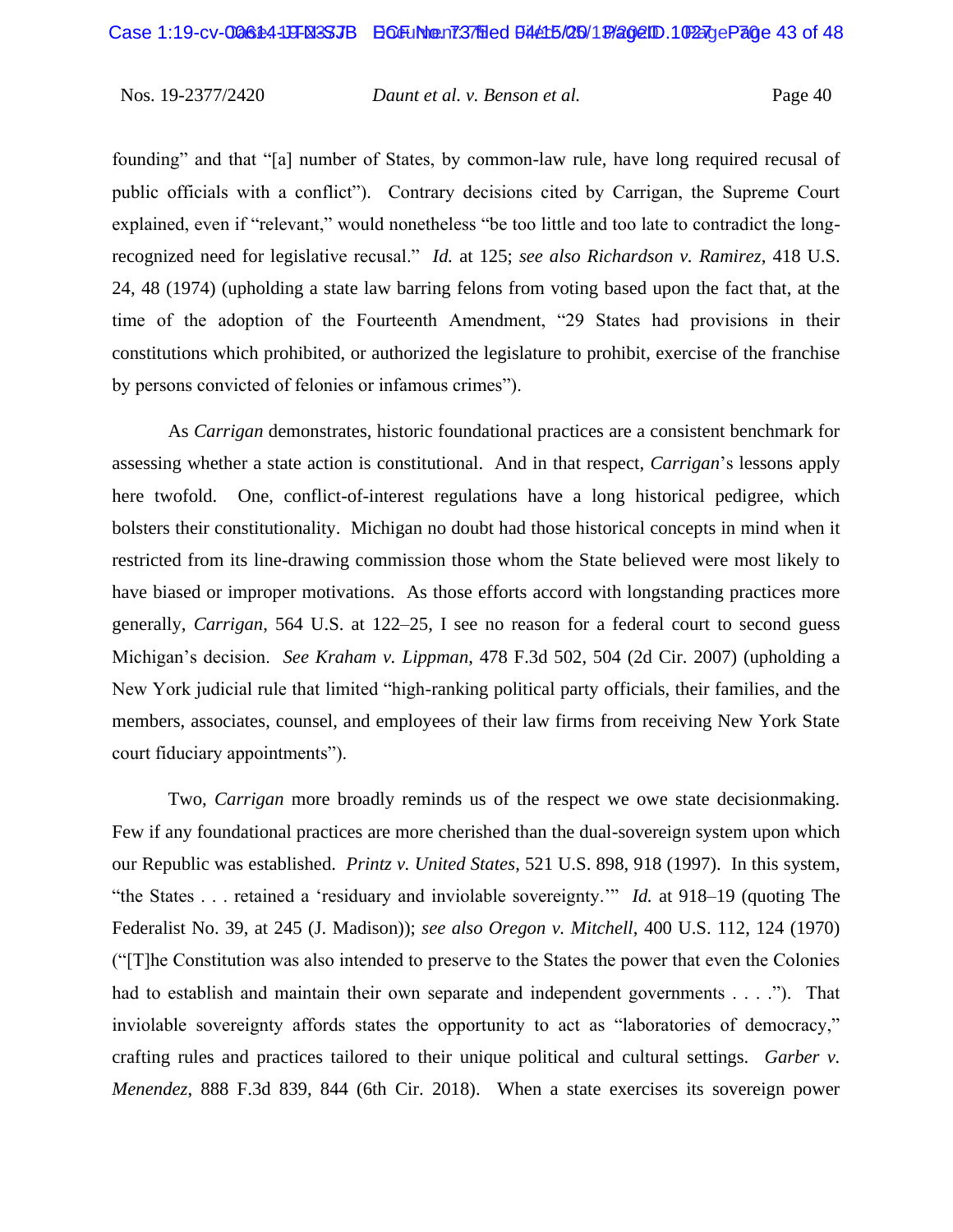founding" and that "[a] number of States, by common-law rule, have long required recusal of public officials with a conflict"). Contrary decisions cited by Carrigan, the Supreme Court explained, even if "relevant," would nonetheless "be too little and too late to contradict the long-recognized need for legislative recusal." *Id.* at 125; *see also Richardson v. Ramirez*, 418 U.S. 24, 48 (1974) (upholding a state law barring felons from voting based upon the fact that, at the time of the adoption of the Fourteenth Amendment, "29 States had provisions in their constitutions which prohibited, or authorized the legislature to prohibit, exercise of the franchise by persons convicted of felonies or infamous crimes").

As *Carrigan* demonstrates, historic foundational practices are a consistent benchmark for assessing whether a state action is constitutional. And in that respect, *Carrigan*'s lessons apply here twofold. One, conflict-of-interest regulations have a long historical pedigree, which bolsters their constitutionality. Michigan no doubt had those historical concepts in mind when it restricted from its line-drawing commission those whom the State believed were most likely to have biased or improper motivations. As those efforts accord with longstanding practices more generally, *Carrigan*, 564 U.S. at 122–25, I see no reason for a federal court to second guess Michigan's decision. *See Kraham v. Lippman*, 478 F.3d 502, 504 (2d Cir. 2007) (upholding a New York judicial rule that limited "high-ranking political party officials, their families, and the members, associates, counsel, and employees of their law firms from receiving New York State court fiduciary appointments").

Two, *Carrigan* more broadly reminds us of the respect we owe state decisionmaking. Few if any foundational practices are more cherished than the dual-sovereign system upon which our Republic was established. *Printz v. United States*, 521 U.S. 898, 918 (1997). In this system, "the States . . . retained a 'residuary and inviolable sovereignty.'" *Id.* at 918–19 (quoting The Federalist No. 39, at 245 (J. Madison)); *see also Oregon v. Mitchell*, 400 U.S. 112, 124 (1970) ("[T]he Constitution was also intended to preserve to the States the power that even the Colonies had to establish and maintain their own separate and independent governments . . . ."). That inviolable sovereignty affords states the opportunity to act as "laboratories of democracy," crafting rules and practices tailored to their unique political and cultural settings. *Garber v. Menendez*, 888 F.3d 839, 844 (6th Cir. 2018). When a state exercises its sovereign power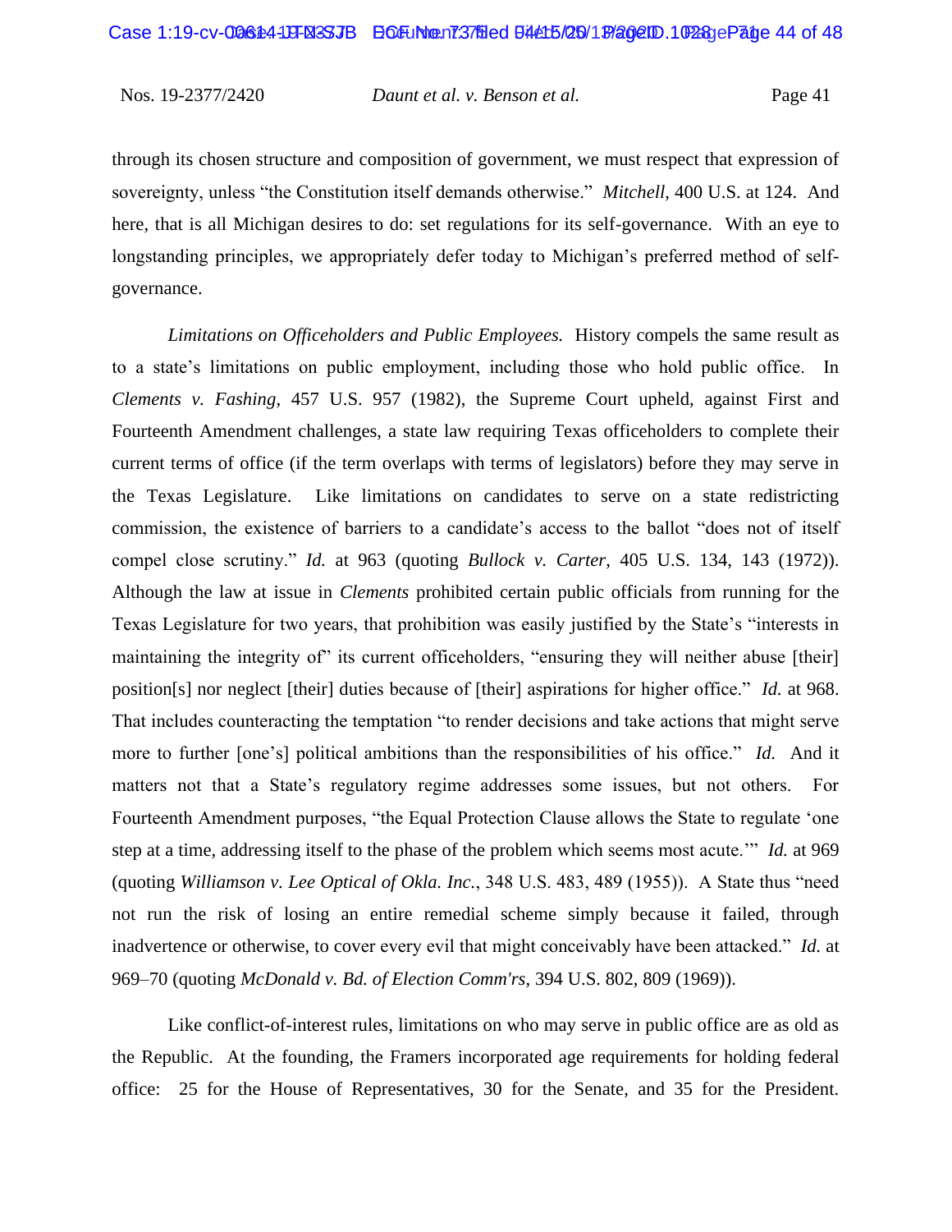through its chosen structure and composition of government, we must respect that expression of sovereignty, unless "the Constitution itself demands otherwise." *Mitchell*, 400 U.S. at 124. And here, that is all Michigan desires to do: set regulations for its self-governance. With an eye to longstanding principles, we appropriately defer today to Michigan's preferred method of self-governance.

*Limitations on Officeholders and Public Employees.* History compels the same result as to a state's limitations on public employment, including those who hold public office. In *Clements v. Fashing*, 457 U.S. 957 (1982), the Supreme Court upheld, against First and Fourteenth Amendment challenges, a state law requiring Texas officeholders to complete their current terms of office (if the term overlaps with terms of legislators) before they may serve in the Texas Legislature. Like limitations on candidates to serve on a state redistricting commission, the existence of barriers to a candidate's access to the ballot "does not of itself compel close scrutiny." *Id.* at 963 (quoting *Bullock v. Carter*, 405 U.S. 134, 143 (1972)). Although the law at issue in *Clements* prohibited certain public officials from running for the Texas Legislature for two years, that prohibition was easily justified by the State's "interests in maintaining the integrity of" its current officeholders, "ensuring they will neither abuse [their] position[s] nor neglect [their] duties because of [their] aspirations for higher office." *Id.* at 968. That includes counteracting the temptation "to render decisions and take actions that might serve more to further [one's] political ambitions than the responsibilities of his office." *Id.* And it matters not that a State's regulatory regime addresses some issues, but not others. For Fourteenth Amendment purposes, "the Equal Protection Clause allows the State to regulate 'one step at a time, addressing itself to the phase of the problem which seems most acute.'" *Id.* at 969 (quoting *Williamson v. Lee Optical of Okla. Inc.*, 348 U.S. 483, 489 (1955)). A State thus "need not run the risk of losing an entire remedial scheme simply because it failed, through inadvertence or otherwise, to cover every evil that might conceivably have been attacked." *Id.* at 969–70 (quoting *McDonald v. Bd. of Election Comm'rs*, 394 U.S. 802, 809 (1969)).

Like conflict-of-interest rules, limitations on who may serve in public office are as old as the Republic. At the founding, the Framers incorporated age requirements for holding federal office: 25 for the House of Representatives, 30 for the Senate, and 35 for the President.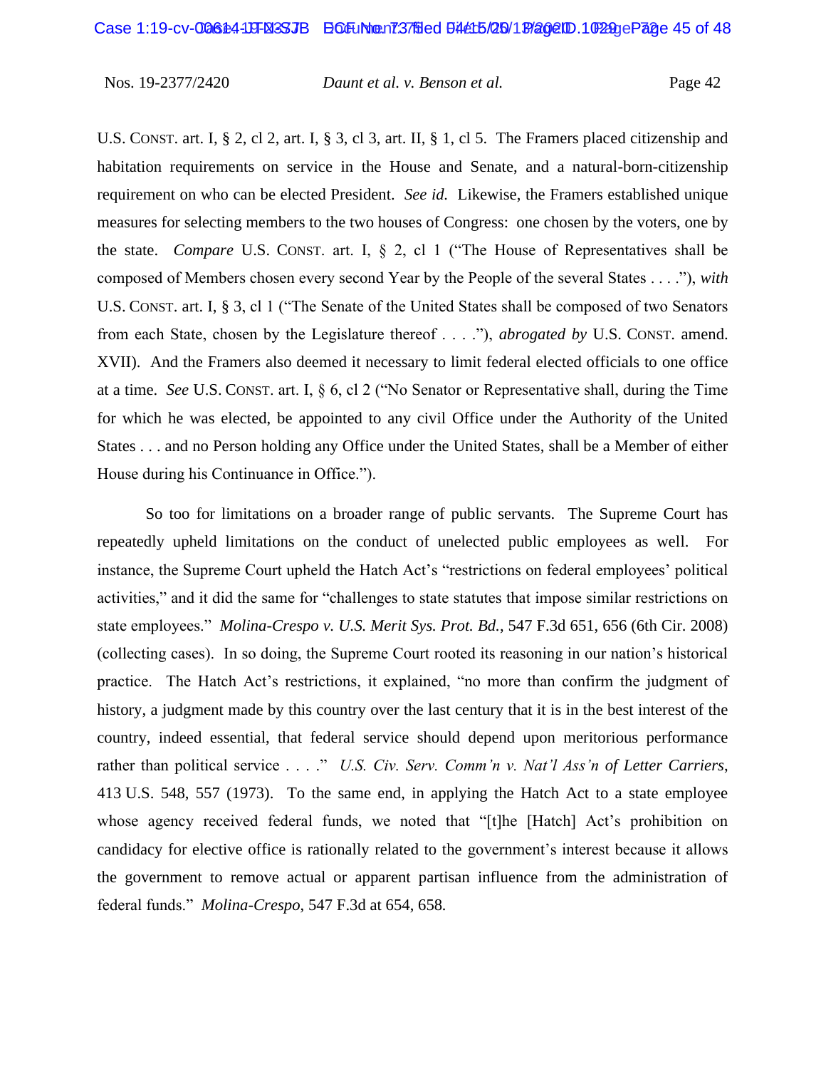U.S. CONST. art. I, § 2, cl 2, art. I, § 3, cl 3, art. II, § 1, cl 5. The Framers placed citizenship and habitation requirements on service in the House and Senate, and a natural-born-citizenship requirement on who can be elected President. *See id.* Likewise, the Framers established unique measures for selecting members to the two houses of Congress: one chosen by the voters, one by the state. *Compare* U.S. CONST. art. I, § 2, cl 1 ("The House of Representatives shall be composed of Members chosen every second Year by the People of the several States . . . ."), *with* U.S. CONST. art. I, § 3, cl 1 ("The Senate of the United States shall be composed of two Senators from each State, chosen by the Legislature thereof . . . ."), *abrogated by* U.S. CONST. amend. XVII). And the Framers also deemed it necessary to limit federal elected officials to one office at a time. *See* U.S. CONST. art. I, § 6, cl 2 ("No Senator or Representative shall, during the Time for which he was elected, be appointed to any civil Office under the Authority of the United States . . . and no Person holding any Office under the United States, shall be a Member of either House during his Continuance in Office.").

So too for limitations on a broader range of public servants. The Supreme Court has repeatedly upheld limitations on the conduct of unelected public employees as well. For instance, the Supreme Court upheld the Hatch Act's "restrictions on federal employees' political activities," and it did the same for "challenges to state statutes that impose similar restrictions on state employees." *Molina-Crespo v. U.S. Merit Sys. Prot. Bd.*, 547 F.3d 651, 656 (6th Cir. 2008) (collecting cases). In so doing, the Supreme Court rooted its reasoning in our nation's historical practice. The Hatch Act's restrictions, it explained, "no more than confirm the judgment of history, a judgment made by this country over the last century that it is in the best interest of the country, indeed essential, that federal service should depend upon meritorious performance rather than political service . . . ." *U.S. Civ. Serv. Comm'n v. Nat'l Ass'n of Letter Carriers*, 413 U.S. 548, 557 (1973). To the same end, in applying the Hatch Act to a state employee whose agency received federal funds, we noted that "[t]he [Hatch] Act's prohibition on candidacy for elective office is rationally related to the government's interest because it allows the government to remove actual or apparent partisan influence from the administration of federal funds." *Molina-Crespo*, 547 F.3d at 654, 658.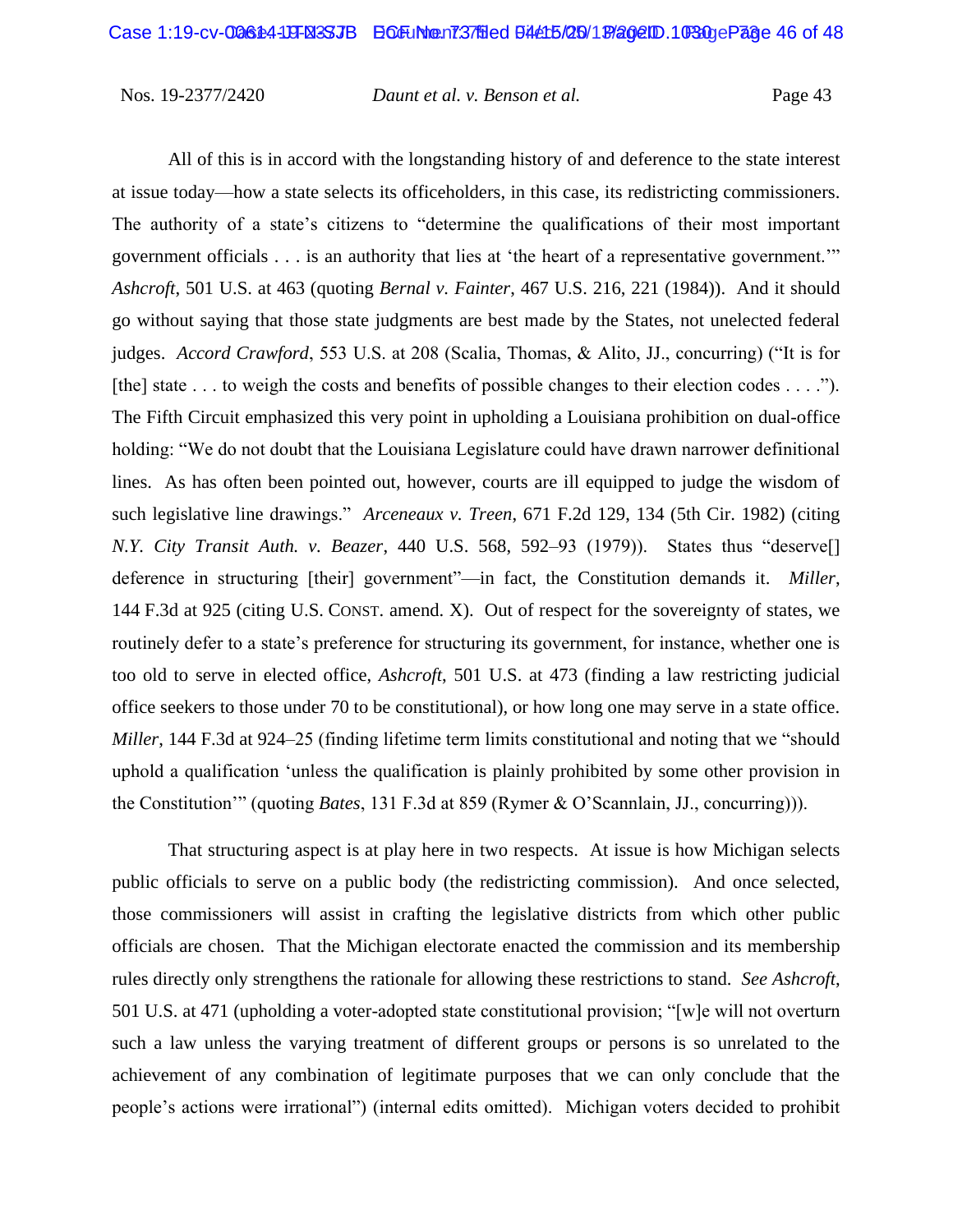All of this is in accord with the longstanding history of and deference to the state interest at issue today—how a state selects its officeholders, in this case, its redistricting commissioners. The authority of a state's citizens to "determine the qualifications of their most important government officials . . . is an authority that lies at 'the heart of a representative government.'" *Ashcroft*, 501 U.S. at 463 (quoting *Bernal v. Fainter*, 467 U.S. 216, 221 (1984)). And it should go without saying that those state judgments are best made by the States, not unelected federal judges. *Accord Crawford*, 553 U.S. at 208 (Scalia, Thomas, & Alito, JJ., concurring) ("It is for [the] state . . . to weigh the costs and benefits of possible changes to their election codes . . . ."). The Fifth Circuit emphasized this very point in upholding a Louisiana prohibition on dual-office holding: "We do not doubt that the Louisiana Legislature could have drawn narrower definitional lines. As has often been pointed out, however, courts are ill equipped to judge the wisdom of such legislative line drawings." *Arceneaux v. Treen*, 671 F.2d 129, 134 (5th Cir. 1982) (citing *N.Y. City Transit Auth. v. Beazer*, 440 U.S. 568, 592–93 (1979)). States thus "deserve[] deference in structuring [their] government"—in fact, the Constitution demands it. *Miller*, 144 F.3d at 925 (citing U.S. CONST. amend. X). Out of respect for the sovereignty of states, we routinely defer to a state's preference for structuring its government, for instance, whether one is too old to serve in elected office, *Ashcroft*, 501 U.S. at 473 (finding a law restricting judicial office seekers to those under 70 to be constitutional), or how long one may serve in a state office. *Miller*, 144 F.3d at 924–25 (finding lifetime term limits constitutional and noting that we "should uphold a qualification 'unless the qualification is plainly prohibited by some other provision in the Constitution'" (quoting *Bates*, 131 F.3d at 859 (Rymer & O'Scannlain, JJ., concurring))).

That structuring aspect is at play here in two respects. At issue is how Michigan selects public officials to serve on a public body (the redistricting commission). And once selected, those commissioners will assist in crafting the legislative districts from which other public officials are chosen. That the Michigan electorate enacted the commission and its membership rules directly only strengthens the rationale for allowing these restrictions to stand. *See Ashcroft*, 501 U.S. at 471 (upholding a voter-adopted state constitutional provision; "[w]e will not overturn such a law unless the varying treatment of different groups or persons is so unrelated to the achievement of any combination of legitimate purposes that we can only conclude that the people's actions were irrational") (internal edits omitted). Michigan voters decided to prohibit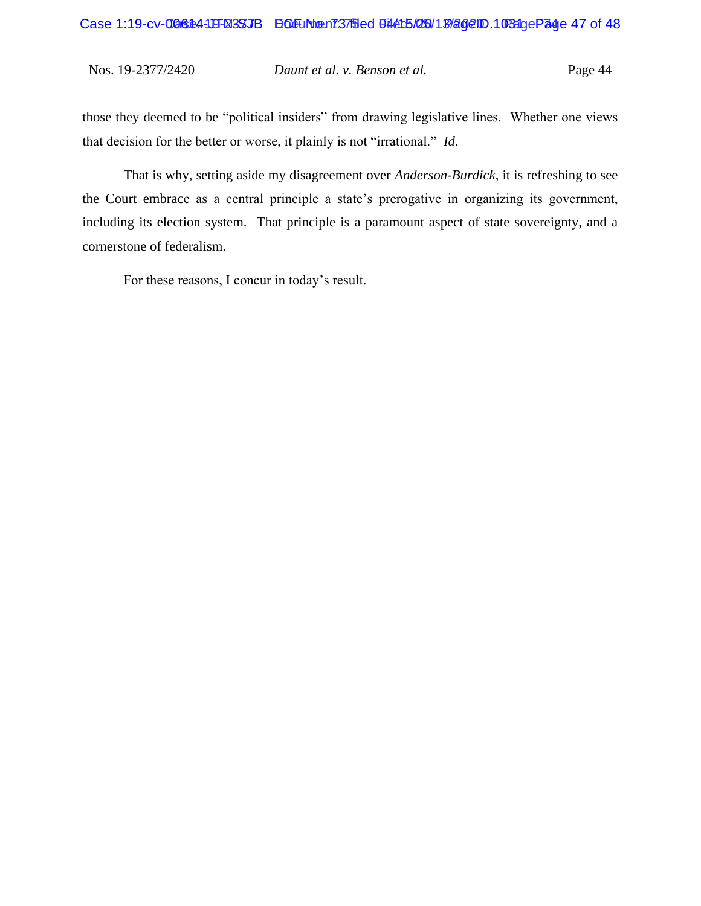those they deemed to be "political insiders" from drawing legislative lines. Whether one views that decision for the better or worse, it plainly is not "irrational." *Id.*

That is why, setting aside my disagreement over *Anderson-Burdick*, it is refreshing to see the Court embrace as a central principle a state's prerogative in organizing its government, including its election system. That principle is a paramount aspect of state sovereignty, and a cornerstone of federalism.

For these reasons, I concur in today's result.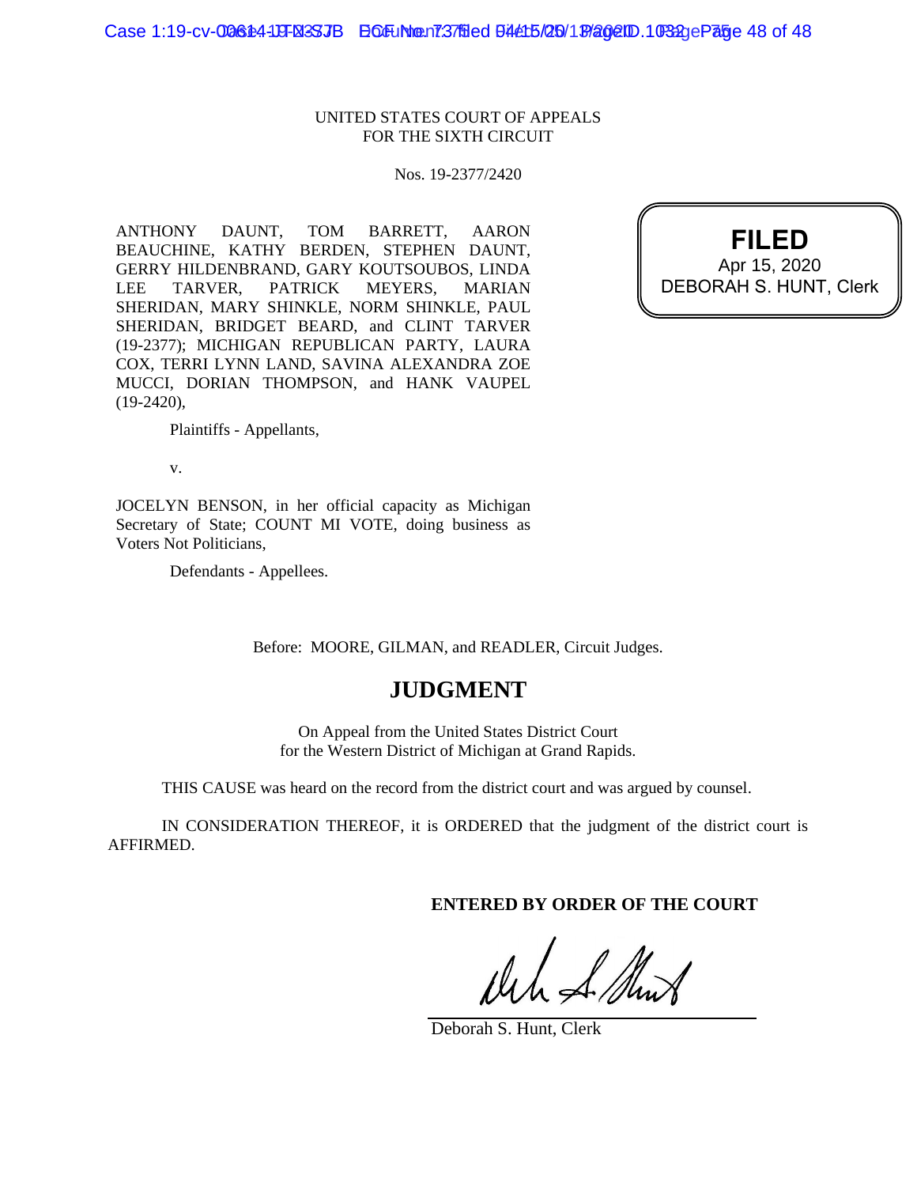UNITED STATES COURT OF APPEALS
FOR THE SIXTH CIRCUIT

Nos. 19-2377/2420

**FILED**
Apr 15, 2020
DEBORAH S. HUNT, Clerk

ANTHONY DAUNT, TOM BARRETT, AARON BEAUCHINE, KATHY BERDEN, STEPHEN DAUNT, GERRY HILDENBRAND, GARY KOUTSOUBOS, LINDA LEE TARVER, PATRICK MEYERS, MARIAN SHERIDAN, MARY SHINKLE, NORM SHINKLE, PAUL SHERIDAN, BRIDGET BEARD, and CLINT TARVER (19-2377); MICHIGAN REPUBLICAN PARTY, LAURA COX, TERRI LYNN LAND, SAVINA ALEXANDRA ZOE MUCCI, DORIAN THOMPSON, and HANK VAUPEL (19-2420),

Plaintiffs - Appellants,

v.

JOCELYN BENSON, in her official capacity as Michigan Secretary of State; COUNT MI VOTE, doing business as Voters Not Politicians,

Defendants - Appellees.

Before: MOORE, GILMAN, and READLER, Circuit Judges.

# JUDGMENT

On Appeal from the United States District Court
for the Western District of Michigan at Grand Rapids.

THIS CAUSE was heard on the record from the district court and was argued by counsel.

IN CONSIDERATION THEREOF, it is ORDERED that the judgment of the district court is AFFIRMED.

**ENTERED BY ORDER OF THE COURT**

Deborah S. Hunt, Clerk